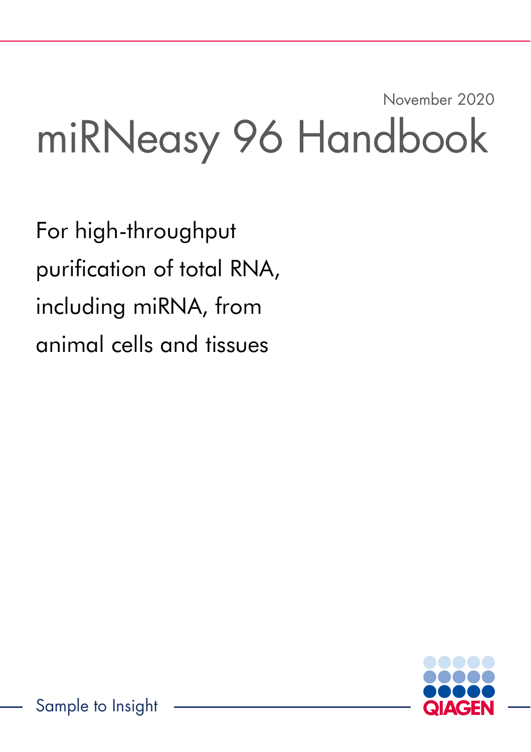November 2020

# miRNeasy 96 Handbook

For high-throughput purification of total RNA, including miRNA, from animal cells and tissues

Sample to Insight

QIAGEN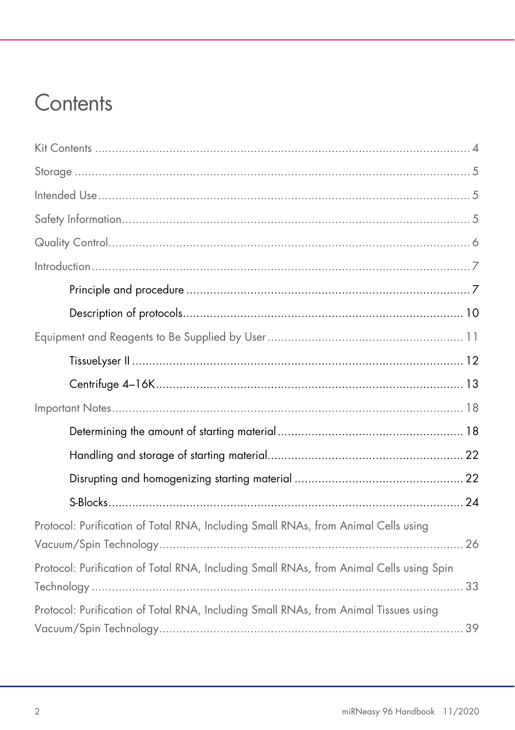# Contents

Kit Contents ..... 4

Storage ..... 5

Intended Use ..... 5

Safety Information ..... 5

Quality Control ..... 6

Introduction ..... 7

- Principle and procedure ..... 7
- Description of protocols ..... 10

Equipment and Reagents to Be Supplied by User ..... 11

- TissueLyser II ..... 12
- Centrifuge 4–16K ..... 13

Important Notes ..... 18

- Determining the amount of starting material ..... 18
- Handling and storage of starting material ..... 22
- Disrupting and homogenizing starting material ..... 22
- S-Blocks ..... 24

Protocol: Purification of Total RNA, Including Small RNAs, from Animal Cells using Vacuum/Spin Technology ..... 26

Protocol: Purification of Total RNA, Including Small RNAs, from Animal Cells using Spin Technology ..... 33

Protocol: Purification of Total RNA, Including Small RNAs, from Animal Tissues using Vacuum/Spin Technology ..... 39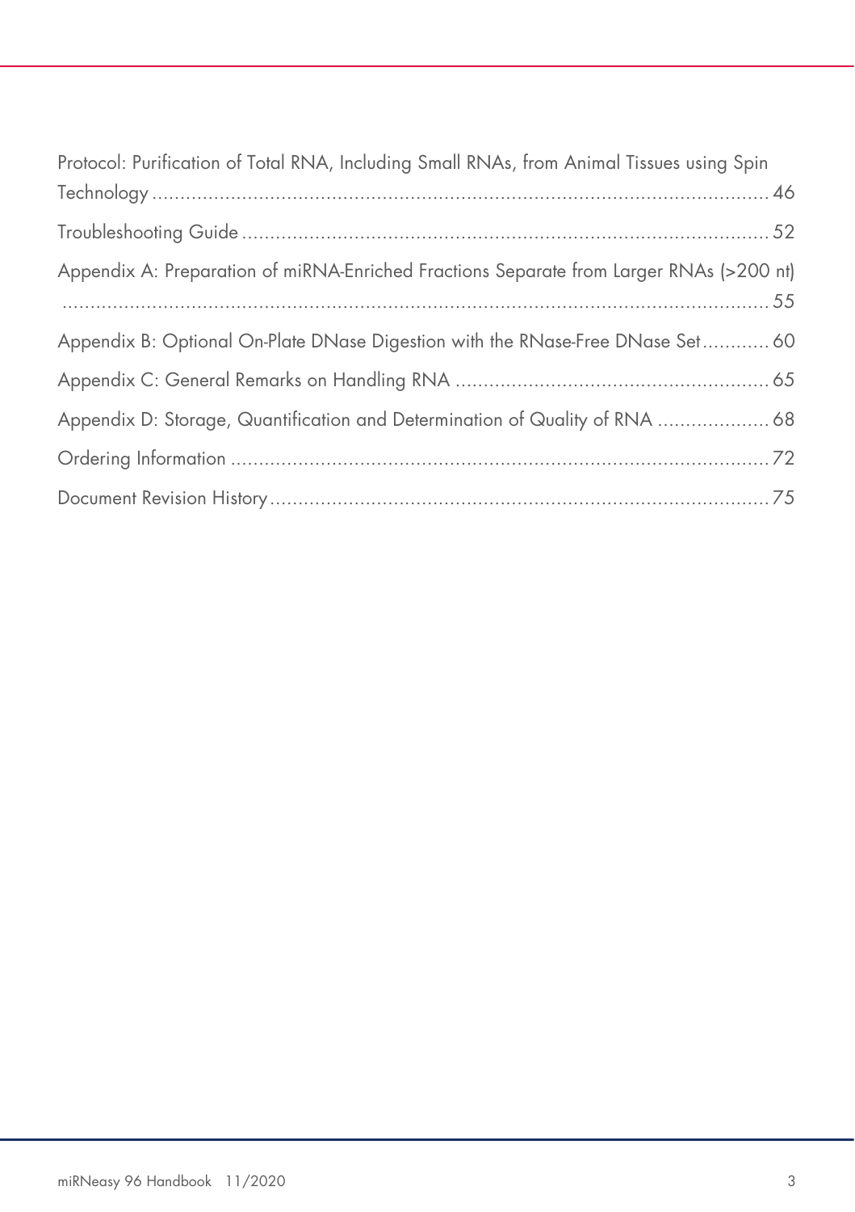Protocol: Purification of Total RNA, Including Small RNAs, from Animal Tissues using Spin Technology ........................................................................................................ 46

Troubleshooting Guide ........................................................................................ 52

Appendix A: Preparation of miRNA-Enriched Fractions Separate from Larger RNAs (>200 nt) ........................................................................................................................ 55

Appendix B: Optional On-Plate DNase Digestion with the RNase-Free DNase Set ............ 60

Appendix C: General Remarks on Handling RNA ........................................................ 65

Appendix D: Storage, Quantification and Determination of Quality of RNA .................... 68

Ordering Information ............................................................................................ 72

Document Revision History ..................................................................................... 75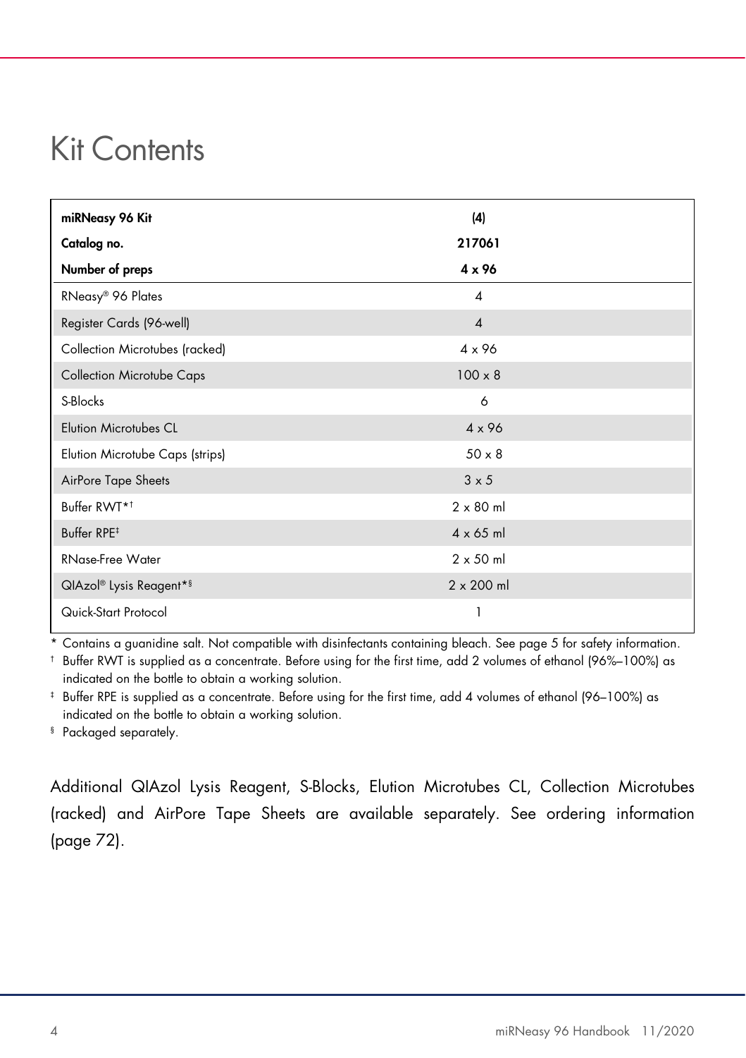# Kit Contents

| miRNeasy 96 Kit | (4) |
|---|---|
| **Catalog no.** | **217061** |
| **Number of preps** | **4 x 96** |
| RNeasy® 96 Plates | 4 |
| Register Cards (96-well) | 4 |
| Collection Microtubes (racked) | 4 x 96 |
| Collection Microtube Caps | 100 x 8 |
| S-Blocks | 6 |
| Elution Microtubes CL | 4 x 96 |
| Elution Microtube Caps (strips) | 50 x 8 |
| AirPore Tape Sheets | 3 x 5 |
| Buffer RWT*† | 2 x 80 ml |
| Buffer RPE‡ | 4 x 65 ml |
| RNase-Free Water | 2 x 50 ml |
| QIAzol® Lysis Reagent*§ | 2 x 200 ml |
| Quick-Start Protocol | 1 |

\* Contains a guanidine salt. Not compatible with disinfectants containing bleach. See page 5 for safety information.

† Buffer RWT is supplied as a concentrate. Before using for the first time, add 2 volumes of ethanol (96%–100%) as indicated on the bottle to obtain a working solution.

‡ Buffer RPE is supplied as a concentrate. Before using for the first time, add 4 volumes of ethanol (96–100%) as indicated on the bottle to obtain a working solution.

§ Packaged separately.

Additional QIAzol Lysis Reagent, S-Blocks, Elution Microtubes CL, Collection Microtubes (racked) and AirPore Tape Sheets are available separately. See ordering information (page 72).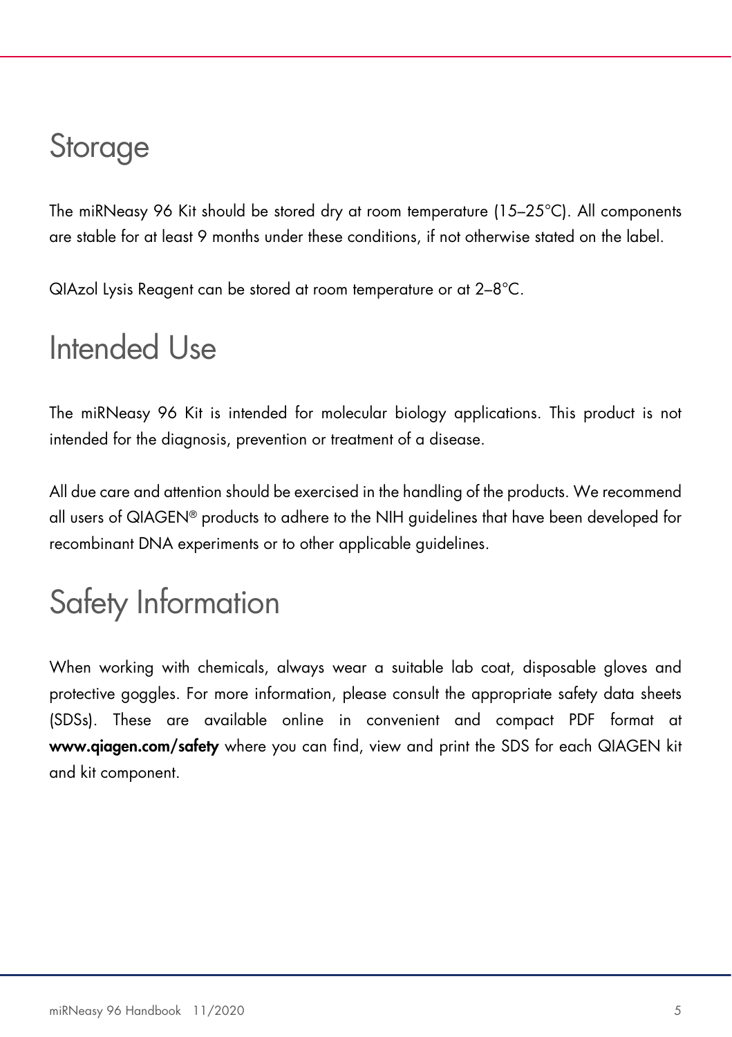# Storage

The miRNeasy 96 Kit should be stored dry at room temperature (15–25°C). All components are stable for at least 9 months under these conditions, if not otherwise stated on the label.

QIAzol Lysis Reagent can be stored at room temperature or at 2–8°C.

# Intended Use

The miRNeasy 96 Kit is intended for molecular biology applications. This product is not intended for the diagnosis, prevention or treatment of a disease.

All due care and attention should be exercised in the handling of the products. We recommend all users of QIAGEN® products to adhere to the NIH guidelines that have been developed for recombinant DNA experiments or to other applicable guidelines.

# Safety Information

When working with chemicals, always wear a suitable lab coat, disposable gloves and protective goggles. For more information, please consult the appropriate safety data sheets (SDSs). These are available online in convenient and compact PDF format at **www.qiagen.com/safety** where you can find, view and print the SDS for each QIAGEN kit and kit component.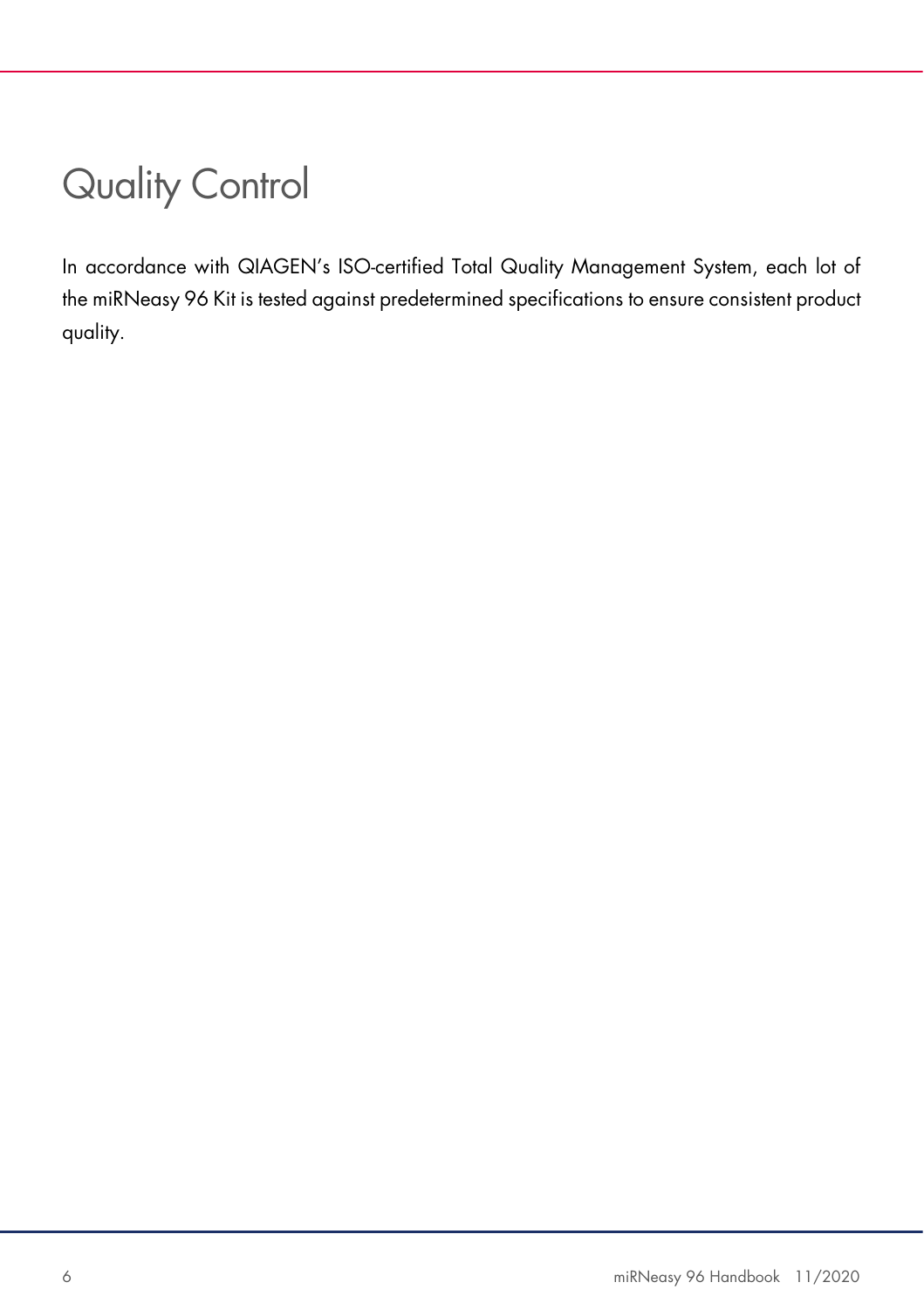# Quality Control

In accordance with QIAGEN's ISO-certified Total Quality Management System, each lot of the miRNeasy 96 Kit is tested against predetermined specifications to ensure consistent product quality.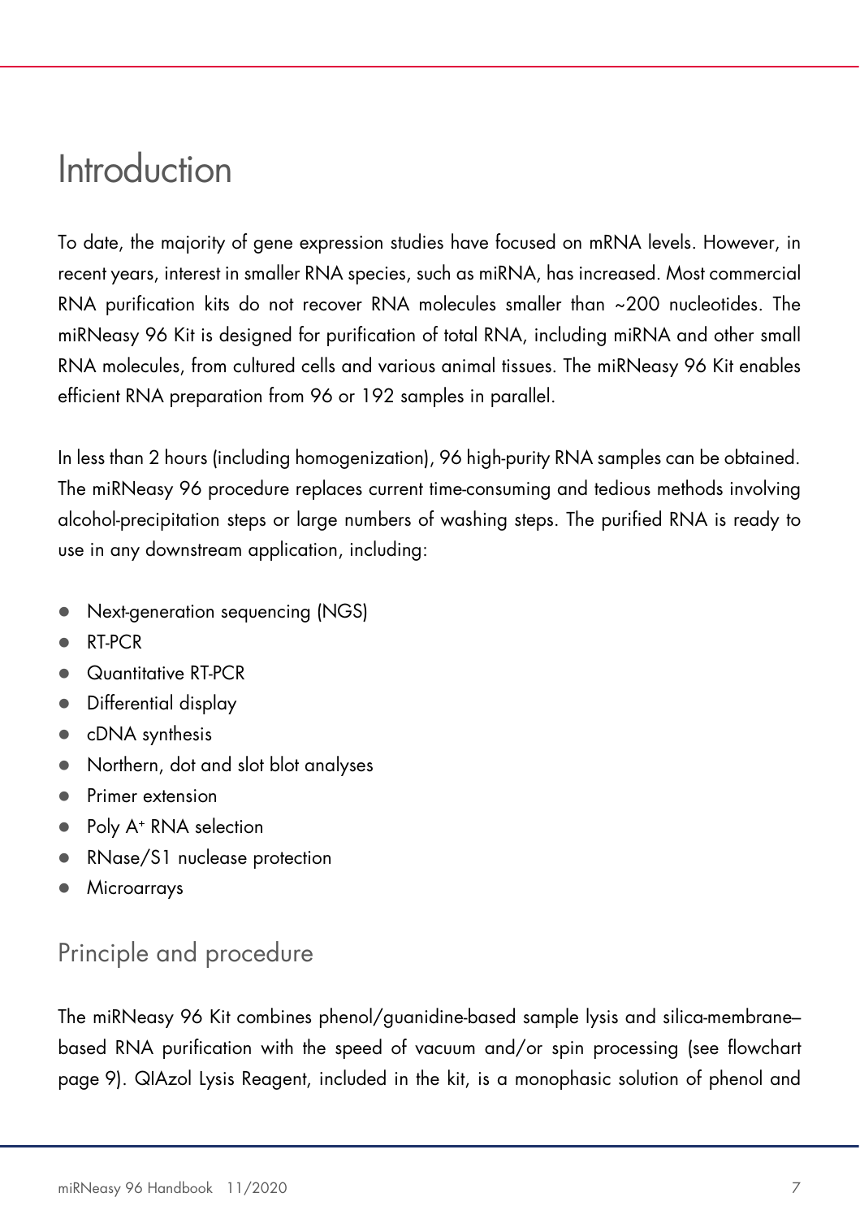# Introduction

To date, the majority of gene expression studies have focused on mRNA levels. However, in recent years, interest in smaller RNA species, such as miRNA, has increased. Most commercial RNA purification kits do not recover RNA molecules smaller than ~200 nucleotides. The miRNeasy 96 Kit is designed for purification of total RNA, including miRNA and other small RNA molecules, from cultured cells and various animal tissues. The miRNeasy 96 Kit enables efficient RNA preparation from 96 or 192 samples in parallel.

In less than 2 hours (including homogenization), 96 high-purity RNA samples can be obtained. The miRNeasy 96 procedure replaces current time-consuming and tedious methods involving alcohol-precipitation steps or large numbers of washing steps. The purified RNA is ready to use in any downstream application, including:

- Next-generation sequencing (NGS)
- RT-PCR
- Quantitative RT-PCR
- Differential display
- cDNA synthesis
- Northern, dot and slot blot analyses
- Primer extension
- Poly $A^+$ RNA selection
- RNase/S1 nuclease protection
- Microarrays

## Principle and procedure

The miRNeasy 96 Kit combines phenol/guanidine-based sample lysis and silica-membrane–based RNA purification with the speed of vacuum and/or spin processing (see flowchart page 9). QIAzol Lysis Reagent, included in the kit, is a monophasic solution of phenol and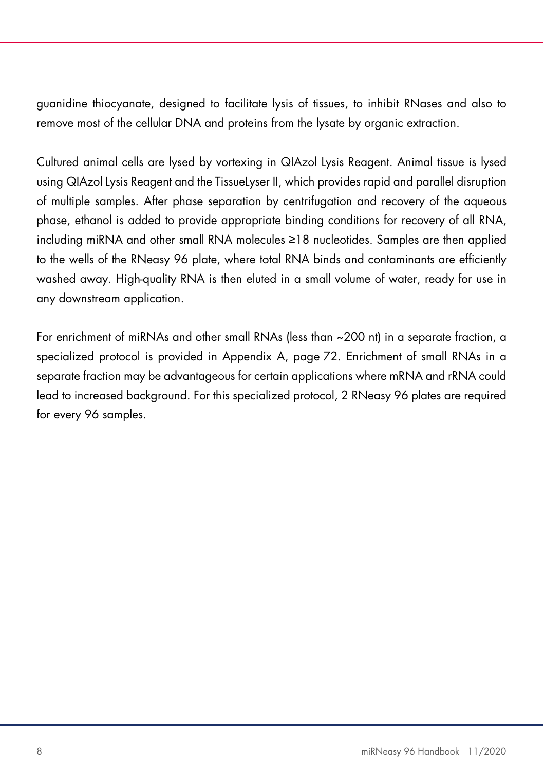guanidine thiocyanate, designed to facilitate lysis of tissues, to inhibit RNases and also to remove most of the cellular DNA and proteins from the lysate by organic extraction.

Cultured animal cells are lysed by vortexing in QIAzol Lysis Reagent. Animal tissue is lysed using QIAzol Lysis Reagent and the TissueLyser II, which provides rapid and parallel disruption of multiple samples. After phase separation by centrifugation and recovery of the aqueous phase, ethanol is added to provide appropriate binding conditions for recovery of all RNA, including miRNA and other small RNA molecules ≥18 nucleotides. Samples are then applied to the wells of the RNeasy 96 plate, where total RNA binds and contaminants are efficiently washed away. High-quality RNA is then eluted in a small volume of water, ready for use in any downstream application.

For enrichment of miRNAs and other small RNAs (less than ~200 nt) in a separate fraction, a specialized protocol is provided in Appendix A, page 72. Enrichment of small RNAs in a separate fraction may be advantageous for certain applications where mRNA and rRNA could lead to increased background. For this specialized protocol, 2 RNeasy 96 plates are required for every 96 samples.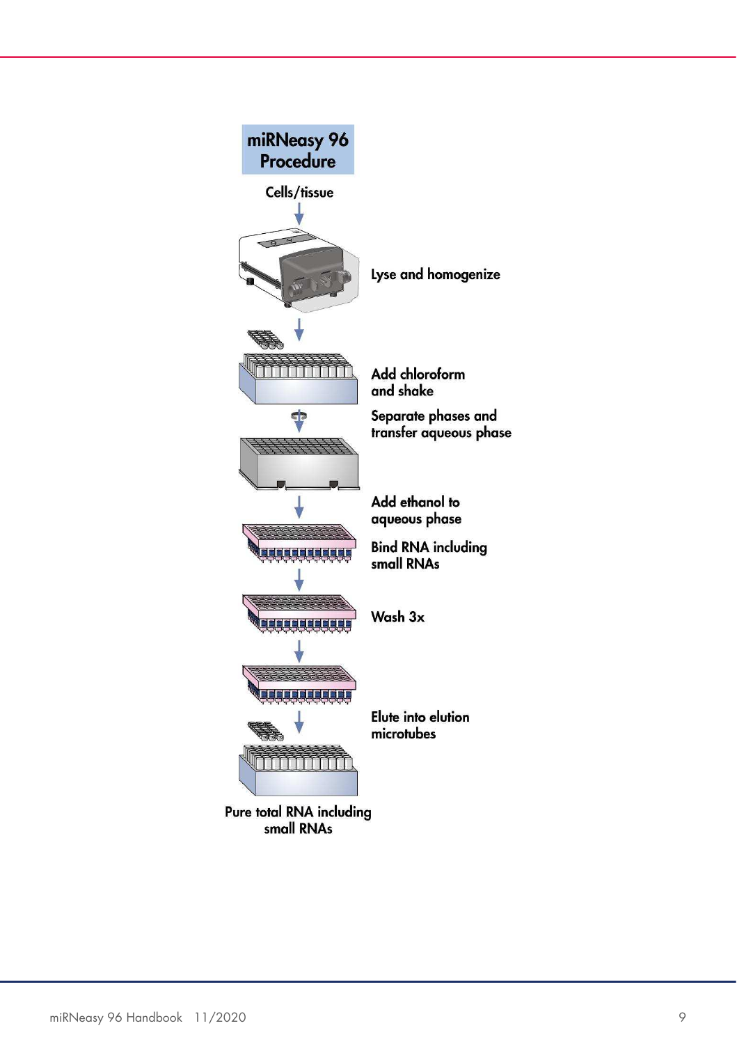**miRNeasy 96 Procedure**

Cells/tissue

Lyse and homogenize

Add chloroform and shake

Separate phases and transfer aqueous phase

Add ethanol to aqueous phase

Bind RNA including small RNAs

Wash 3x

Elute into elution microtubes

Pure total RNA including small RNAs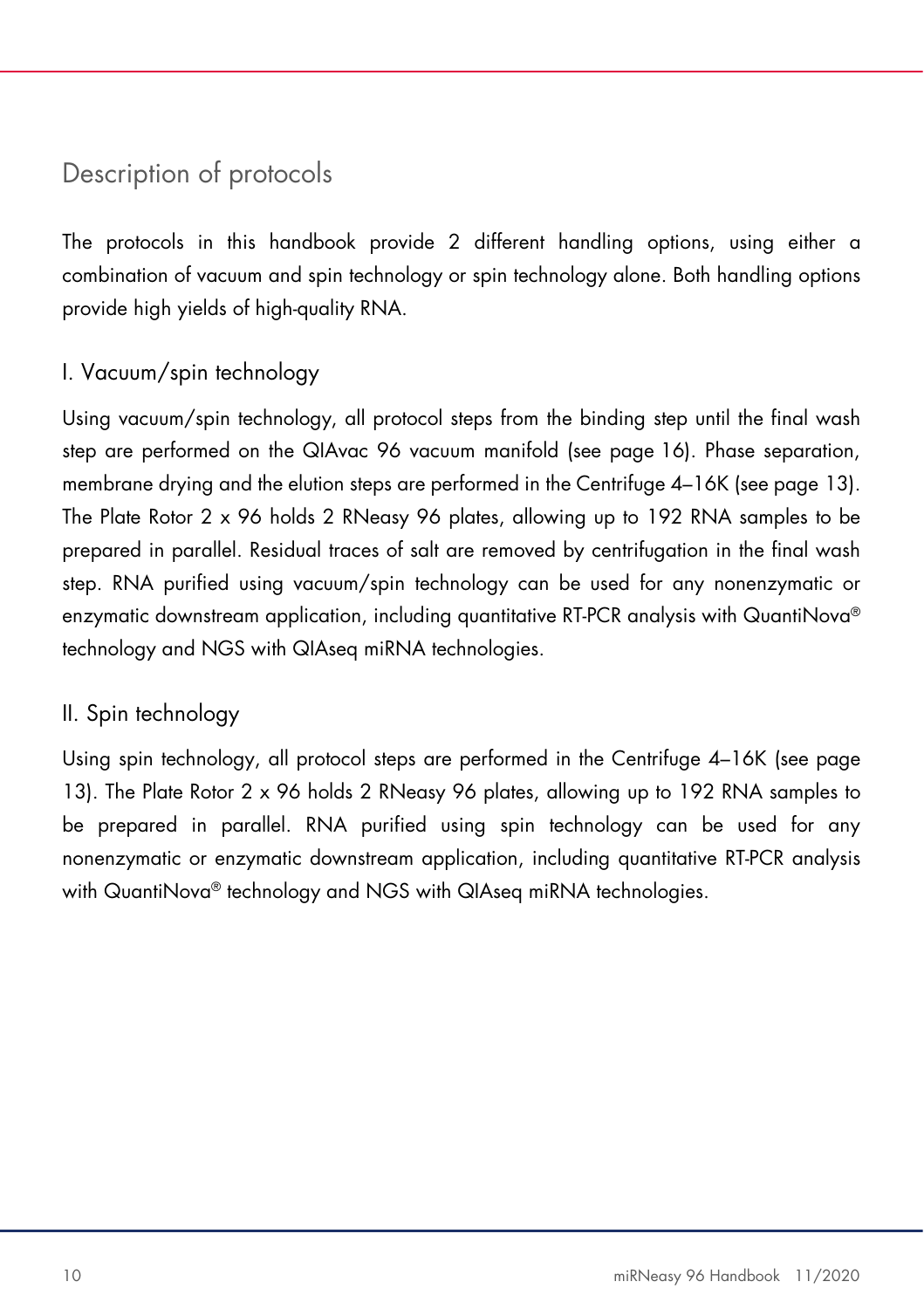# Description of protocols

The protocols in this handbook provide 2 different handling options, using either a combination of vacuum and spin technology or spin technology alone. Both handling options provide high yields of high-quality RNA.

## I. Vacuum/spin technology

Using vacuum/spin technology, all protocol steps from the binding step until the final wash step are performed on the QIAvac 96 vacuum manifold (see page 16). Phase separation, membrane drying and the elution steps are performed in the Centrifuge 4–16K (see page 13). The Plate Rotor 2 x 96 holds 2 RNeasy 96 plates, allowing up to 192 RNA samples to be prepared in parallel. Residual traces of salt are removed by centrifugation in the final wash step. RNA purified using vacuum/spin technology can be used for any nonenzymatic or enzymatic downstream application, including quantitative RT-PCR analysis with QuantiNova® technology and NGS with QIAseq miRNA technologies.

## II. Spin technology

Using spin technology, all protocol steps are performed in the Centrifuge 4–16K (see page 13). The Plate Rotor 2 x 96 holds 2 RNeasy 96 plates, allowing up to 192 RNA samples to be prepared in parallel. RNA purified using spin technology can be used for any nonenzymatic or enzymatic downstream application, including quantitative RT-PCR analysis with QuantiNova® technology and NGS with QIAseq miRNA technologies.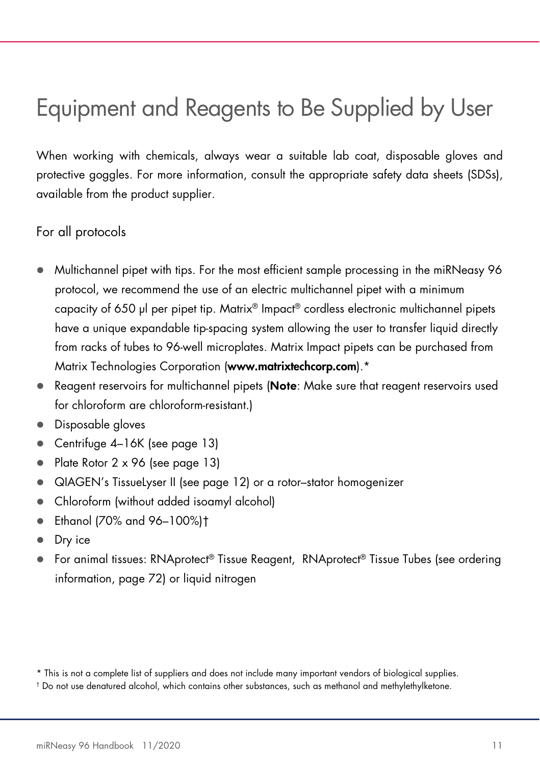# Equipment and Reagents to Be Supplied by User

When working with chemicals, always wear a suitable lab coat, disposable gloves and protective goggles. For more information, consult the appropriate safety data sheets (SDSs), available from the product supplier.

## For all protocols

- Multichannel pipet with tips. For the most efficient sample processing in the miRNeasy 96 protocol, we recommend the use of an electric multichannel pipet with a minimum capacity of 650 µl per pipet tip. Matrix® Impact® cordless electronic multichannel pipets have a unique expandable tip-spacing system allowing the user to transfer liquid directly from racks of tubes to 96-well microplates. Matrix Impact pipets can be purchased from Matrix Technologies Corporation (**www.matrixtechcorp.com**).*
- Reagent reservoirs for multichannel pipets (**Note**: Make sure that reagent reservoirs used for chloroform are chloroform-resistant.)
- Disposable gloves
- Centrifuge 4–16K (see page 13)
- Plate Rotor 2 x 96 (see page 13)
- QIAGEN's TissueLyser II (see page 12) or a rotor–stator homogenizer
- Chloroform (without added isoamyl alcohol)
- Ethanol (70% and 96–100%)†
- Dry ice
- For animal tissues: RNAprotect® Tissue Reagent, RNAprotect® Tissue Tubes (see ordering information, page 72) or liquid nitrogen

\* This is not a complete list of suppliers and does not include many important vendors of biological supplies.

† Do not use denatured alcohol, which contains other substances, such as methanol and methylethylketone.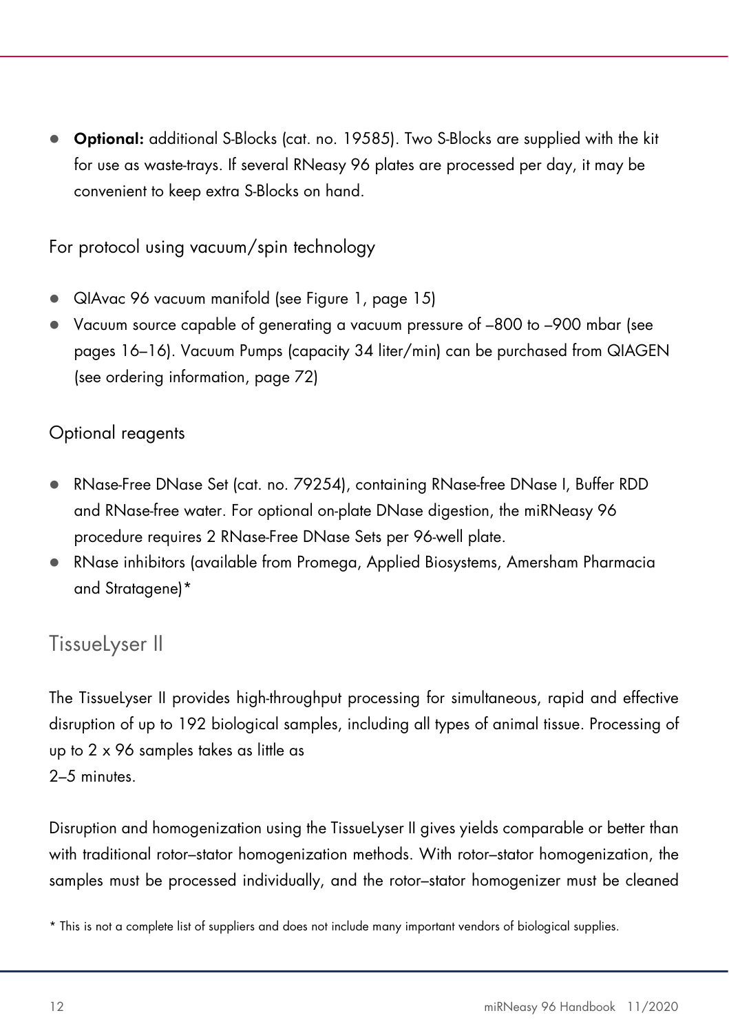- **Optional:** additional S-Blocks (cat. no. 19585). Two S-Blocks are supplied with the kit for use as waste-trays. If several RNeasy 96 plates are processed per day, it may be convenient to keep extra S-Blocks on hand.

For protocol using vacuum/spin technology

- QIAvac 96 vacuum manifold (see Figure 1, page 15)
- Vacuum source capable of generating a vacuum pressure of –800 to –900 mbar (see pages 16–16). Vacuum Pumps (capacity 34 liter/min) can be purchased from QIAGEN (see ordering information, page 72)

Optional reagents

- RNase-Free DNase Set (cat. no. 79254), containing RNase-free DNase I, Buffer RDD and RNase-free water. For optional on-plate DNase digestion, the miRNeasy 96 procedure requires 2 RNase-Free DNase Sets per 96-well plate.
- RNase inhibitors (available from Promega, Applied Biosystems, Amersham Pharmacia and Stratagene)*

## TissueLyser II

The TissueLyser II provides high-throughput processing for simultaneous, rapid and effective disruption of up to 192 biological samples, including all types of animal tissue. Processing of up to 2 x 96 samples takes as little as 2–5 minutes.

Disruption and homogenization using the TissueLyser II gives yields comparable or better than with traditional rotor–stator homogenization methods. With rotor–stator homogenization, the samples must be processed individually, and the rotor–stator homogenizer must be cleaned

\* This is not a complete list of suppliers and does not include many important vendors of biological supplies.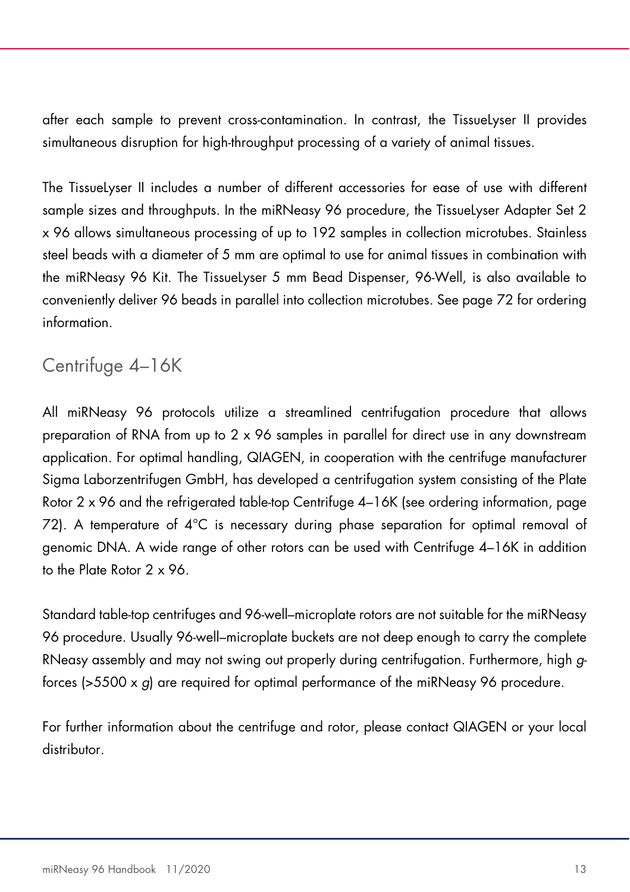after each sample to prevent cross-contamination. In contrast, the TissueLyser II provides simultaneous disruption for high-throughput processing of a variety of animal tissues.

The TissueLyser II includes a number of different accessories for ease of use with different sample sizes and throughputs. In the miRNeasy 96 procedure, the TissueLyser Adapter Set 2 x 96 allows simultaneous processing of up to 192 samples in collection microtubes. Stainless steel beads with a diameter of 5 mm are optimal to use for animal tissues in combination with the miRNeasy 96 Kit. The TissueLyser 5 mm Bead Dispenser, 96-Well, is also available to conveniently deliver 96 beads in parallel into collection microtubes. See page 72 for ordering information.

## Centrifuge 4–16K

All miRNeasy 96 protocols utilize a streamlined centrifugation procedure that allows preparation of RNA from up to 2 x 96 samples in parallel for direct use in any downstream application. For optimal handling, QIAGEN, in cooperation with the centrifuge manufacturer Sigma Laborzentrifugen GmbH, has developed a centrifugation system consisting of the Plate Rotor 2 x 96 and the refrigerated table-top Centrifuge 4–16K (see ordering information, page 72). A temperature of 4°C is necessary during phase separation for optimal removal of genomic DNA. A wide range of other rotors can be used with Centrifuge 4–16K in addition to the Plate Rotor 2 x 96.

Standard table-top centrifuges and 96-well–microplate rotors are not suitable for the miRNeasy 96 procedure. Usually 96-well–microplate buckets are not deep enough to carry the complete RNeasy assembly and may not swing out properly during centrifugation. Furthermore, high *g*-forces (>5500 x *g*) are required for optimal performance of the miRNeasy 96 procedure.

For further information about the centrifuge and rotor, please contact QIAGEN or your local distributor.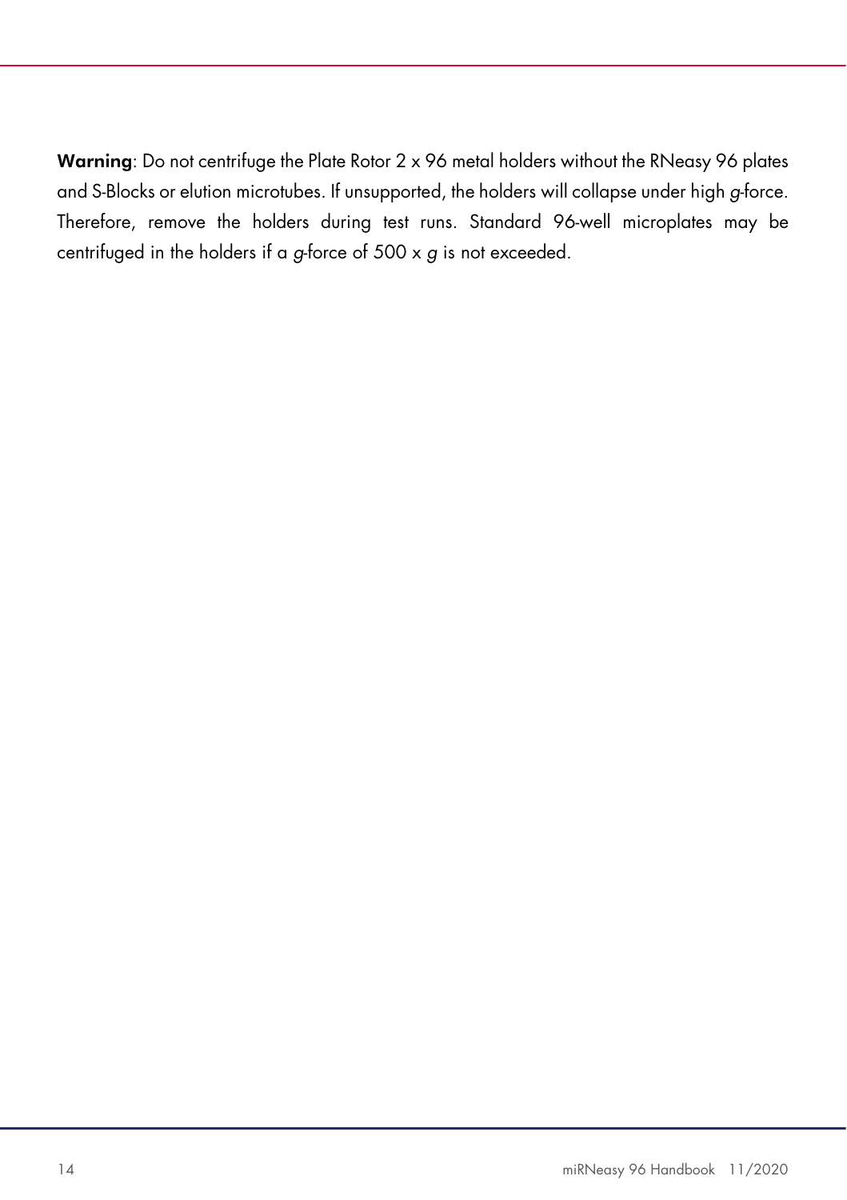**Warning**: Do not centrifuge the Plate Rotor 2 x 96 metal holders without the RNeasy 96 plates and S-Blocks or elution microtubes. If unsupported, the holders will collapse under high *g*-force. Therefore, remove the holders during test runs. Standard 96-well microplates may be centrifuged in the holders if a *g*-force of 500 x *g* is not exceeded.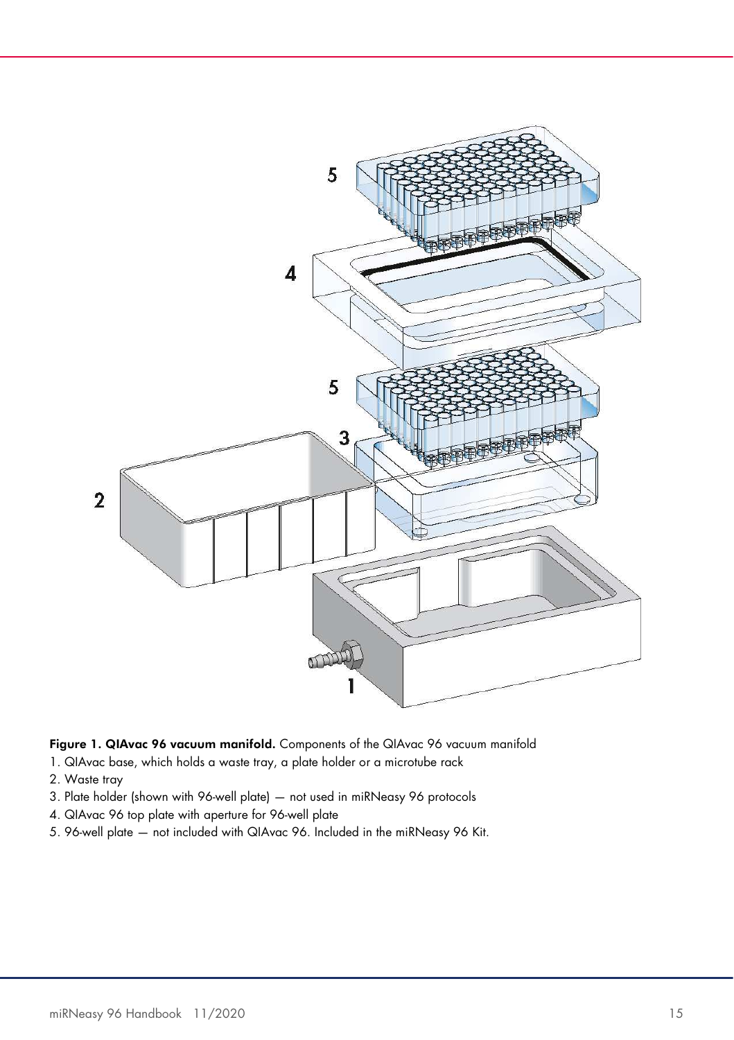**Figure 1. QIAvac 96 vacuum manifold.** Components of the QIAvac 96 vacuum manifold

1. QIAvac base, which holds a waste tray, a plate holder or a microtube rack
2. Waste tray
3. Plate holder (shown with 96-well plate) — not used in miRNeasy 96 protocols
4. QIAvac 96 top plate with aperture for 96-well plate
5. 96-well plate — not included with QIAvac 96. Included in the miRNeasy 96 Kit.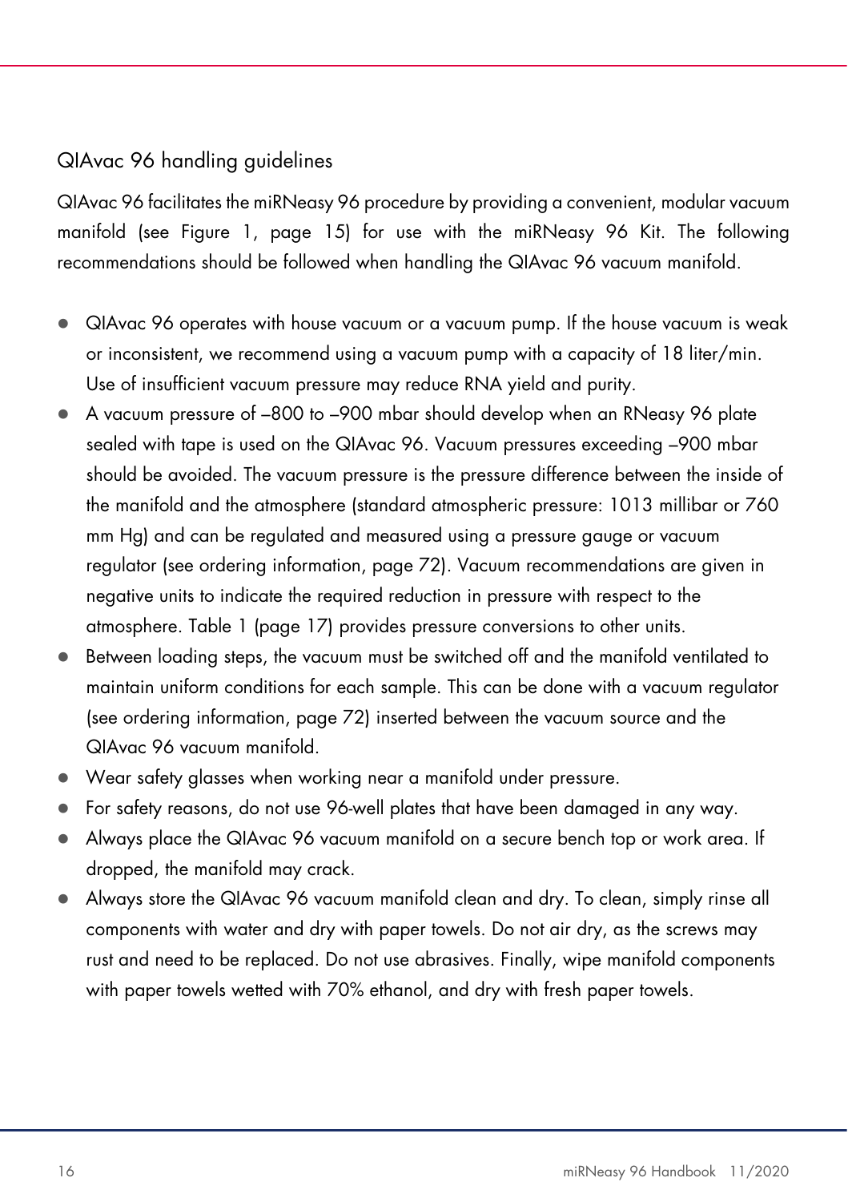## QIAvac 96 handling guidelines

QIAvac 96 facilitates the miRNeasy 96 procedure by providing a convenient, modular vacuum manifold (see Figure 1, page 15) for use with the miRNeasy 96 Kit. The following recommendations should be followed when handling the QIAvac 96 vacuum manifold.

- QIAvac 96 operates with house vacuum or a vacuum pump. If the house vacuum is weak or inconsistent, we recommend using a vacuum pump with a capacity of 18 liter/min. Use of insufficient vacuum pressure may reduce RNA yield and purity.
- A vacuum pressure of –800 to –900 mbar should develop when an RNeasy 96 plate sealed with tape is used on the QIAvac 96. Vacuum pressures exceeding –900 mbar should be avoided. The vacuum pressure is the pressure difference between the inside of the manifold and the atmosphere (standard atmospheric pressure: 1013 millibar or 760 mm Hg) and can be regulated and measured using a pressure gauge or vacuum regulator (see ordering information, page 72). Vacuum recommendations are given in negative units to indicate the required reduction in pressure with respect to the atmosphere. Table 1 (page 17) provides pressure conversions to other units.
- Between loading steps, the vacuum must be switched off and the manifold ventilated to maintain uniform conditions for each sample. This can be done with a vacuum regulator (see ordering information, page 72) inserted between the vacuum source and the QIAvac 96 vacuum manifold.
- Wear safety glasses when working near a manifold under pressure.
- For safety reasons, do not use 96-well plates that have been damaged in any way.
- Always place the QIAvac 96 vacuum manifold on a secure bench top or work area. If dropped, the manifold may crack.
- Always store the QIAvac 96 vacuum manifold clean and dry. To clean, simply rinse all components with water and dry with paper towels. Do not air dry, as the screws may rust and need to be replaced. Do not use abrasives. Finally, wipe manifold components with paper towels wetted with 70% ethanol, and dry with fresh paper towels.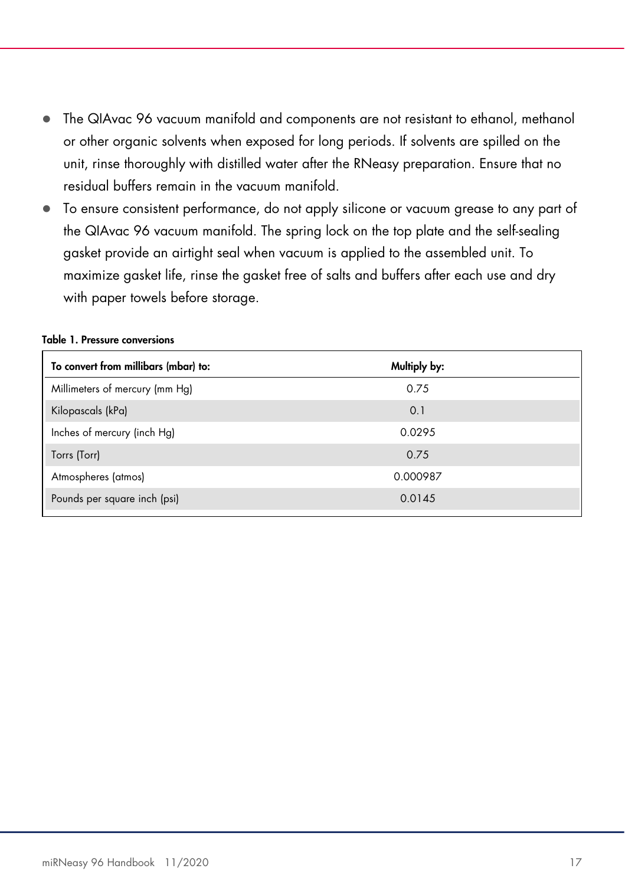- The QIAvac 96 vacuum manifold and components are not resistant to ethanol, methanol or other organic solvents when exposed for long periods. If solvents are spilled on the unit, rinse thoroughly with distilled water after the RNeasy preparation. Ensure that no residual buffers remain in the vacuum manifold.
- To ensure consistent performance, do not apply silicone or vacuum grease to any part of the QIAvac 96 vacuum manifold. The spring lock on the top plate and the self-sealing gasket provide an airtight seal when vacuum is applied to the assembled unit. To maximize gasket life, rinse the gasket free of salts and buffers after each use and dry with paper towels before storage.

**Table 1. Pressure conversions**

| To convert from millibars (mbar) to: | Multiply by: |
|---|---|
| Millimeters of mercury (mm Hg) | 0.75 |
| Kilopascals (kPa) | 0.1 |
| Inches of mercury (inch Hg) | 0.0295 |
| Torrs (Torr) | 0.75 |
| Atmospheres (atmos) | 0.000987 |
| Pounds per square inch (psi) | 0.0145 |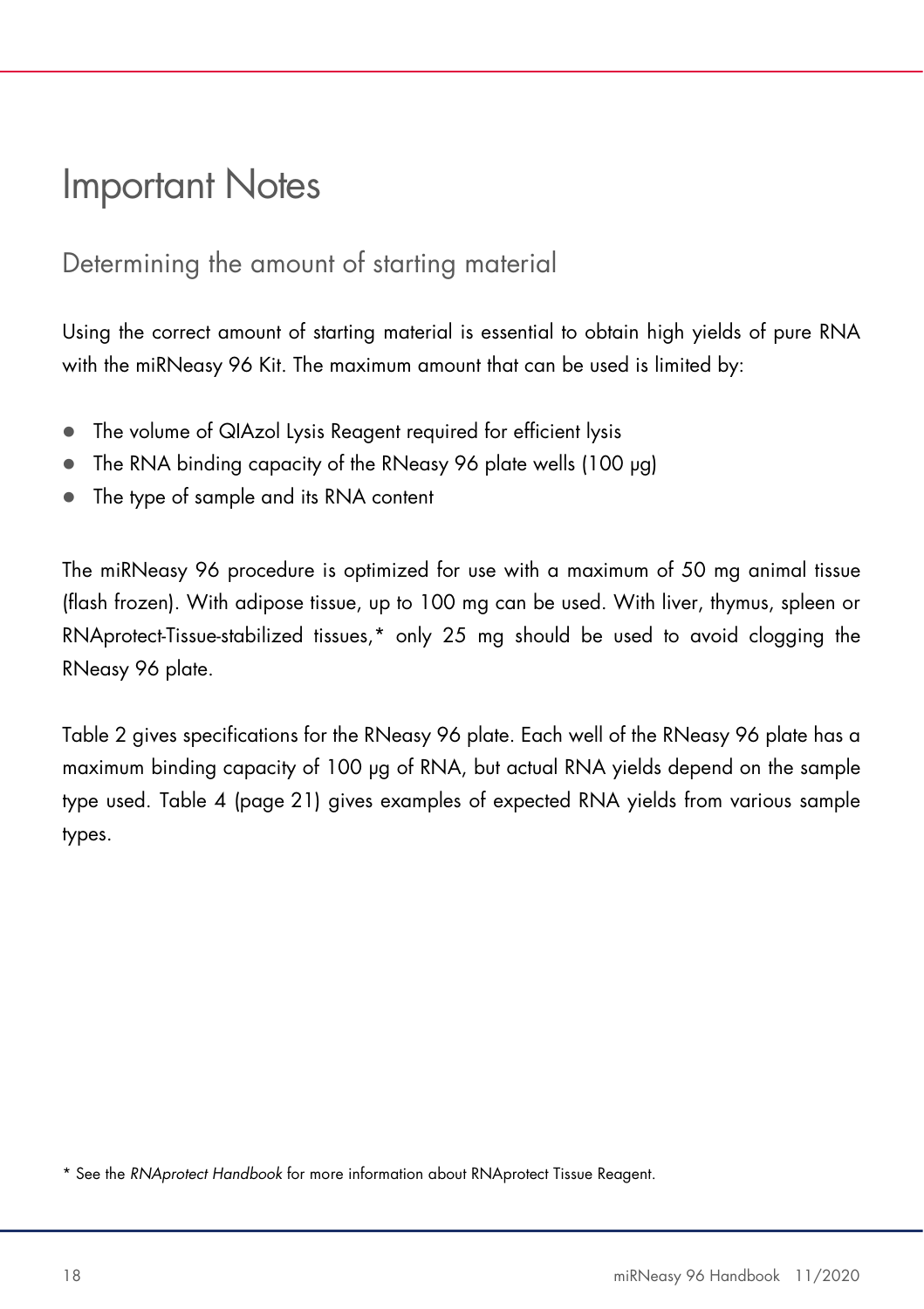# Important Notes

## Determining the amount of starting material

Using the correct amount of starting material is essential to obtain high yields of pure RNA with the miRNeasy 96 Kit. The maximum amount that can be used is limited by:

- The volume of QIAzol Lysis Reagent required for efficient lysis
- The RNA binding capacity of the RNeasy 96 plate wells (100 µg)
- The type of sample and its RNA content

The miRNeasy 96 procedure is optimized for use with a maximum of 50 mg animal tissue (flash frozen). With adipose tissue, up to 100 mg can be used. With liver, thymus, spleen or RNAprotect-Tissue-stabilized tissues,* only 25 mg should be used to avoid clogging the RNeasy 96 plate.

Table 2 gives specifications for the RNeasy 96 plate. Each well of the RNeasy 96 plate has a maximum binding capacity of 100 µg of RNA, but actual RNA yields depend on the sample type used. Table 4 (page 21) gives examples of expected RNA yields from various sample types.

\* See the *RNAprotect Handbook* for more information about RNAprotect Tissue Reagent.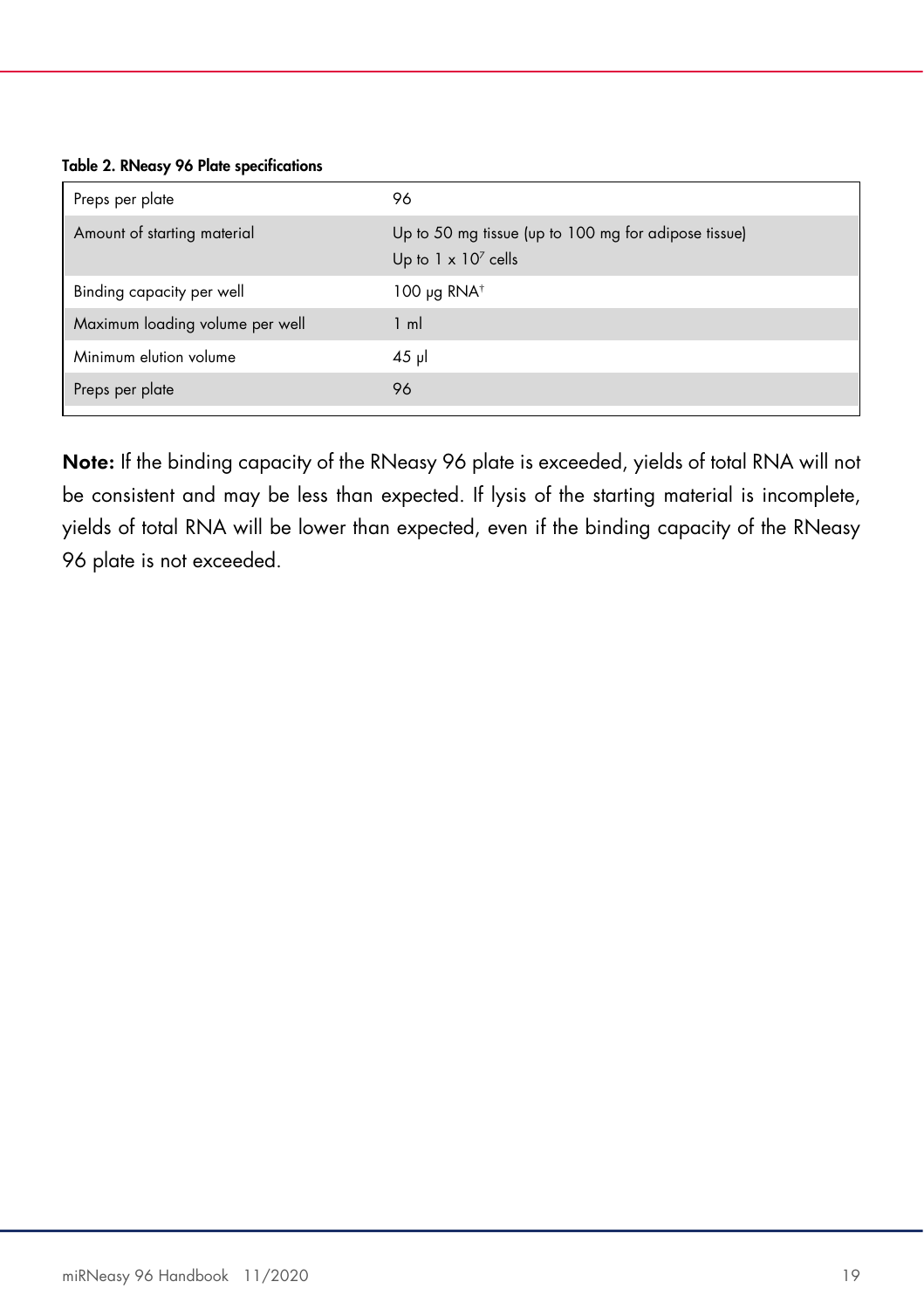**Table 2. RNeasy 96 Plate specifications**

| | |
|---|---|
| Preps per plate | 96 |
| Amount of starting material | Up to 50 mg tissue (up to 100 mg for adipose tissue)<br>Up to $1 \times 10^7$ cells |
| Binding capacity per well | 100 µg RNA[†] |
| Maximum loading volume per well | 1 ml |
| Minimum elution volume | 45 µl |
| Preps per plate | 96 |

**Note:** If the binding capacity of the RNeasy 96 plate is exceeded, yields of total RNA will not be consistent and may be less than expected. If lysis of the starting material is incomplete, yields of total RNA will be lower than expected, even if the binding capacity of the RNeasy 96 plate is not exceeded.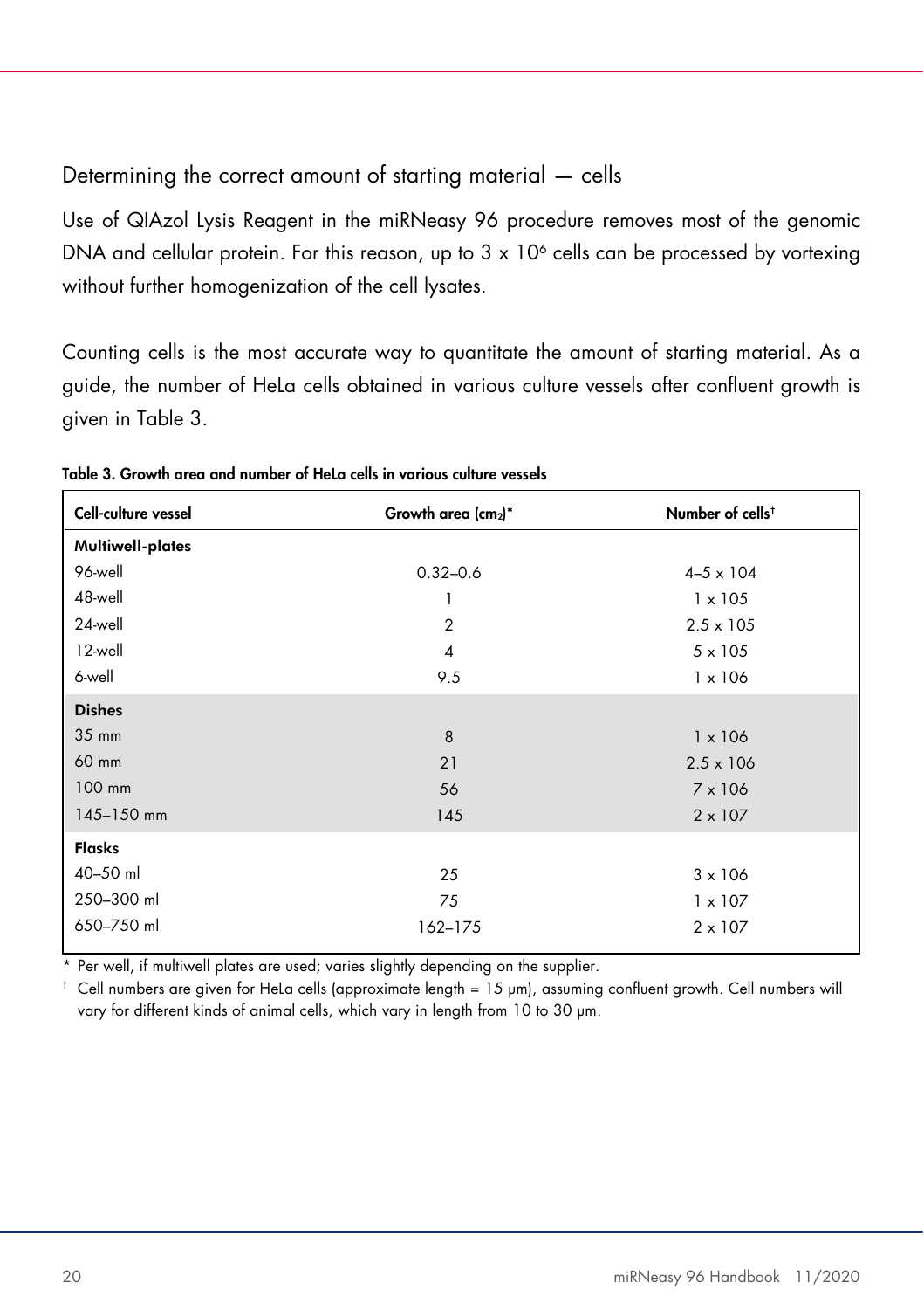## Determining the correct amount of starting material — cells

Use of QIAzol Lysis Reagent in the miRNeasy 96 procedure removes most of the genomic DNA and cellular protein. For this reason, up to 3 x $10^6$ cells can be processed by vortexing without further homogenization of the cell lysates.

Counting cells is the most accurate way to quantitate the amount of starting material. As a guide, the number of HeLa cells obtained in various culture vessels after confluent growth is given in Table 3.

**Table 3. Growth area and number of HeLa cells in various culture vessels**

| Cell-culture vessel | Growth area ($cm^2$)* | Number of cells† |
|---|---|---|
| **Multiwell-plates** | | |
| 96-well | 0.32–0.6 | 4–5 x $10^4$ |
| 48-well | 1 | 1 x $10^5$ |
| 24-well | 2 | 2.5 x $10^5$ |
| 12-well | 4 | 5 x $10^5$ |
| 6-well | 9.5 | 1 x $10^6$ |
| **Dishes** | | |
| 35 mm | 8 | 1 x $10^6$ |
| 60 mm | 21 | 2.5 x $10^6$ |
| 100 mm | 56 | 7 x $10^6$ |
| 145–150 mm | 145 | 2 x $10^7$ |
| **Flasks** | | |
| 40–50 ml | 25 | 3 x $10^6$ |
| 250–300 ml | 75 | 1 x $10^7$ |
| 650–750 ml | 162–175 | 2 x $10^7$ |

\* Per well, if multiwell plates are used; varies slightly depending on the supplier.

† Cell numbers are given for HeLa cells (approximate length = 15 µm), assuming confluent growth. Cell numbers will vary for different kinds of animal cells, which vary in length from 10 to 30 µm.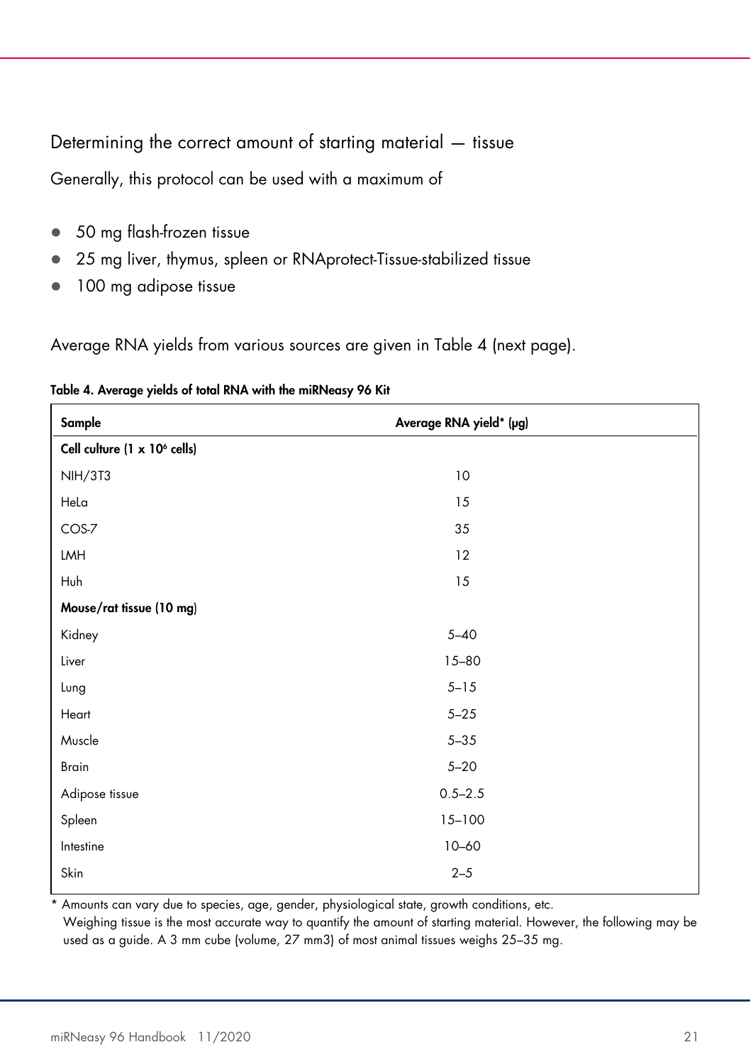## Determining the correct amount of starting material — tissue

Generally, this protocol can be used with a maximum of

- 50 mg flash-frozen tissue
- 25 mg liver, thymus, spleen or RNAprotect-Tissue-stabilized tissue
- 100 mg adipose tissue

Average RNA yields from various sources are given in Table 4 (next page).

**Table 4. Average yields of total RNA with the miRNeasy 96 Kit**

| Sample | Average RNA yield* (µg) |
|---|---|
| **Cell culture (1 x $10^6$ cells)** | |
| NIH/3T3 | 10 |
| HeLa | 15 |
| COS-7 | 35 |
| LMH | 12 |
| Huh | 15 |
| **Mouse/rat tissue (10 mg)** | |
| Kidney | 5–40 |
| Liver | 15–80 |
| Lung | 5–15 |
| Heart | 5–25 |
| Muscle | 5–35 |
| Brain | 5–20 |
| Adipose tissue | 0.5–2.5 |
| Spleen | 15–100 |
| Intestine | 10–60 |
| Skin | 2–5 |

\* Amounts can vary due to species, age, gender, physiological state, growth conditions, etc.
Weighing tissue is the most accurate way to quantify the amount of starting material. However, the following may be used as a guide. A 3 mm cube (volume, 27 mm3) of most animal tissues weighs 25–35 mg.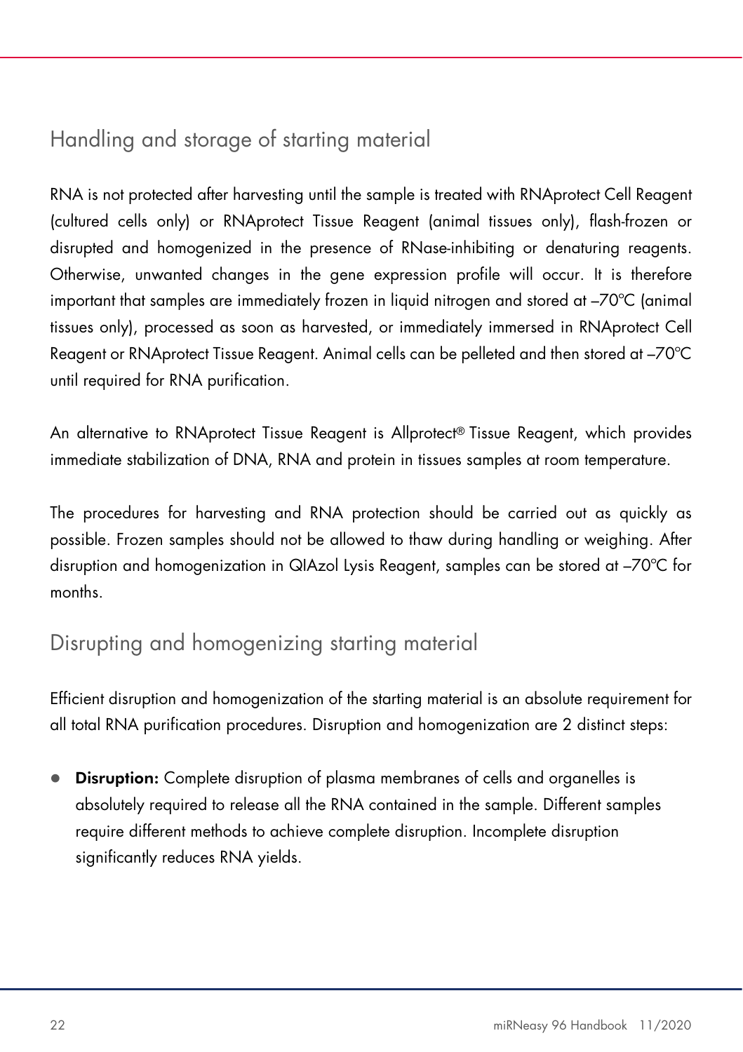## Handling and storage of starting material

RNA is not protected after harvesting until the sample is treated with RNAprotect Cell Reagent (cultured cells only) or RNAprotect Tissue Reagent (animal tissues only), flash-frozen or disrupted and homogenized in the presence of RNase-inhibiting or denaturing reagents. Otherwise, unwanted changes in the gene expression profile will occur. It is therefore important that samples are immediately frozen in liquid nitrogen and stored at –70°C (animal tissues only), processed as soon as harvested, or immediately immersed in RNAprotect Cell Reagent or RNAprotect Tissue Reagent. Animal cells can be pelleted and then stored at –70°C until required for RNA purification.

An alternative to RNAprotect Tissue Reagent is Allprotect® Tissue Reagent, which provides immediate stabilization of DNA, RNA and protein in tissues samples at room temperature.

The procedures for harvesting and RNA protection should be carried out as quickly as possible. Frozen samples should not be allowed to thaw during handling or weighing. After disruption and homogenization in QIAzol Lysis Reagent, samples can be stored at –70°C for months.

## Disrupting and homogenizing starting material

Efficient disruption and homogenization of the starting material is an absolute requirement for all total RNA purification procedures. Disruption and homogenization are 2 distinct steps:

- **Disruption:** Complete disruption of plasma membranes of cells and organelles is absolutely required to release all the RNA contained in the sample. Different samples require different methods to achieve complete disruption. Incomplete disruption significantly reduces RNA yields.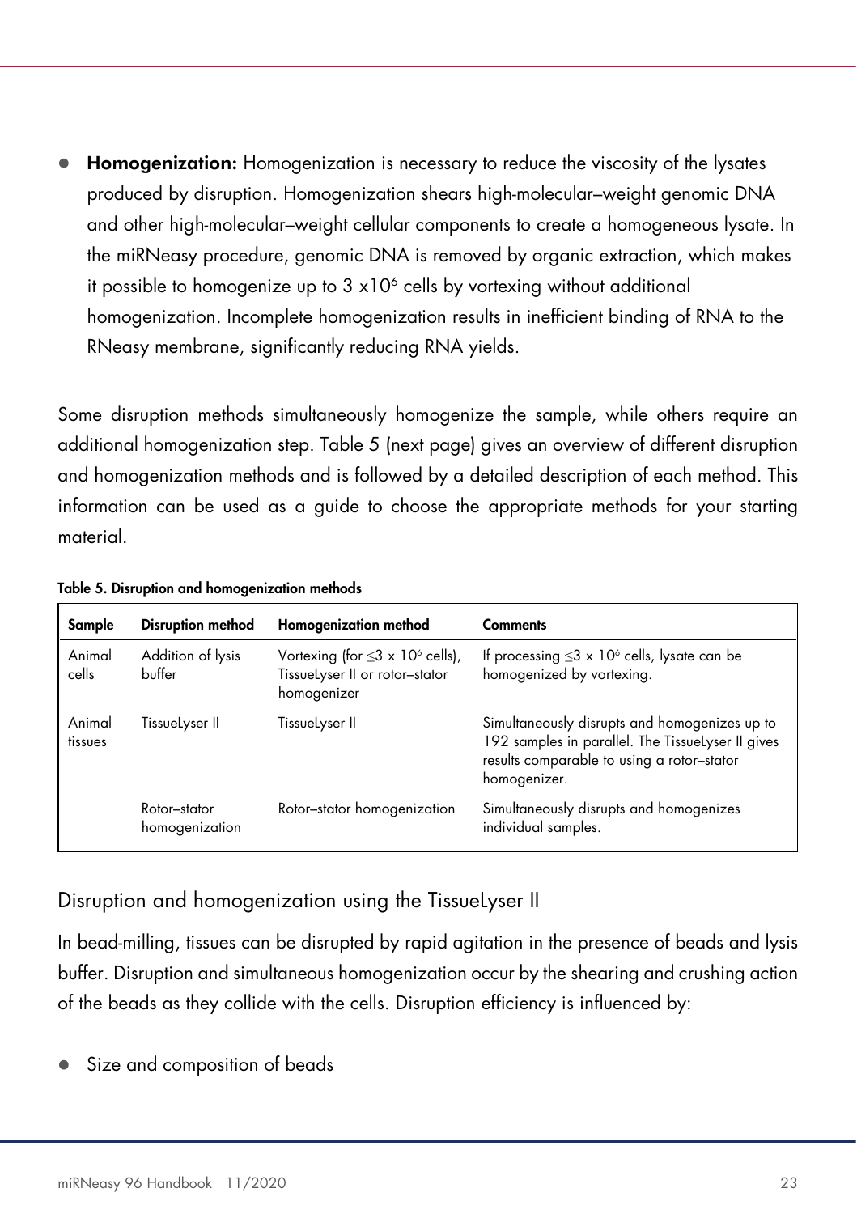- **Homogenization:** Homogenization is necessary to reduce the viscosity of the lysates produced by disruption. Homogenization shears high-molecular–weight genomic DNA and other high-molecular–weight cellular components to create a homogeneous lysate. In the miRNeasy procedure, genomic DNA is removed by organic extraction, which makes it possible to homogenize up to 3 $\times 10^6$ cells by vortexing without additional homogenization. Incomplete homogenization results in inefficient binding of RNA to the RNeasy membrane, significantly reducing RNA yields.

Some disruption methods simultaneously homogenize the sample, while others require an additional homogenization step. Table 5 (next page) gives an overview of different disruption and homogenization methods and is followed by a detailed description of each method. This information can be used as a guide to choose the appropriate methods for your starting material.

**Table 5. Disruption and homogenization methods**

| Sample | Disruption method | Homogenization method | Comments |
|---|---|---|---|
| Animal cells | Addition of lysis buffer | Vortexing (for $\leq 3 \times 10^6$ cells), TissueLyser II or rotor–stator homogenizer | If processing $\leq 3 \times 10^6$ cells, lysate can be homogenized by vortexing. |
| Animal tissues | TissueLyser II | TissueLyser II | Simultaneously disrupts and homogenizes up to 192 samples in parallel. The TissueLyser II gives results comparable to using a rotor–stator homogenizer. |
| | Rotor–stator homogenization | Rotor–stator homogenization | Simultaneously disrupts and homogenizes individual samples. |

## Disruption and homogenization using the TissueLyser II

In bead-milling, tissues can be disrupted by rapid agitation in the presence of beads and lysis buffer. Disruption and simultaneous homogenization occur by the shearing and crushing action of the beads as they collide with the cells. Disruption efficiency is influenced by:

- Size and composition of beads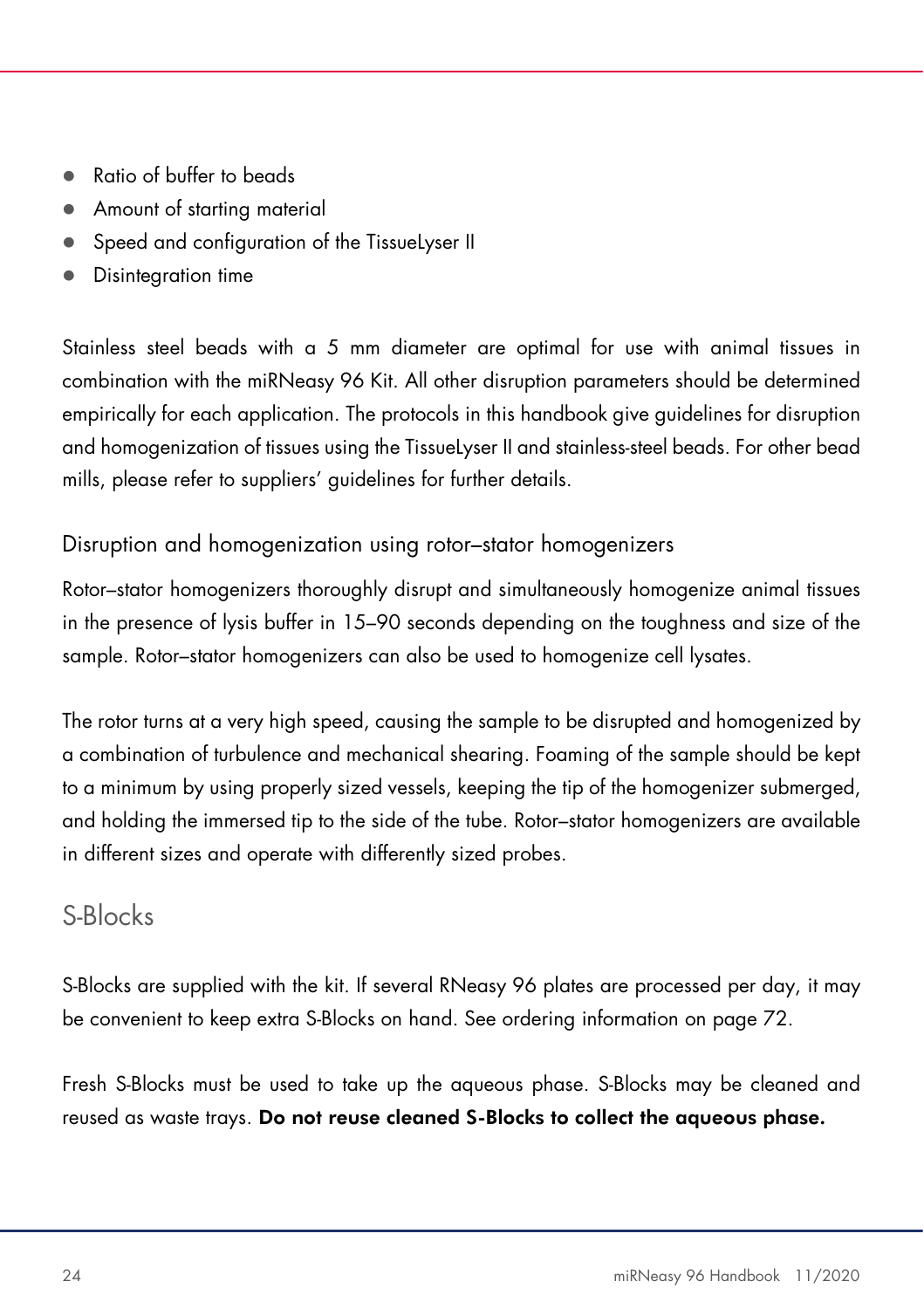- Ratio of buffer to beads
- Amount of starting material
- Speed and configuration of the TissueLyser II
- Disintegration time

Stainless steel beads with a 5 mm diameter are optimal for use with animal tissues in combination with the miRNeasy 96 Kit. All other disruption parameters should be determined empirically for each application. The protocols in this handbook give guidelines for disruption and homogenization of tissues using the TissueLyser II and stainless-steel beads. For other bead mills, please refer to suppliers' guidelines for further details.

### Disruption and homogenization using rotor–stator homogenizers

Rotor–stator homogenizers thoroughly disrupt and simultaneously homogenize animal tissues in the presence of lysis buffer in 15–90 seconds depending on the toughness and size of the sample. Rotor–stator homogenizers can also be used to homogenize cell lysates.

The rotor turns at a very high speed, causing the sample to be disrupted and homogenized by a combination of turbulence and mechanical shearing. Foaming of the sample should be kept to a minimum by using properly sized vessels, keeping the tip of the homogenizer submerged, and holding the immersed tip to the side of the tube. Rotor–stator homogenizers are available in different sizes and operate with differently sized probes.

## S-Blocks

S-Blocks are supplied with the kit. If several RNeasy 96 plates are processed per day, it may be convenient to keep extra S-Blocks on hand. See ordering information on page 72.

Fresh S-Blocks must be used to take up the aqueous phase. S-Blocks may be cleaned and reused as waste trays. **Do not reuse cleaned S-Blocks to collect the aqueous phase.**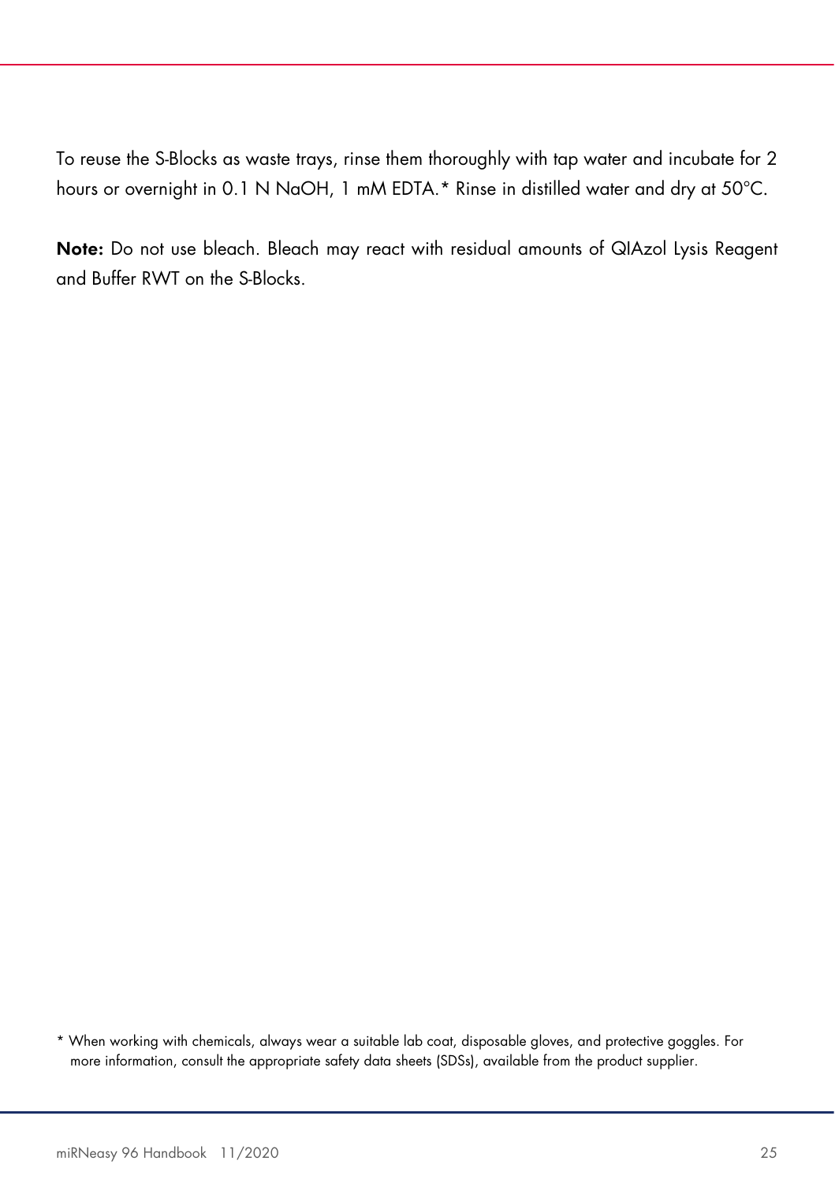To reuse the S-Blocks as waste trays, rinse them thoroughly with tap water and incubate for 2 hours or overnight in 0.1 N NaOH, 1 mM EDTA.* Rinse in distilled water and dry at 50°C.

**Note:** Do not use bleach. Bleach may react with residual amounts of QIAzol Lysis Reagent and Buffer RWT on the S-Blocks.

* When working with chemicals, always wear a suitable lab coat, disposable gloves, and protective goggles. For more information, consult the appropriate safety data sheets (SDSs), available from the product supplier.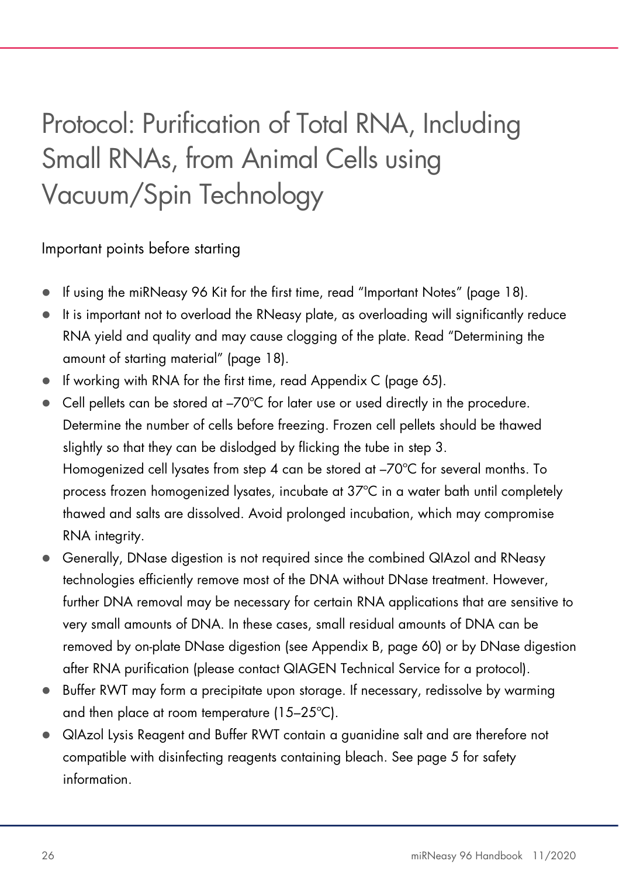# Protocol: Purification of Total RNA, Including Small RNAs, from Animal Cells using Vacuum/Spin Technology

## Important points before starting

- If using the miRNeasy 96 Kit for the first time, read "Important Notes" (page 18).
- It is important not to overload the RNeasy plate, as overloading will significantly reduce RNA yield and quality and may cause clogging of the plate. Read "Determining the amount of starting material" (page 18).
- If working with RNA for the first time, read Appendix C (page 65).
- Cell pellets can be stored at –70°C for later use or used directly in the procedure. Determine the number of cells before freezing. Frozen cell pellets should be thawed slightly so that they can be dislodged by flicking the tube in step 3.
  Homogenized cell lysates from step 4 can be stored at –70°C for several months. To process frozen homogenized lysates, incubate at 37°C in a water bath until completely thawed and salts are dissolved. Avoid prolonged incubation, which may compromise RNA integrity.
- Generally, DNase digestion is not required since the combined QIAzol and RNeasy technologies efficiently remove most of the DNA without DNase treatment. However, further DNA removal may be necessary for certain RNA applications that are sensitive to very small amounts of DNA. In these cases, small residual amounts of DNA can be removed by on-plate DNase digestion (see Appendix B, page 60) or by DNase digestion after RNA purification (please contact QIAGEN Technical Service for a protocol).
- Buffer RWT may form a precipitate upon storage. If necessary, redissolve by warming and then place at room temperature (15–25°C).
- QIAzol Lysis Reagent and Buffer RWT contain a guanidine salt and are therefore not compatible with disinfecting reagents containing bleach. See page 5 for safety information.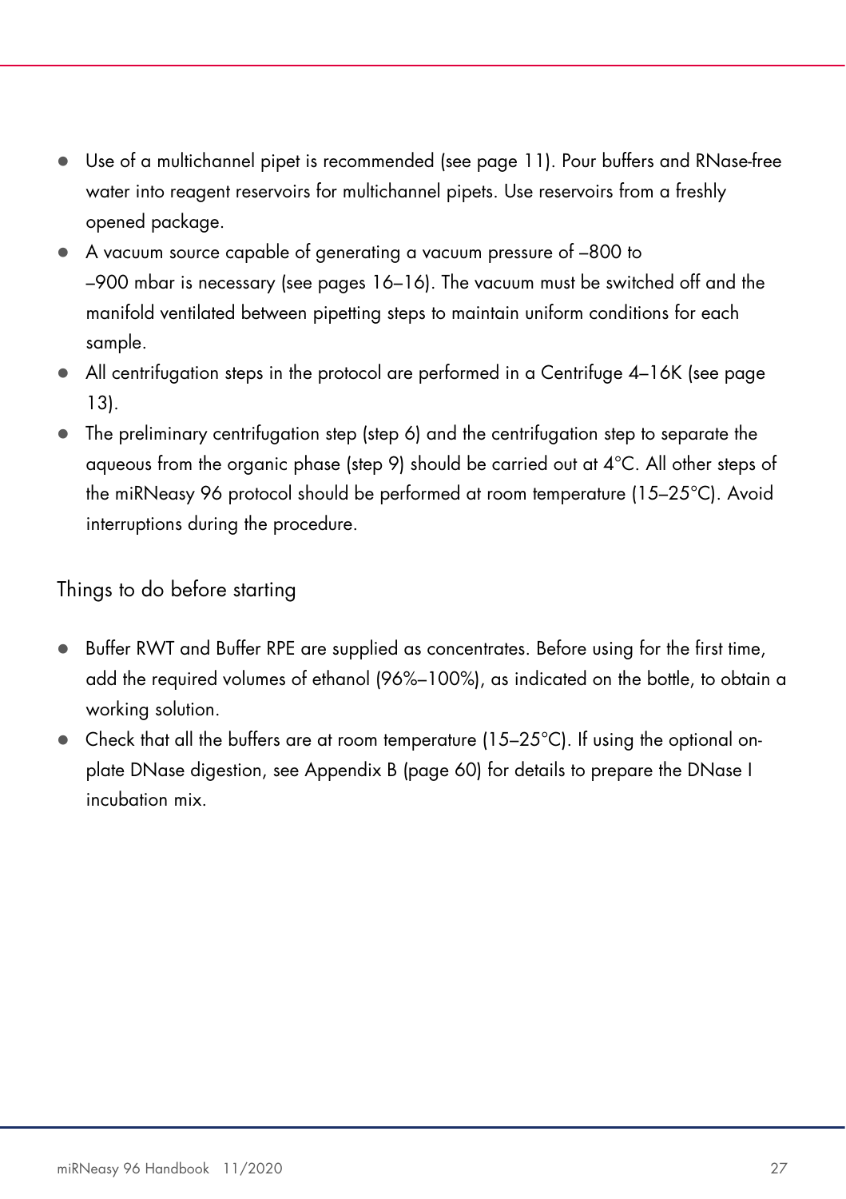- Use of a multichannel pipet is recommended (see page 11). Pour buffers and RNase-free water into reagent reservoirs for multichannel pipets. Use reservoirs from a freshly opened package.
- A vacuum source capable of generating a vacuum pressure of –800 to –900 mbar is necessary (see pages 16–16). The vacuum must be switched off and the manifold ventilated between pipetting steps to maintain uniform conditions for each sample.
- All centrifugation steps in the protocol are performed in a Centrifuge 4–16K (see page 13).
- The preliminary centrifugation step (step 6) and the centrifugation step to separate the aqueous from the organic phase (step 9) should be carried out at 4°C. All other steps of the miRNeasy 96 protocol should be performed at room temperature (15–25°C). Avoid interruptions during the procedure.

## Things to do before starting

- Buffer RWT and Buffer RPE are supplied as concentrates. Before using for the first time, add the required volumes of ethanol (96%–100%), as indicated on the bottle, to obtain a working solution.
- Check that all the buffers are at room temperature (15–25°C). If using the optional on-plate DNase digestion, see Appendix B (page 60) for details to prepare the DNase I incubation mix.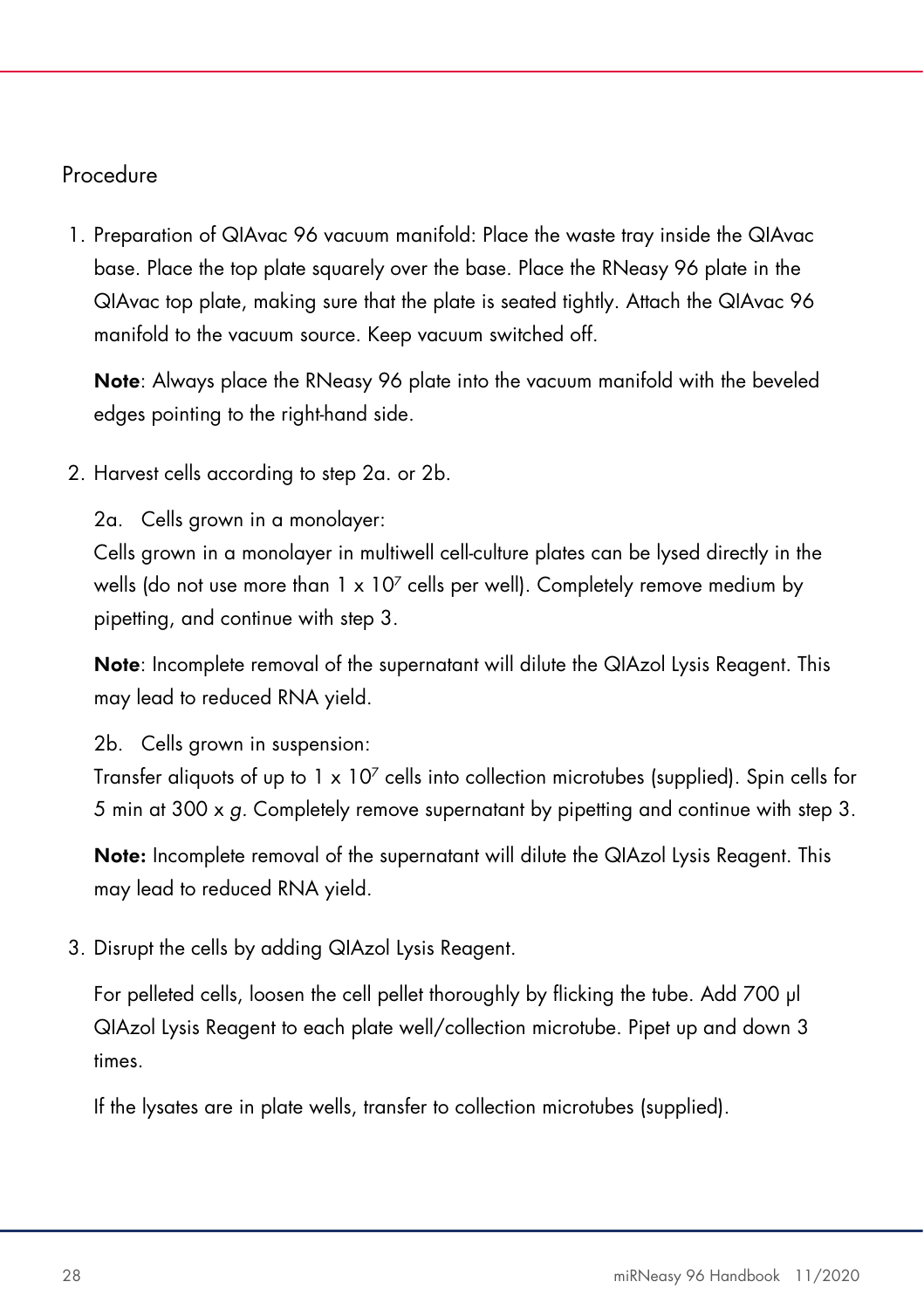## Procedure

1. Preparation of QIAvac 96 vacuum manifold: Place the waste tray inside the QIAvac base. Place the top plate squarely over the base. Place the RNeasy 96 plate in the QIAvac top plate, making sure that the plate is seated tightly. Attach the QIAvac 96 manifold to the vacuum source. Keep vacuum switched off.

   **Note**: Always place the RNeasy 96 plate into the vacuum manifold with the beveled edges pointing to the right-hand side.

2. Harvest cells according to step 2a. or 2b.

   2a. Cells grown in a monolayer:
   Cells grown in a monolayer in multiwell cell-culture plates can be lysed directly in the wells (do not use more than $1 \times 10^7$ cells per well). Completely remove medium by pipetting, and continue with step 3.

   **Note**: Incomplete removal of the supernatant will dilute the QIAzol Lysis Reagent. This may lead to reduced RNA yield.

   2b. Cells grown in suspension:
   Transfer aliquots of up to $1 \times 10^7$ cells into collection microtubes (supplied). Spin cells for 5 min at 300 x *g*. Completely remove supernatant by pipetting and continue with step 3.

   **Note:** Incomplete removal of the supernatant will dilute the QIAzol Lysis Reagent. This may lead to reduced RNA yield.

3. Disrupt the cells by adding QIAzol Lysis Reagent.

   For pelleted cells, loosen the cell pellet thoroughly by flicking the tube. Add 700 µl QIAzol Lysis Reagent to each plate well/collection microtube. Pipet up and down 3 times.

   If the lysates are in plate wells, transfer to collection microtubes (supplied).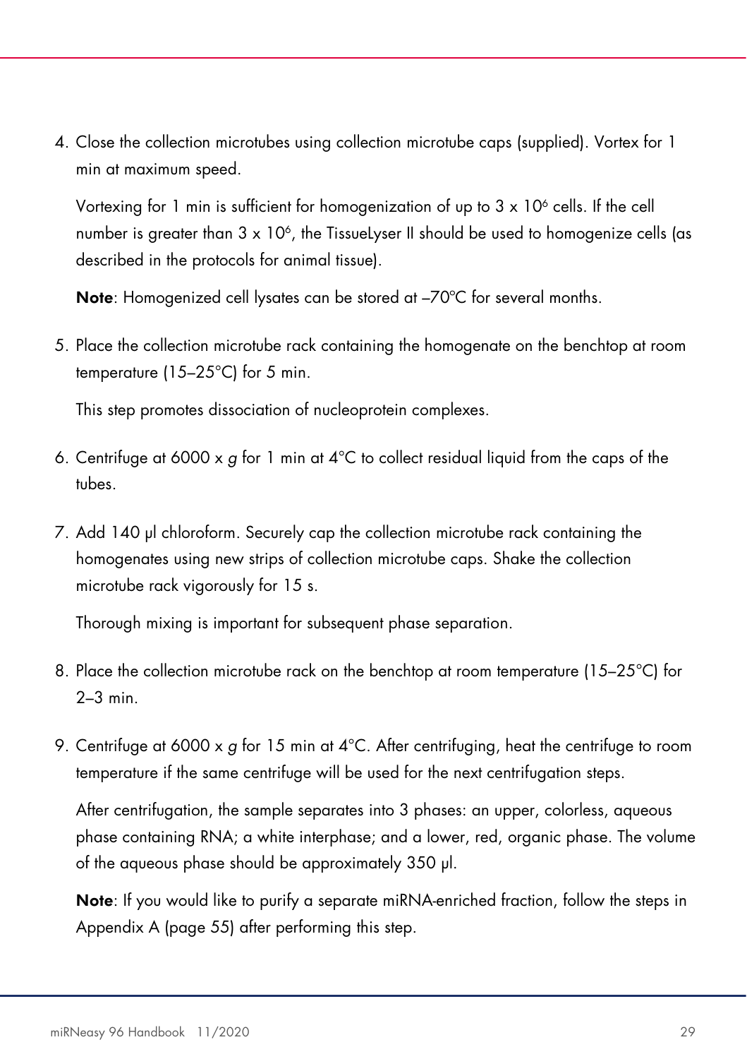4. Close the collection microtubes using collection microtube caps (supplied). Vortex for 1 min at maximum speed.

   Vortexing for 1 min is sufficient for homogenization of up to 3 x $10^6$ cells. If the cell number is greater than 3 x $10^6$, the TissueLyser II should be used to homogenize cells (as described in the protocols for animal tissue).

   **Note**: Homogenized cell lysates can be stored at –70ºC for several months.

5. Place the collection microtube rack containing the homogenate on the benchtop at room temperature (15–25°C) for 5 min.

   This step promotes dissociation of nucleoprotein complexes.

6. Centrifuge at 6000 x *g* for 1 min at 4°C to collect residual liquid from the caps of the tubes.

7. Add 140 µl chloroform. Securely cap the collection microtube rack containing the homogenates using new strips of collection microtube caps. Shake the collection microtube rack vigorously for 15 s.

   Thorough mixing is important for subsequent phase separation.

8. Place the collection microtube rack on the benchtop at room temperature (15–25°C) for 2–3 min.

9. Centrifuge at 6000 x *g* for 15 min at 4°C. After centrifuging, heat the centrifuge to room temperature if the same centrifuge will be used for the next centrifugation steps.

   After centrifugation, the sample separates into 3 phases: an upper, colorless, aqueous phase containing RNA; a white interphase; and a lower, red, organic phase. The volume of the aqueous phase should be approximately 350 µl.

   **Note**: If you would like to purify a separate miRNA-enriched fraction, follow the steps in Appendix A (page 55) after performing this step.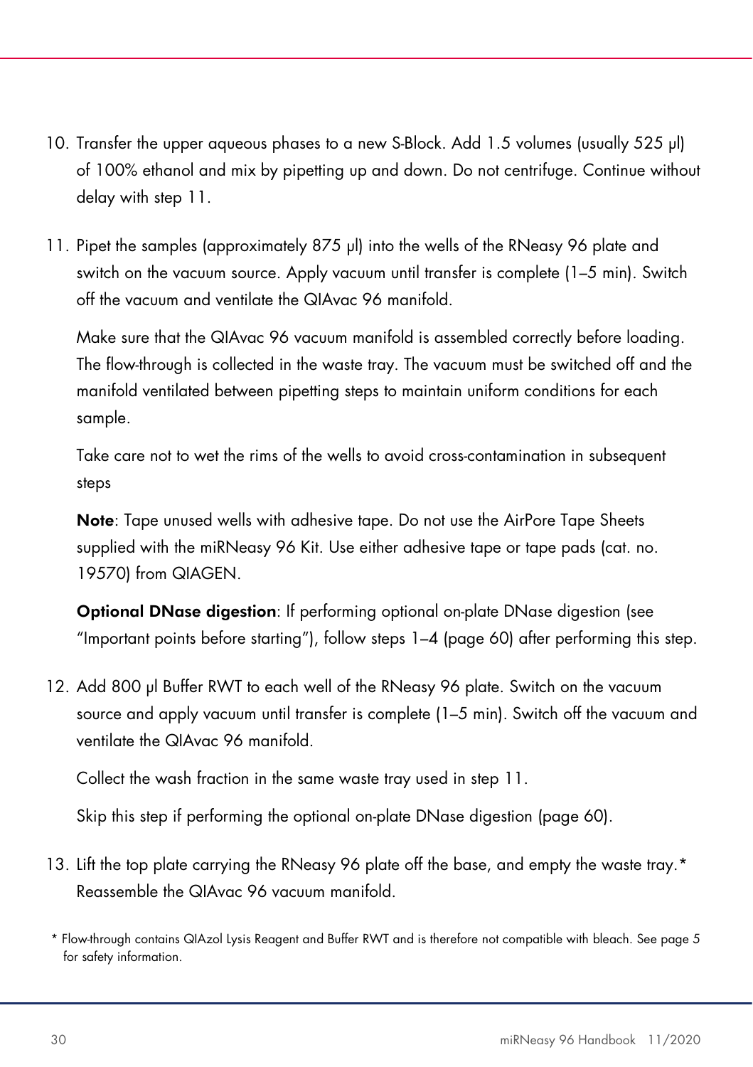10. Transfer the upper aqueous phases to a new S-Block. Add 1.5 volumes (usually 525 µl) of 100% ethanol and mix by pipetting up and down. Do not centrifuge. Continue without delay with step 11.

11. Pipet the samples (approximately 875 µl) into the wells of the RNeasy 96 plate and switch on the vacuum source. Apply vacuum until transfer is complete (1–5 min). Switch off the vacuum and ventilate the QIAvac 96 manifold.

    Make sure that the QIAvac 96 vacuum manifold is assembled correctly before loading. The flow-through is collected in the waste tray. The vacuum must be switched off and the manifold ventilated between pipetting steps to maintain uniform conditions for each sample.

    Take care not to wet the rims of the wells to avoid cross-contamination in subsequent steps

    **Note**: Tape unused wells with adhesive tape. Do not use the AirPore Tape Sheets supplied with the miRNeasy 96 Kit. Use either adhesive tape or tape pads (cat. no. 19570) from QIAGEN.

    **Optional DNase digestion**: If performing optional on-plate DNase digestion (see "Important points before starting"), follow steps 1–4 (page 60) after performing this step.

12. Add 800 µl Buffer RWT to each well of the RNeasy 96 plate. Switch on the vacuum source and apply vacuum until transfer is complete (1–5 min). Switch off the vacuum and ventilate the QIAvac 96 manifold.

    Collect the wash fraction in the same waste tray used in step 11.

    Skip this step if performing the optional on-plate DNase digestion (page 60).

13. Lift the top plate carrying the RNeasy 96 plate off the base, and empty the waste tray.* Reassemble the QIAvac 96 vacuum manifold.

\* Flow-through contains QIAzol Lysis Reagent and Buffer RWT and is therefore not compatible with bleach. See page 5 for safety information.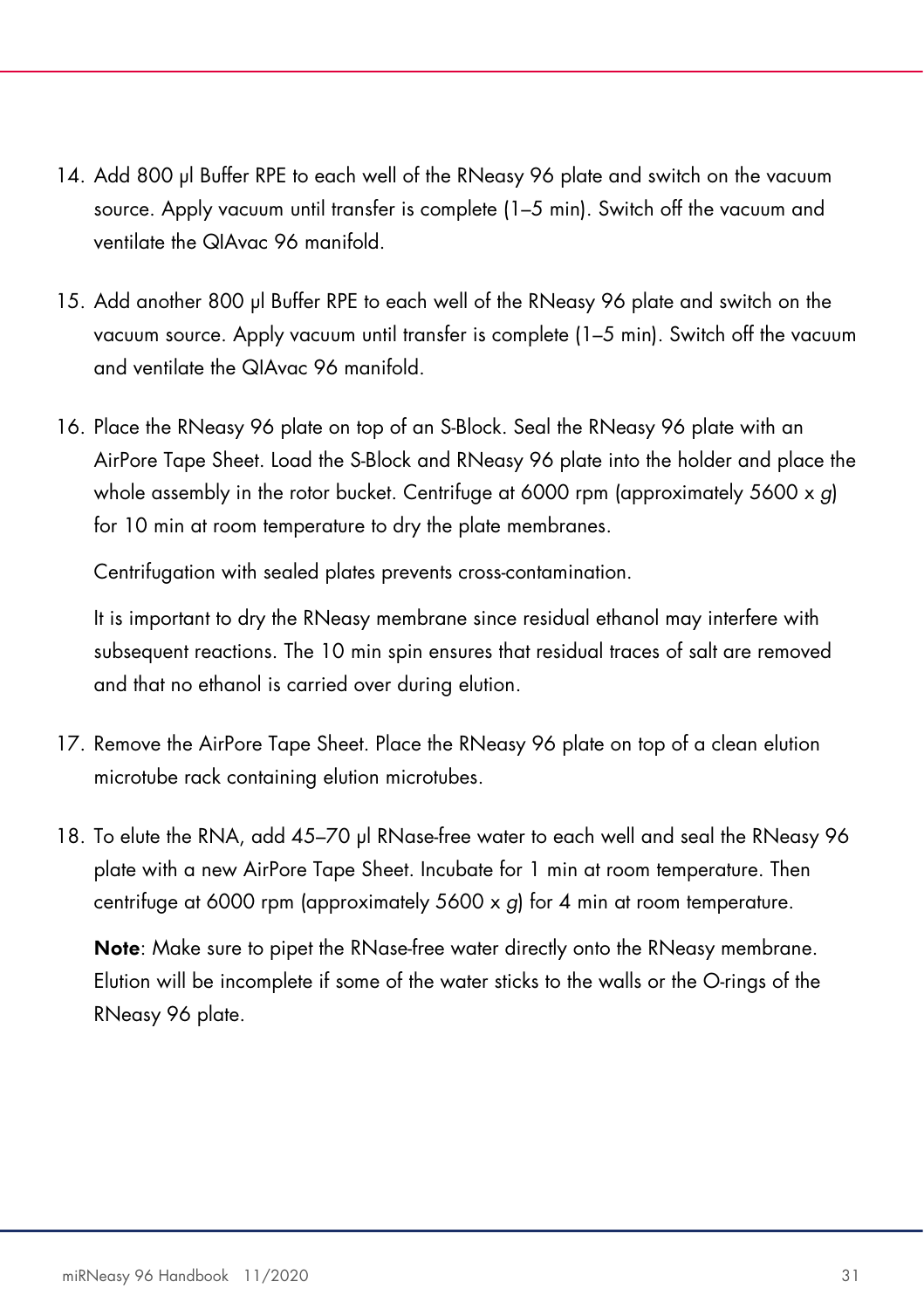14. Add 800 µl Buffer RPE to each well of the RNeasy 96 plate and switch on the vacuum source. Apply vacuum until transfer is complete (1–5 min). Switch off the vacuum and ventilate the QIAvac 96 manifold.
15. Add another 800 µl Buffer RPE to each well of the RNeasy 96 plate and switch on the vacuum source. Apply vacuum until transfer is complete (1–5 min). Switch off the vacuum and ventilate the QIAvac 96 manifold.
16. Place the RNeasy 96 plate on top of an S-Block. Seal the RNeasy 96 plate with an AirPore Tape Sheet. Load the S-Block and RNeasy 96 plate into the holder and place the whole assembly in the rotor bucket. Centrifuge at 6000 rpm (approximately 5600 x *g*) for 10 min at room temperature to dry the plate membranes.

    Centrifugation with sealed plates prevents cross-contamination.

    It is important to dry the RNeasy membrane since residual ethanol may interfere with subsequent reactions. The 10 min spin ensures that residual traces of salt are removed and that no ethanol is carried over during elution.
17. Remove the AirPore Tape Sheet. Place the RNeasy 96 plate on top of a clean elution microtube rack containing elution microtubes.
18. To elute the RNA, add 45–70 µl RNase-free water to each well and seal the RNeasy 96 plate with a new AirPore Tape Sheet. Incubate for 1 min at room temperature. Then centrifuge at 6000 rpm (approximately 5600 x *g*) for 4 min at room temperature.

    **Note**: Make sure to pipet the RNase-free water directly onto the RNeasy membrane. Elution will be incomplete if some of the water sticks to the walls or the O-rings of the RNeasy 96 plate.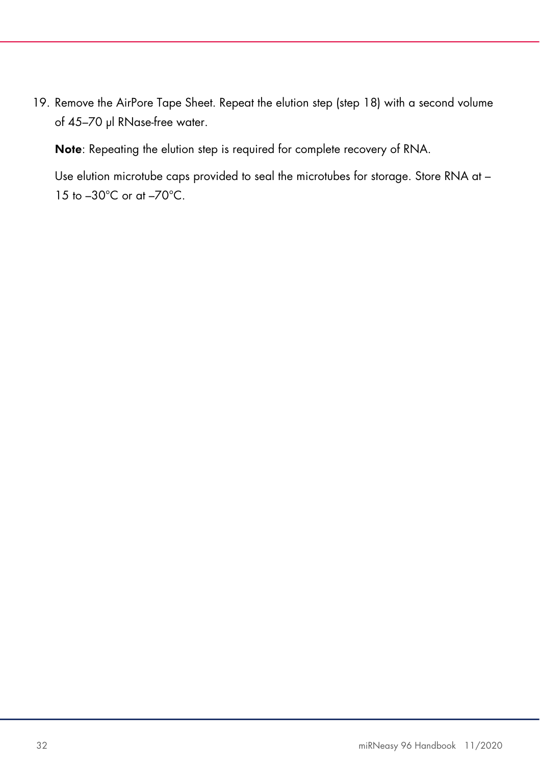19. Remove the AirPore Tape Sheet. Repeat the elution step (step 18) with a second volume of 45–70 µl RNase-free water.

    **Note**: Repeating the elution step is required for complete recovery of RNA.

    Use elution microtube caps provided to seal the microtubes for storage. Store RNA at –15 to –30°C or at –70°C.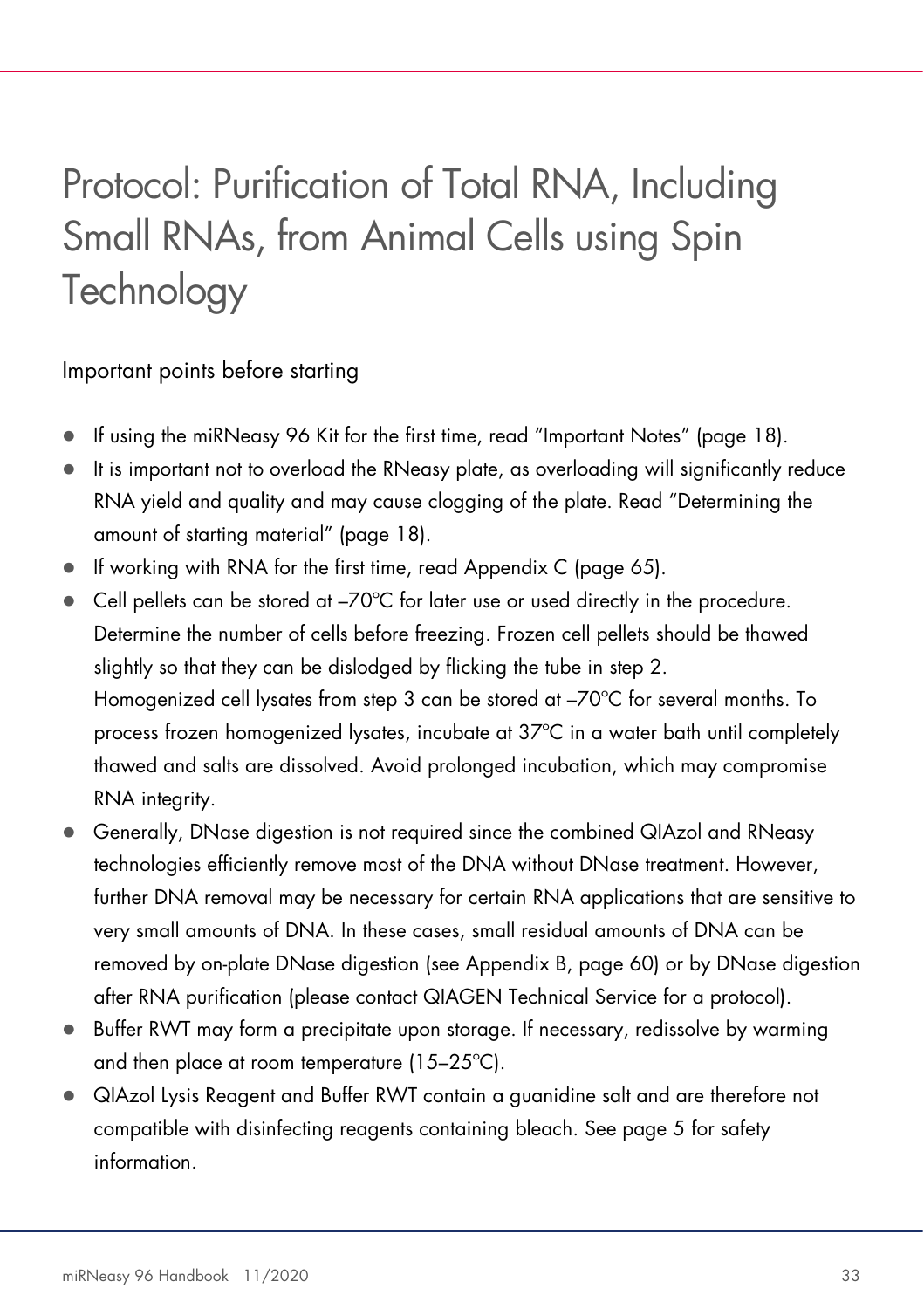# Protocol: Purification of Total RNA, Including Small RNAs, from Animal Cells using Spin Technology

## Important points before starting

- If using the miRNeasy 96 Kit for the first time, read "Important Notes" (page 18).
- It is important not to overload the RNeasy plate, as overloading will significantly reduce RNA yield and quality and may cause clogging of the plate. Read "Determining the amount of starting material" (page 18).
- If working with RNA for the first time, read Appendix C (page 65).
- Cell pellets can be stored at –70°C for later use or used directly in the procedure. Determine the number of cells before freezing. Frozen cell pellets should be thawed slightly so that they can be dislodged by flicking the tube in step 2.
  Homogenized cell lysates from step 3 can be stored at –70°C for several months. To process frozen homogenized lysates, incubate at 37°C in a water bath until completely thawed and salts are dissolved. Avoid prolonged incubation, which may compromise RNA integrity.
- Generally, DNase digestion is not required since the combined QIAzol and RNeasy technologies efficiently remove most of the DNA without DNase treatment. However, further DNA removal may be necessary for certain RNA applications that are sensitive to very small amounts of DNA. In these cases, small residual amounts of DNA can be removed by on-plate DNase digestion (see Appendix B, page 60) or by DNase digestion after RNA purification (please contact QIAGEN Technical Service for a protocol).
- Buffer RWT may form a precipitate upon storage. If necessary, redissolve by warming and then place at room temperature (15–25°C).
- QIAzol Lysis Reagent and Buffer RWT contain a guanidine salt and are therefore not compatible with disinfecting reagents containing bleach. See page 5 for safety information.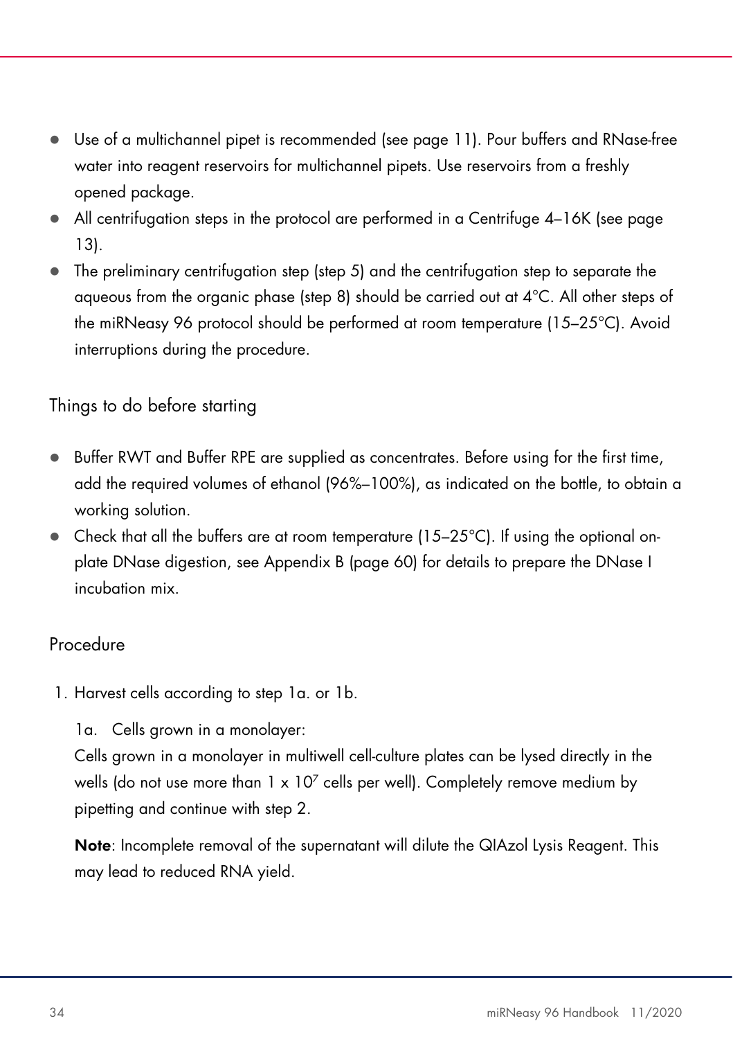- Use of a multichannel pipet is recommended (see page 11). Pour buffers and RNase-free water into reagent reservoirs for multichannel pipets. Use reservoirs from a freshly opened package.
- All centrifugation steps in the protocol are performed in a Centrifuge 4–16K (see page 13).
- The preliminary centrifugation step (step 5) and the centrifugation step to separate the aqueous from the organic phase (step 8) should be carried out at 4°C. All other steps of the miRNeasy 96 protocol should be performed at room temperature (15–25°C). Avoid interruptions during the procedure.

## Things to do before starting

- Buffer RWT and Buffer RPE are supplied as concentrates. Before using for the first time, add the required volumes of ethanol (96%–100%), as indicated on the bottle, to obtain a working solution.
- Check that all the buffers are at room temperature (15–25°C). If using the optional on-plate DNase digestion, see Appendix B (page 60) for details to prepare the DNase I incubation mix.

## Procedure

1. Harvest cells according to step 1a. or 1b.

   1a. Cells grown in a monolayer:
   Cells grown in a monolayer in multiwell cell-culture plates can be lysed directly in the wells (do not use more than $1 \times 10^7$ cells per well). Completely remove medium by pipetting and continue with step 2.

   **Note**: Incomplete removal of the supernatant will dilute the QIAzol Lysis Reagent. This may lead to reduced RNA yield.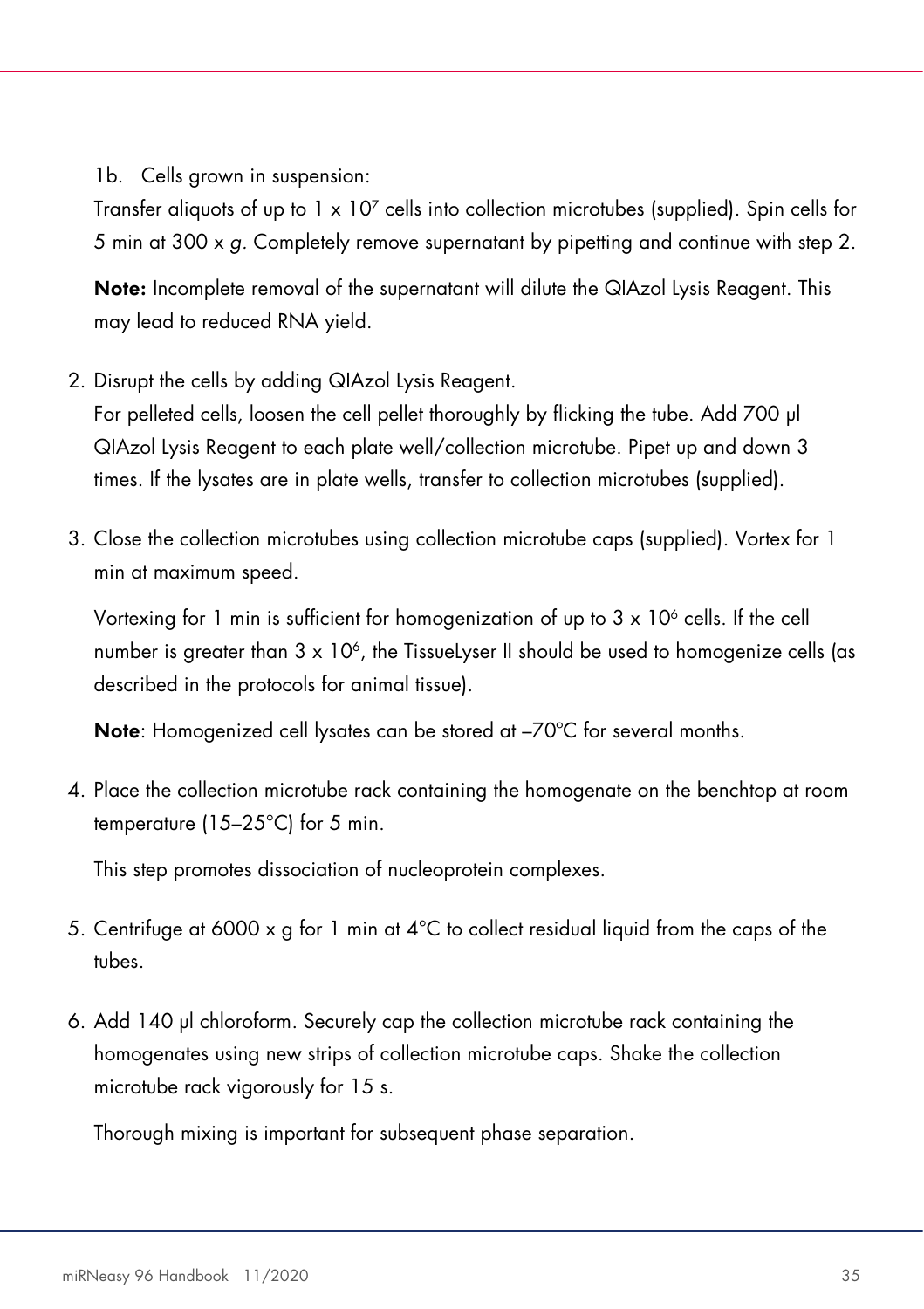1b. Cells grown in suspension:

Transfer aliquots of up to 1 x $10^7$ cells into collection microtubes (supplied). Spin cells for 5 min at 300 x *g*. Completely remove supernatant by pipetting and continue with step 2.

**Note:** Incomplete removal of the supernatant will dilute the QIAzol Lysis Reagent. This may lead to reduced RNA yield.

2. Disrupt the cells by adding QIAzol Lysis Reagent.

   For pelleted cells, loosen the cell pellet thoroughly by flicking the tube. Add 700 µl QIAzol Lysis Reagent to each plate well/collection microtube. Pipet up and down 3 times. If the lysates are in plate wells, transfer to collection microtubes (supplied).

3. Close the collection microtubes using collection microtube caps (supplied). Vortex for 1 min at maximum speed.

   Vortexing for 1 min is sufficient for homogenization of up to 3 x $10^6$ cells. If the cell number is greater than 3 x $10^6$, the TissueLyser II should be used to homogenize cells (as described in the protocols for animal tissue).

   **Note**: Homogenized cell lysates can be stored at –70ºC for several months.

4. Place the collection microtube rack containing the homogenate on the benchtop at room temperature (15–25°C) for 5 min.

   This step promotes dissociation of nucleoprotein complexes.

5. Centrifuge at 6000 x g for 1 min at 4°C to collect residual liquid from the caps of the tubes.

6. Add 140 µl chloroform. Securely cap the collection microtube rack containing the homogenates using new strips of collection microtube caps. Shake the collection microtube rack vigorously for 15 s.

   Thorough mixing is important for subsequent phase separation.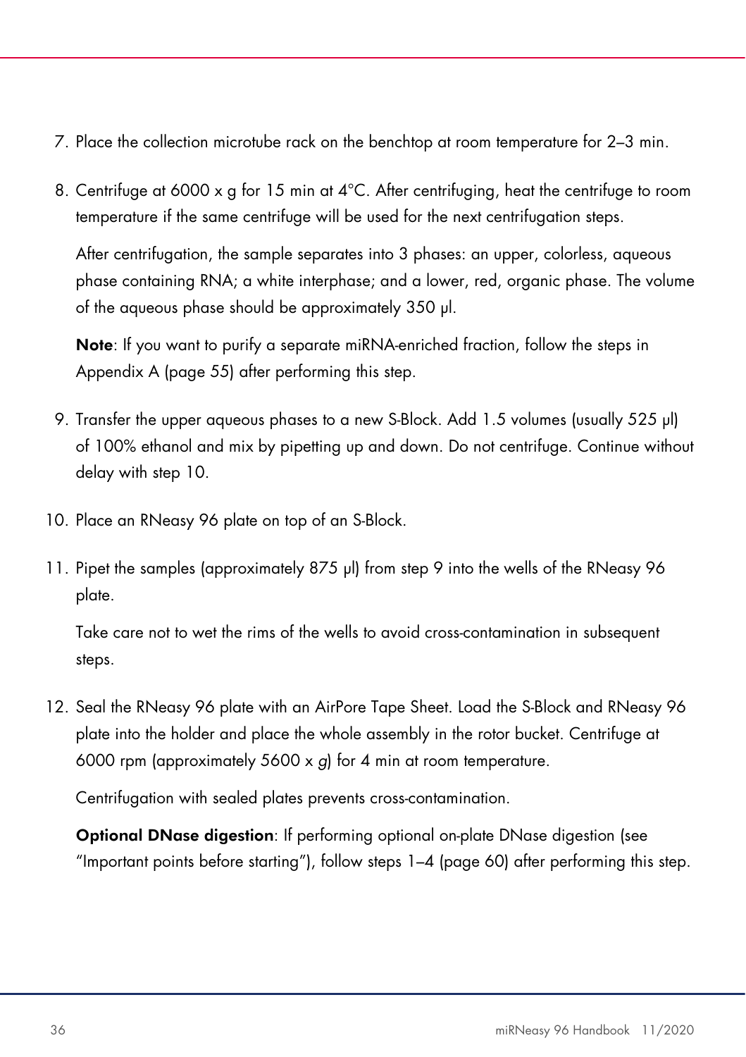7. Place the collection microtube rack on the benchtop at room temperature for 2–3 min.

8. Centrifuge at 6000 x g for 15 min at 4°C. After centrifuging, heat the centrifuge to room temperature if the same centrifuge will be used for the next centrifugation steps.

   After centrifugation, the sample separates into 3 phases: an upper, colorless, aqueous phase containing RNA; a white interphase; and a lower, red, organic phase. The volume of the aqueous phase should be approximately 350 µl.

   **Note**: If you want to purify a separate miRNA-enriched fraction, follow the steps in Appendix A (page 55) after performing this step.

9. Transfer the upper aqueous phases to a new S-Block. Add 1.5 volumes (usually 525 µl) of 100% ethanol and mix by pipetting up and down. Do not centrifuge. Continue without delay with step 10.

10. Place an RNeasy 96 plate on top of an S-Block.

11. Pipet the samples (approximately 875 µl) from step 9 into the wells of the RNeasy 96 plate.

    Take care not to wet the rims of the wells to avoid cross-contamination in subsequent steps.

12. Seal the RNeasy 96 plate with an AirPore Tape Sheet. Load the S-Block and RNeasy 96 plate into the holder and place the whole assembly in the rotor bucket. Centrifuge at 6000 rpm (approximately 5600 x *g*) for 4 min at room temperature.

    Centrifugation with sealed plates prevents cross-contamination.

    **Optional DNase digestion**: If performing optional on-plate DNase digestion (see "Important points before starting"), follow steps 1–4 (page 60) after performing this step.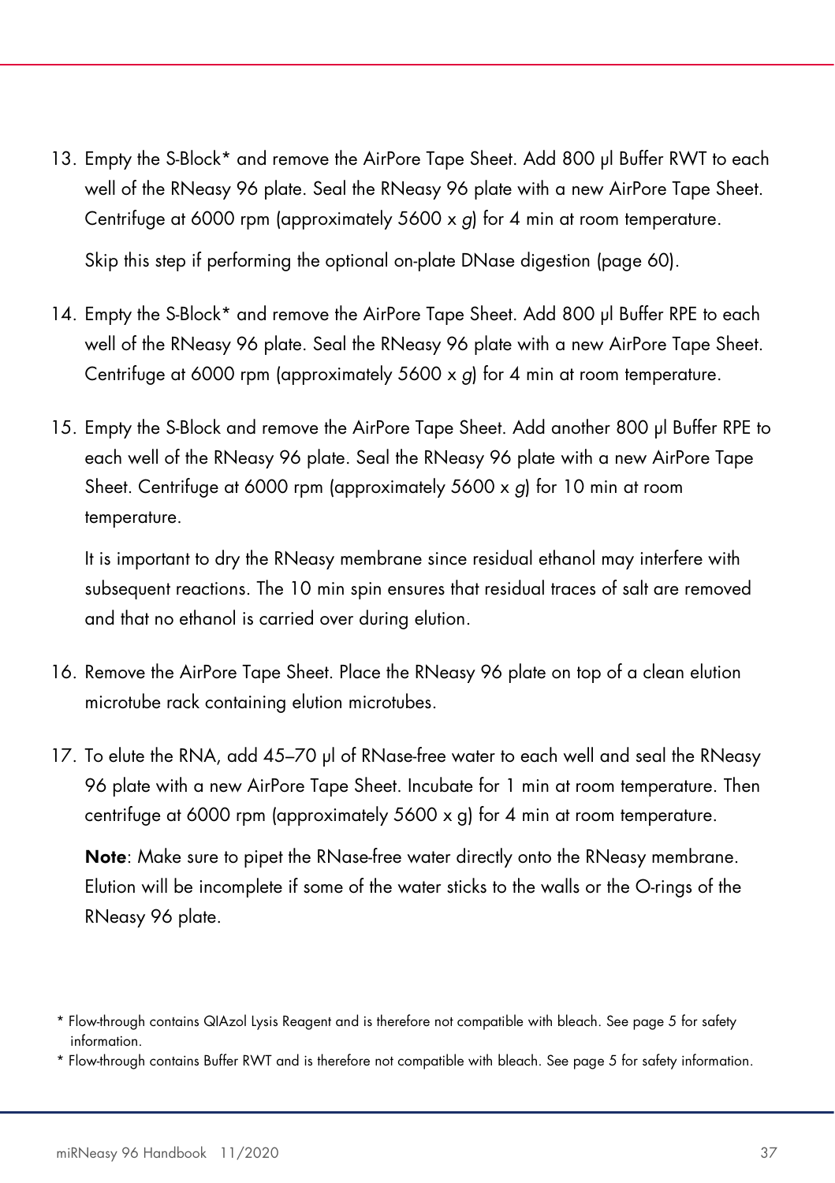13. Empty the S-Block* and remove the AirPore Tape Sheet. Add 800 µl Buffer RWT to each well of the RNeasy 96 plate. Seal the RNeasy 96 plate with a new AirPore Tape Sheet. Centrifuge at 6000 rpm (approximately 5600 x *g*) for 4 min at room temperature.

    Skip this step if performing the optional on-plate DNase digestion (page 60).

14. Empty the S-Block* and remove the AirPore Tape Sheet. Add 800 µl Buffer RPE to each well of the RNeasy 96 plate. Seal the RNeasy 96 plate with a new AirPore Tape Sheet. Centrifuge at 6000 rpm (approximately 5600 x *g*) for 4 min at room temperature.

15. Empty the S-Block and remove the AirPore Tape Sheet. Add another 800 µl Buffer RPE to each well of the RNeasy 96 plate. Seal the RNeasy 96 plate with a new AirPore Tape Sheet. Centrifuge at 6000 rpm (approximately 5600 x *g*) for 10 min at room temperature.

    It is important to dry the RNeasy membrane since residual ethanol may interfere with subsequent reactions. The 10 min spin ensures that residual traces of salt are removed and that no ethanol is carried over during elution.

16. Remove the AirPore Tape Sheet. Place the RNeasy 96 plate on top of a clean elution microtube rack containing elution microtubes.

17. To elute the RNA, add 45–70 µl of RNase-free water to each well and seal the RNeasy 96 plate with a new AirPore Tape Sheet. Incubate for 1 min at room temperature. Then centrifuge at 6000 rpm (approximately 5600 x g) for 4 min at room temperature.

    **Note**: Make sure to pipet the RNase-free water directly onto the RNeasy membrane. Elution will be incomplete if some of the water sticks to the walls or the O-rings of the RNeasy 96 plate.

\* Flow-through contains QIAzol Lysis Reagent and is therefore not compatible with bleach. See page 5 for safety information.

\* Flow-through contains Buffer RWT and is therefore not compatible with bleach. See page 5 for safety information.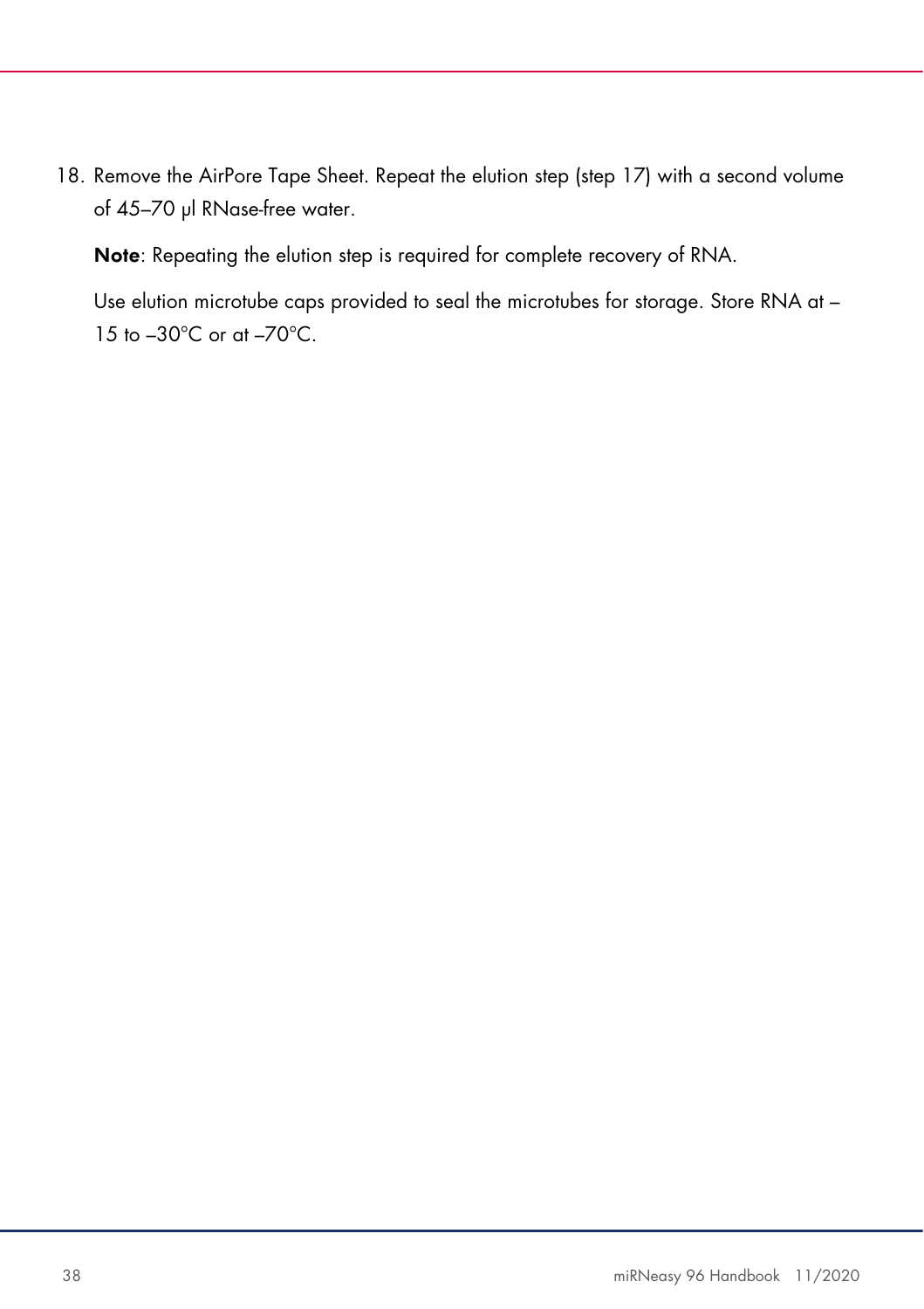18. Remove the AirPore Tape Sheet. Repeat the elution step (step 17) with a second volume of 45–70 µl RNase-free water.

    **Note**: Repeating the elution step is required for complete recovery of RNA.

    Use elution microtube caps provided to seal the microtubes for storage. Store RNA at –15 to –30°C or at –70°C.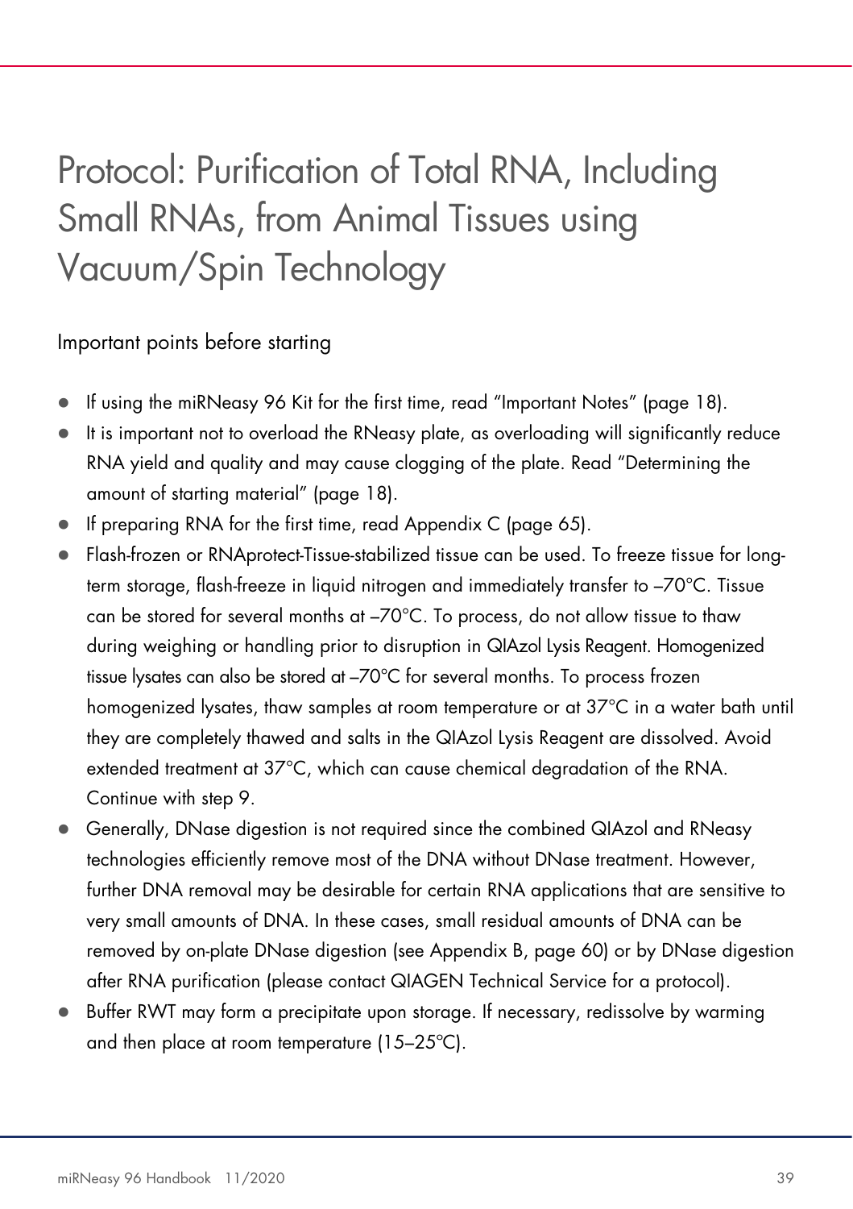# Protocol: Purification of Total RNA, Including Small RNAs, from Animal Tissues using Vacuum/Spin Technology

## Important points before starting

- If using the miRNeasy 96 Kit for the first time, read "Important Notes" (page 18).
- It is important not to overload the RNeasy plate, as overloading will significantly reduce RNA yield and quality and may cause clogging of the plate. Read "Determining the amount of starting material" (page 18).
- If preparing RNA for the first time, read Appendix C (page 65).
- Flash-frozen or RNAprotect-Tissue-stabilized tissue can be used. To freeze tissue for long-term storage, flash-freeze in liquid nitrogen and immediately transfer to –70°C. Tissue can be stored for several months at –70°C. To process, do not allow tissue to thaw during weighing or handling prior to disruption in QIAzol Lysis Reagent. Homogenized tissue lysates can also be stored at –70°C for several months. To process frozen homogenized lysates, thaw samples at room temperature or at 37°C in a water bath until they are completely thawed and salts in the QIAzol Lysis Reagent are dissolved. Avoid extended treatment at 37°C, which can cause chemical degradation of the RNA. Continue with step 9.
- Generally, DNase digestion is not required since the combined QIAzol and RNeasy technologies efficiently remove most of the DNA without DNase treatment. However, further DNA removal may be desirable for certain RNA applications that are sensitive to very small amounts of DNA. In these cases, small residual amounts of DNA can be removed by on-plate DNase digestion (see Appendix B, page 60) or by DNase digestion after RNA purification (please contact QIAGEN Technical Service for a protocol).
- Buffer RWT may form a precipitate upon storage. If necessary, redissolve by warming and then place at room temperature (15–25°C).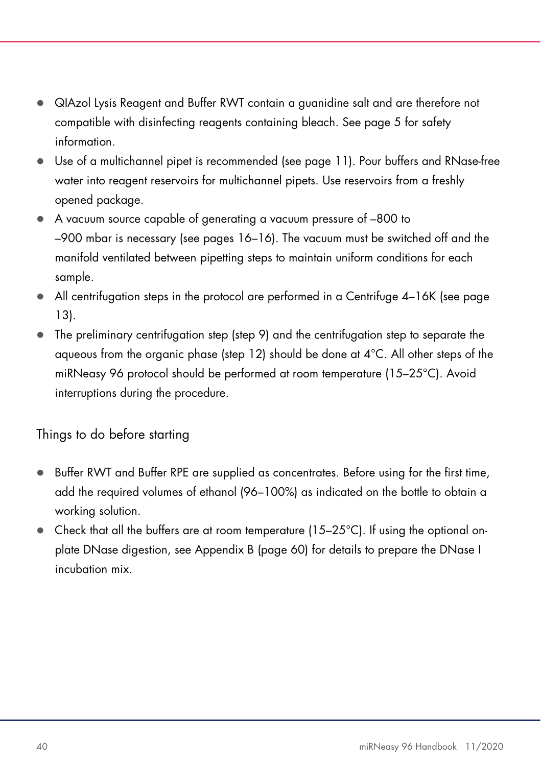- QIAzol Lysis Reagent and Buffer RWT contain a guanidine salt and are therefore not compatible with disinfecting reagents containing bleach. See page 5 for safety information.
- Use of a multichannel pipet is recommended (see page 11). Pour buffers and RNase-free water into reagent reservoirs for multichannel pipets. Use reservoirs from a freshly opened package.
- A vacuum source capable of generating a vacuum pressure of –800 to –900 mbar is necessary (see pages 16–16). The vacuum must be switched off and the manifold ventilated between pipetting steps to maintain uniform conditions for each sample.
- All centrifugation steps in the protocol are performed in a Centrifuge 4–16K (see page 13).
- The preliminary centrifugation step (step 9) and the centrifugation step to separate the aqueous from the organic phase (step 12) should be done at 4°C. All other steps of the miRNeasy 96 protocol should be performed at room temperature (15–25°C). Avoid interruptions during the procedure.

## Things to do before starting

- Buffer RWT and Buffer RPE are supplied as concentrates. Before using for the first time, add the required volumes of ethanol (96–100%) as indicated on the bottle to obtain a working solution.
- Check that all the buffers are at room temperature (15–25°C). If using the optional on-plate DNase digestion, see Appendix B (page 60) for details to prepare the DNase I incubation mix.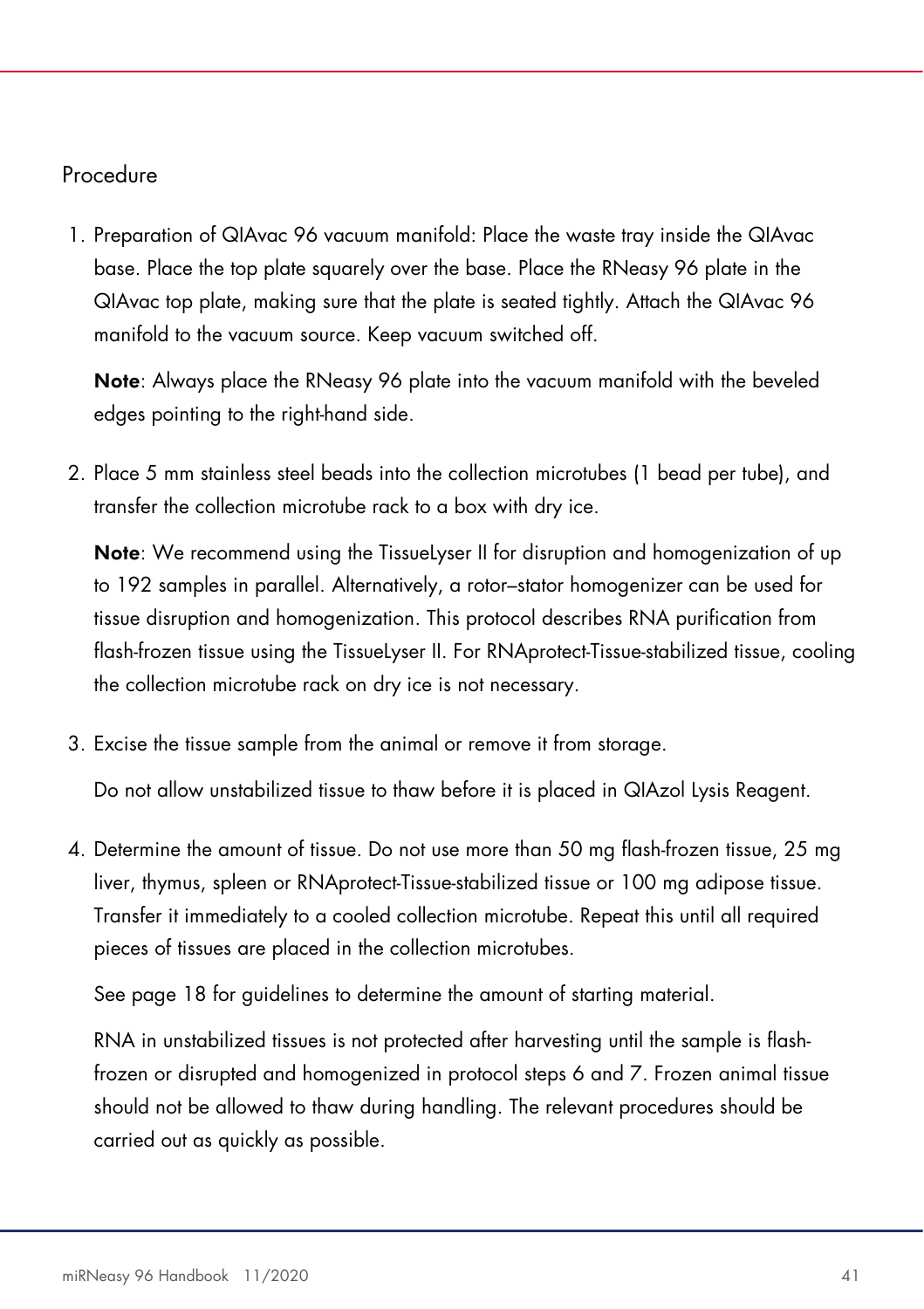## Procedure

1. Preparation of QIAvac 96 vacuum manifold: Place the waste tray inside the QIAvac base. Place the top plate squarely over the base. Place the RNeasy 96 plate in the QIAvac top plate, making sure that the plate is seated tightly. Attach the QIAvac 96 manifold to the vacuum source. Keep vacuum switched off.

   **Note**: Always place the RNeasy 96 plate into the vacuum manifold with the beveled edges pointing to the right-hand side.

2. Place 5 mm stainless steel beads into the collection microtubes (1 bead per tube), and transfer the collection microtube rack to a box with dry ice.

   **Note**: We recommend using the TissueLyser II for disruption and homogenization of up to 192 samples in parallel. Alternatively, a rotor–stator homogenizer can be used for tissue disruption and homogenization. This protocol describes RNA purification from flash-frozen tissue using the TissueLyser II. For RNAprotect-Tissue-stabilized tissue, cooling the collection microtube rack on dry ice is not necessary.

3. Excise the tissue sample from the animal or remove it from storage.

   Do not allow unstabilized tissue to thaw before it is placed in QIAzol Lysis Reagent.

4. Determine the amount of tissue. Do not use more than 50 mg flash-frozen tissue, 25 mg liver, thymus, spleen or RNAprotect-Tissue-stabilized tissue or 100 mg adipose tissue. Transfer it immediately to a cooled collection microtube. Repeat this until all required pieces of tissues are placed in the collection microtubes.

   See page 18 for guidelines to determine the amount of starting material.

   RNA in unstabilized tissues is not protected after harvesting until the sample is flash-frozen or disrupted and homogenized in protocol steps 6 and 7. Frozen animal tissue should not be allowed to thaw during handling. The relevant procedures should be carried out as quickly as possible.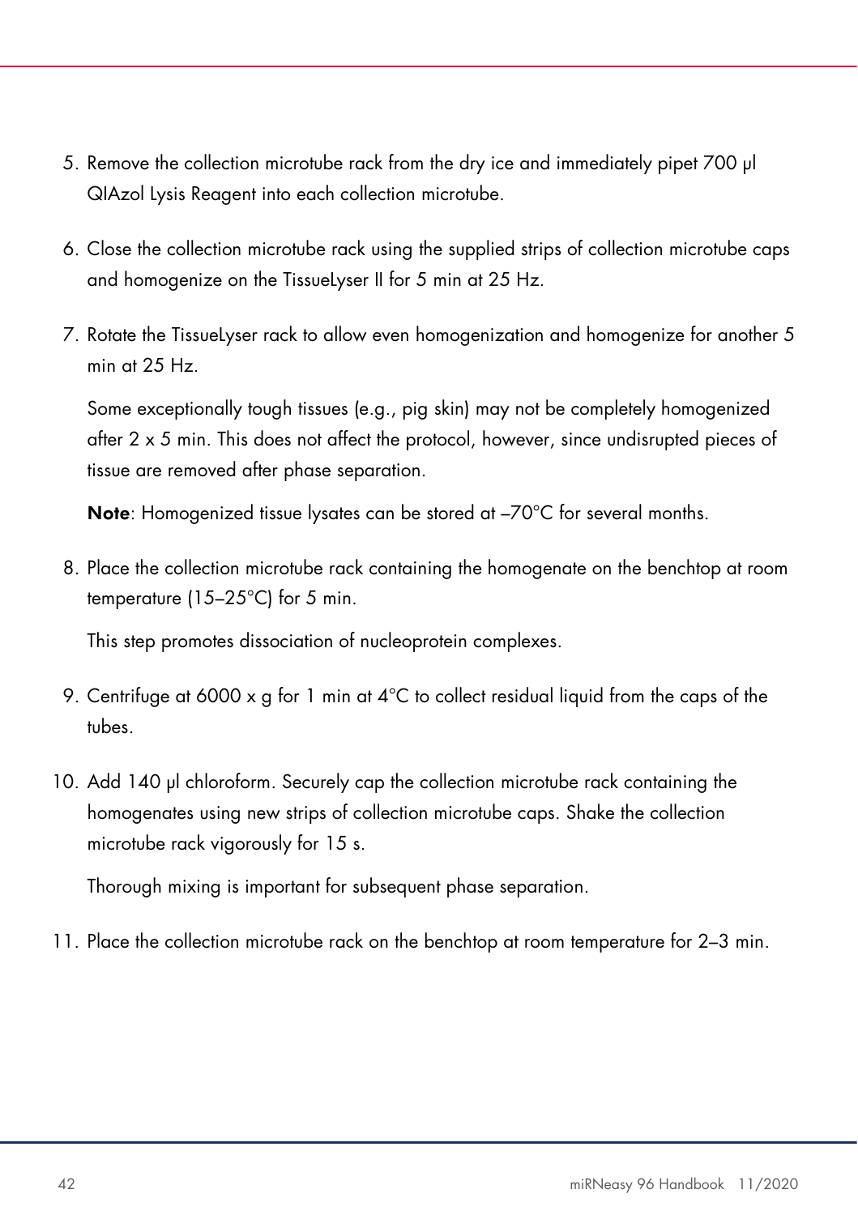5. Remove the collection microtube rack from the dry ice and immediately pipet 700 µl QIAzol Lysis Reagent into each collection microtube.
6. Close the collection microtube rack using the supplied strips of collection microtube caps and homogenize on the TissueLyser II for 5 min at 25 Hz.
7. Rotate the TissueLyser rack to allow even homogenization and homogenize for another 5 min at 25 Hz.

   Some exceptionally tough tissues (e.g., pig skin) may not be completely homogenized after 2 x 5 min. This does not affect the protocol, however, since undisrupted pieces of tissue are removed after phase separation.

   **Note**: Homogenized tissue lysates can be stored at –70°C for several months.

8. Place the collection microtube rack containing the homogenate on the benchtop at room temperature (15–25°C) for 5 min.

   This step promotes dissociation of nucleoprotein complexes.

9. Centrifuge at 6000 x g for 1 min at 4°C to collect residual liquid from the caps of the tubes.
10. Add 140 µl chloroform. Securely cap the collection microtube rack containing the homogenates using new strips of collection microtube caps. Shake the collection microtube rack vigorously for 15 s.

    Thorough mixing is important for subsequent phase separation.

11. Place the collection microtube rack on the benchtop at room temperature for 2–3 min.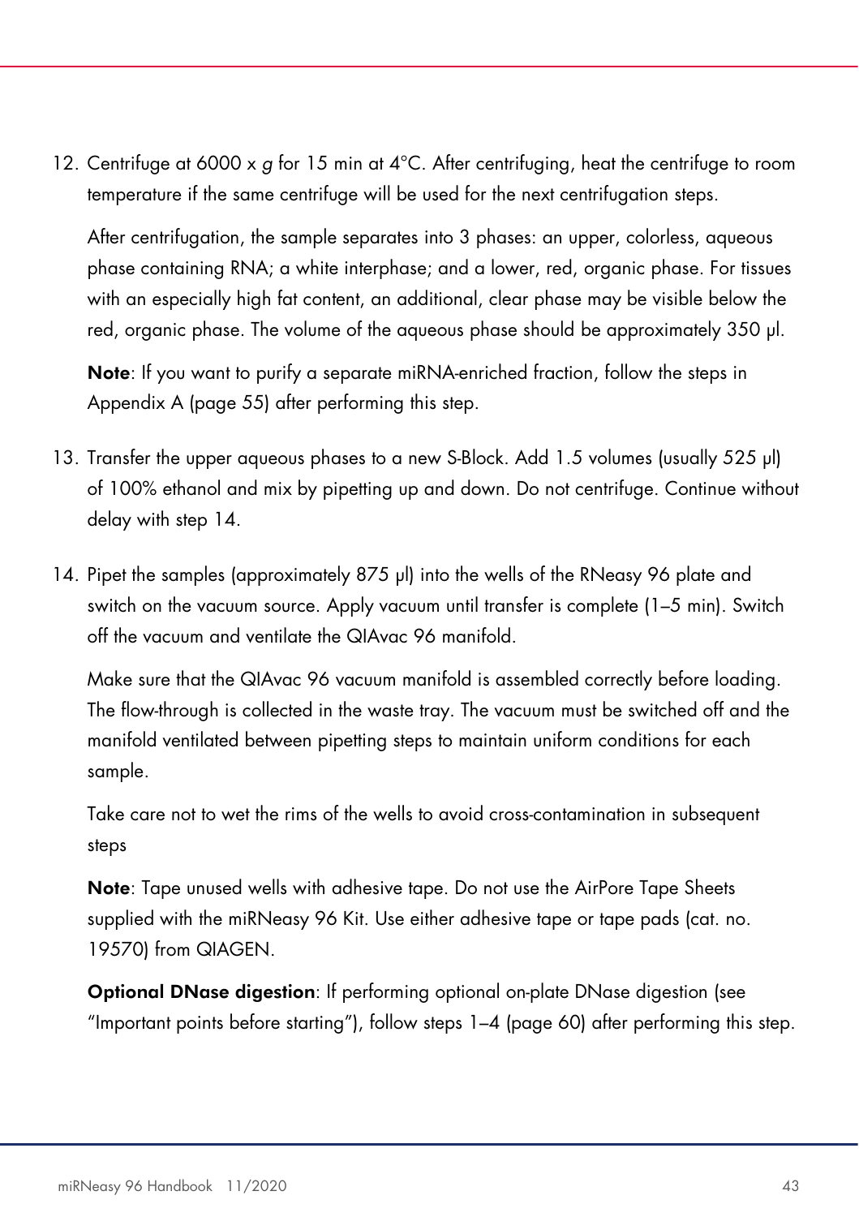12. Centrifuge at 6000 x *g* for 15 min at 4°C. After centrifuging, heat the centrifuge to room temperature if the same centrifuge will be used for the next centrifugation steps.

    After centrifugation, the sample separates into 3 phases: an upper, colorless, aqueous phase containing RNA; a white interphase; and a lower, red, organic phase. For tissues with an especially high fat content, an additional, clear phase may be visible below the red, organic phase. The volume of the aqueous phase should be approximately 350 µl.

    **Note**: If you want to purify a separate miRNA-enriched fraction, follow the steps in Appendix A (page 55) after performing this step.

13. Transfer the upper aqueous phases to a new S-Block. Add 1.5 volumes (usually 525 µl) of 100% ethanol and mix by pipetting up and down. Do not centrifuge. Continue without delay with step 14.

14. Pipet the samples (approximately 875 µl) into the wells of the RNeasy 96 plate and switch on the vacuum source. Apply vacuum until transfer is complete (1–5 min). Switch off the vacuum and ventilate the QIAvac 96 manifold.

    Make sure that the QIAvac 96 vacuum manifold is assembled correctly before loading. The flow-through is collected in the waste tray. The vacuum must be switched off and the manifold ventilated between pipetting steps to maintain uniform conditions for each sample.

    Take care not to wet the rims of the wells to avoid cross-contamination in subsequent steps

    **Note**: Tape unused wells with adhesive tape. Do not use the AirPore Tape Sheets supplied with the miRNeasy 96 Kit. Use either adhesive tape or tape pads (cat. no. 19570) from QIAGEN.

    **Optional DNase digestion**: If performing optional on-plate DNase digestion (see "Important points before starting"), follow steps 1–4 (page 60) after performing this step.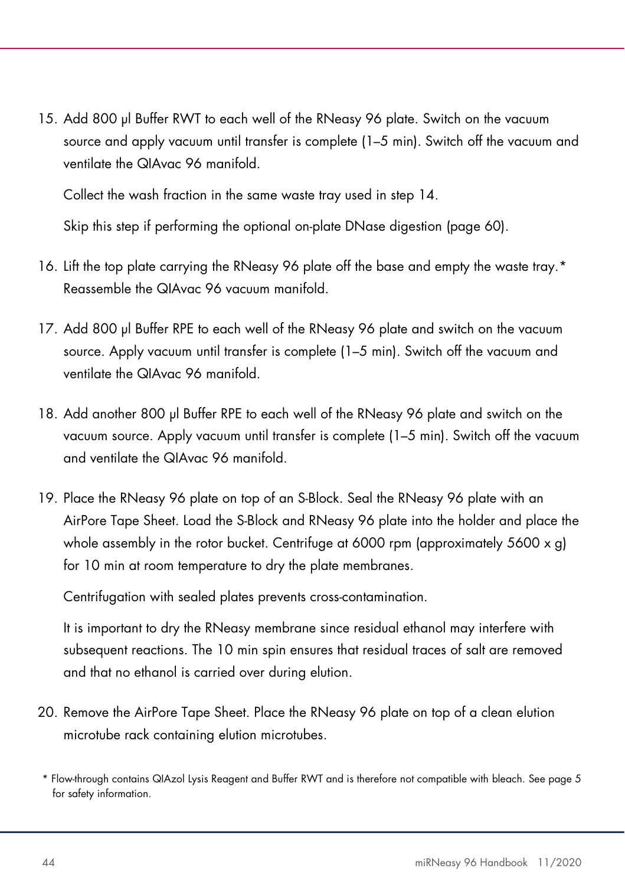15. Add 800 µl Buffer RWT to each well of the RNeasy 96 plate. Switch on the vacuum source and apply vacuum until transfer is complete (1–5 min). Switch off the vacuum and ventilate the QIAvac 96 manifold.

    Collect the wash fraction in the same waste tray used in step 14.

    Skip this step if performing the optional on-plate DNase digestion (page 60).

16. Lift the top plate carrying the RNeasy 96 plate off the base and empty the waste tray.* Reassemble the QIAvac 96 vacuum manifold.

17. Add 800 µl Buffer RPE to each well of the RNeasy 96 plate and switch on the vacuum source. Apply vacuum until transfer is complete (1–5 min). Switch off the vacuum and ventilate the QIAvac 96 manifold.

18. Add another 800 µl Buffer RPE to each well of the RNeasy 96 plate and switch on the vacuum source. Apply vacuum until transfer is complete (1–5 min). Switch off the vacuum and ventilate the QIAvac 96 manifold.

19. Place the RNeasy 96 plate on top of an S-Block. Seal the RNeasy 96 plate with an AirPore Tape Sheet. Load the S-Block and RNeasy 96 plate into the holder and place the whole assembly in the rotor bucket. Centrifuge at 6000 rpm (approximately 5600 x g) for 10 min at room temperature to dry the plate membranes.

    Centrifugation with sealed plates prevents cross-contamination.

    It is important to dry the RNeasy membrane since residual ethanol may interfere with subsequent reactions. The 10 min spin ensures that residual traces of salt are removed and that no ethanol is carried over during elution.

20. Remove the AirPore Tape Sheet. Place the RNeasy 96 plate on top of a clean elution microtube rack containing elution microtubes.

* Flow-through contains QIAzol Lysis Reagent and Buffer RWT and is therefore not compatible with bleach. See page 5 for safety information.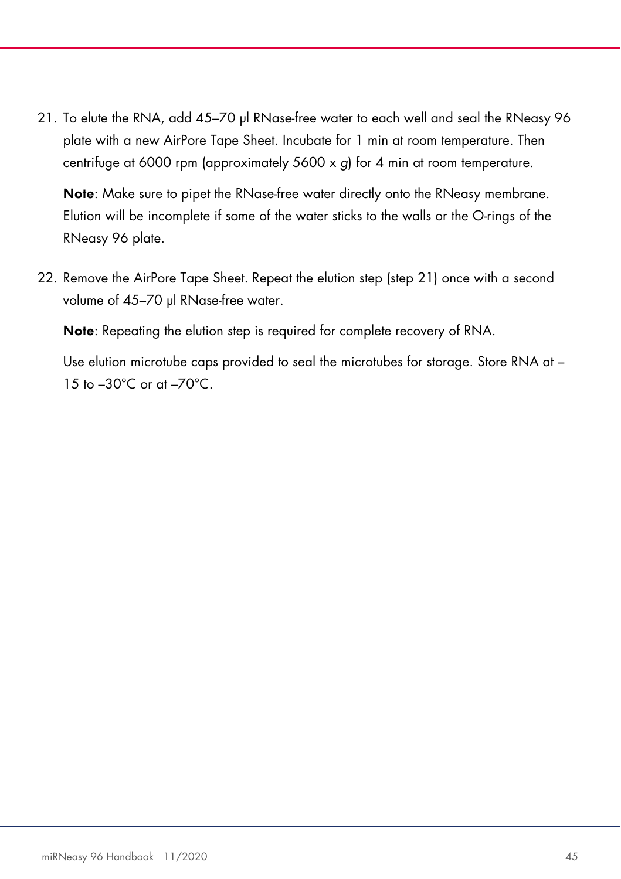21. To elute the RNA, add 45–70 µl RNase-free water to each well and seal the RNeasy 96 plate with a new AirPore Tape Sheet. Incubate for 1 min at room temperature. Then centrifuge at 6000 rpm (approximately 5600 x *g*) for 4 min at room temperature.

    **Note**: Make sure to pipet the RNase-free water directly onto the RNeasy membrane. Elution will be incomplete if some of the water sticks to the walls or the O-rings of the RNeasy 96 plate.

22. Remove the AirPore Tape Sheet. Repeat the elution step (step 21) once with a second volume of 45–70 µl RNase-free water.

    **Note**: Repeating the elution step is required for complete recovery of RNA.

    Use elution microtube caps provided to seal the microtubes for storage. Store RNA at –15 to –30°C or at –70°C.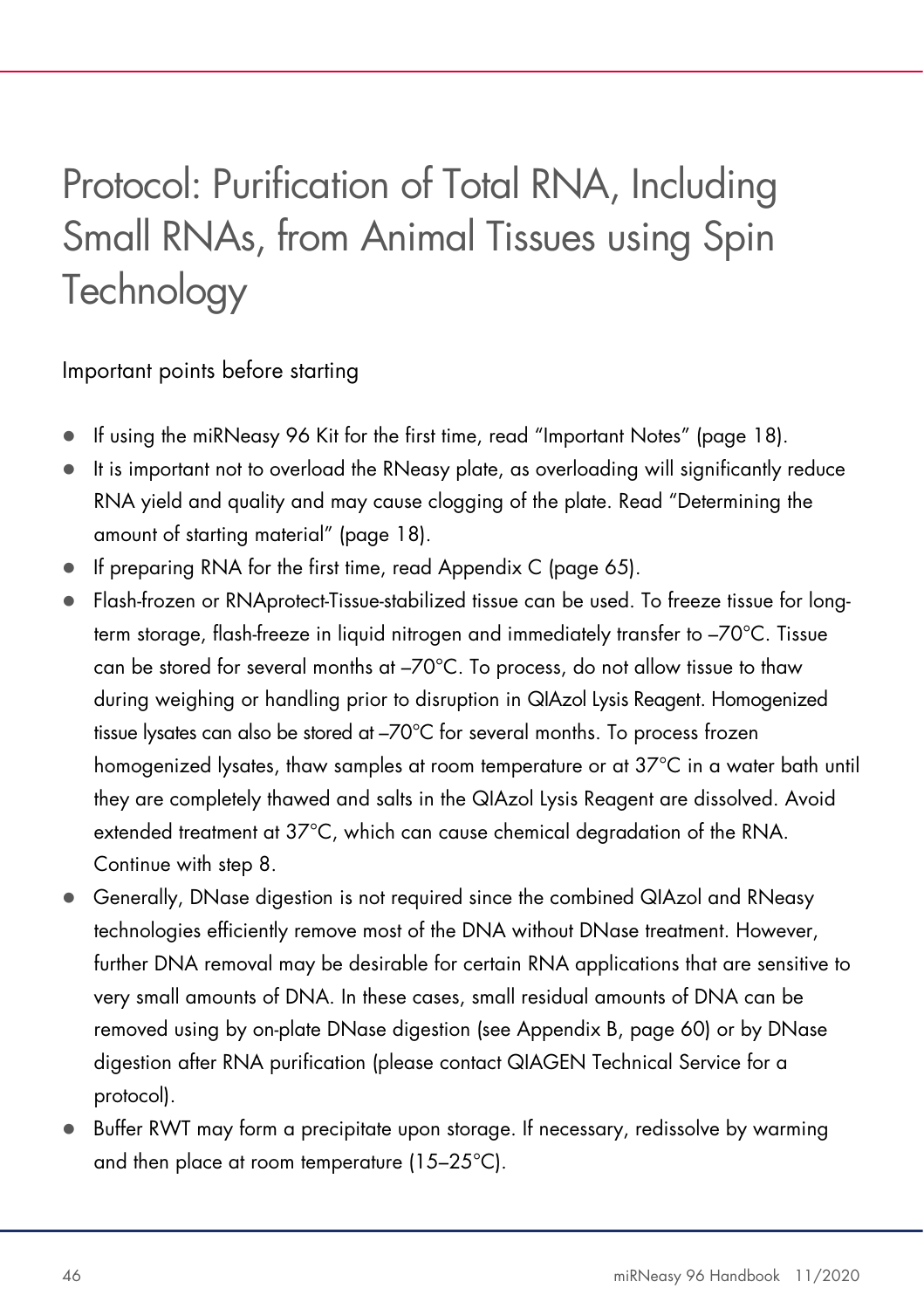# Protocol: Purification of Total RNA, Including Small RNAs, from Animal Tissues using Spin Technology

## Important points before starting

- If using the miRNeasy 96 Kit for the first time, read "Important Notes" (page 18).
- It is important not to overload the RNeasy plate, as overloading will significantly reduce RNA yield and quality and may cause clogging of the plate. Read "Determining the amount of starting material" (page 18).
- If preparing RNA for the first time, read Appendix C (page 65).
- Flash-frozen or RNAprotect-Tissue-stabilized tissue can be used. To freeze tissue for long-term storage, flash-freeze in liquid nitrogen and immediately transfer to –70°C. Tissue can be stored for several months at –70°C. To process, do not allow tissue to thaw during weighing or handling prior to disruption in QIAzol Lysis Reagent. Homogenized tissue lysates can also be stored at –70°C for several months. To process frozen homogenized lysates, thaw samples at room temperature or at 37°C in a water bath until they are completely thawed and salts in the QIAzol Lysis Reagent are dissolved. Avoid extended treatment at 37°C, which can cause chemical degradation of the RNA. Continue with step 8.
- Generally, DNase digestion is not required since the combined QIAzol and RNeasy technologies efficiently remove most of the DNA without DNase treatment. However, further DNA removal may be desirable for certain RNA applications that are sensitive to very small amounts of DNA. In these cases, small residual amounts of DNA can be removed using by on-plate DNase digestion (see Appendix B, page 60) or by DNase digestion after RNA purification (please contact QIAGEN Technical Service for a protocol).
- Buffer RWT may form a precipitate upon storage. If necessary, redissolve by warming and then place at room temperature (15–25°C).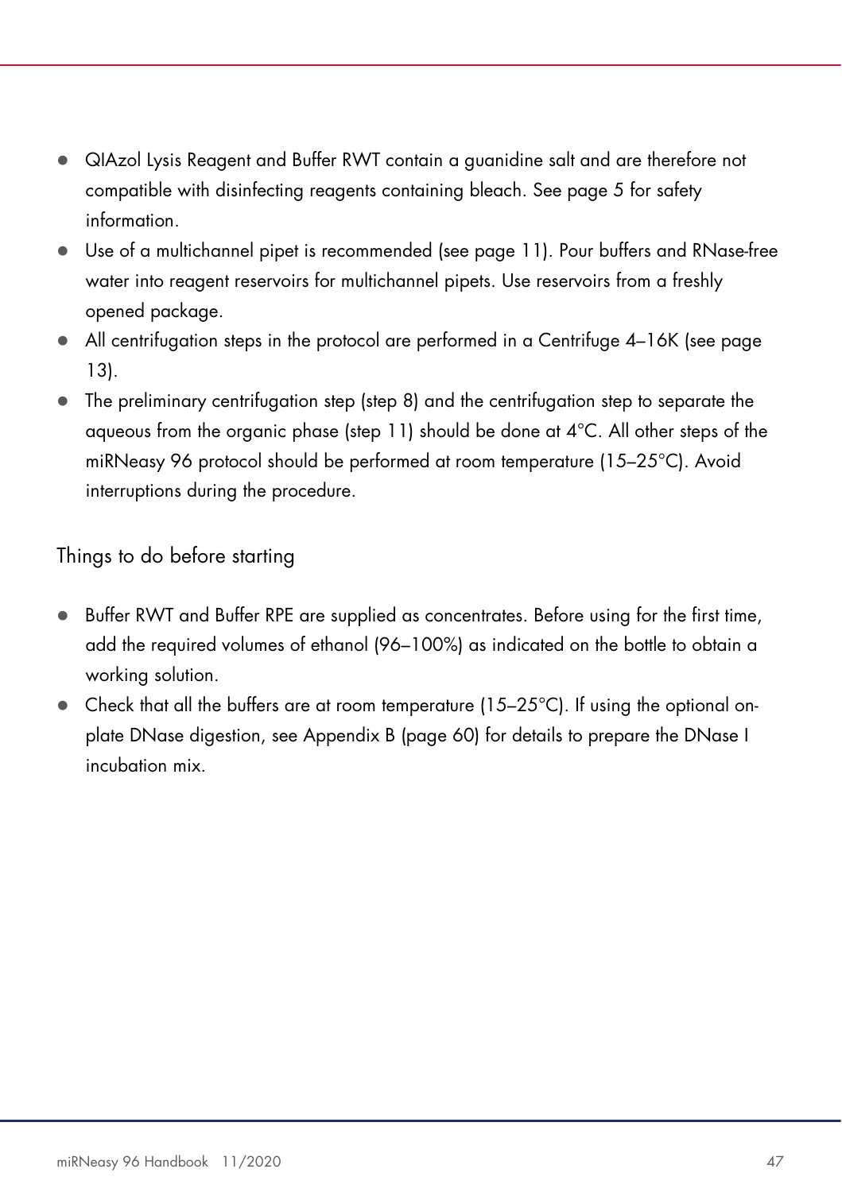- QIAzol Lysis Reagent and Buffer RWT contain a guanidine salt and are therefore not compatible with disinfecting reagents containing bleach. See page 5 for safety information.
- Use of a multichannel pipet is recommended (see page 11). Pour buffers and RNase-free water into reagent reservoirs for multichannel pipets. Use reservoirs from a freshly opened package.
- All centrifugation steps in the protocol are performed in a Centrifuge 4–16K (see page 13).
- The preliminary centrifugation step (step 8) and the centrifugation step to separate the aqueous from the organic phase (step 11) should be done at 4°C. All other steps of the miRNeasy 96 protocol should be performed at room temperature (15–25°C). Avoid interruptions during the procedure.

## Things to do before starting

- Buffer RWT and Buffer RPE are supplied as concentrates. Before using for the first time, add the required volumes of ethanol (96–100%) as indicated on the bottle to obtain a working solution.
- Check that all the buffers are at room temperature (15–25°C). If using the optional on-plate DNase digestion, see Appendix B (page 60) for details to prepare the DNase I incubation mix.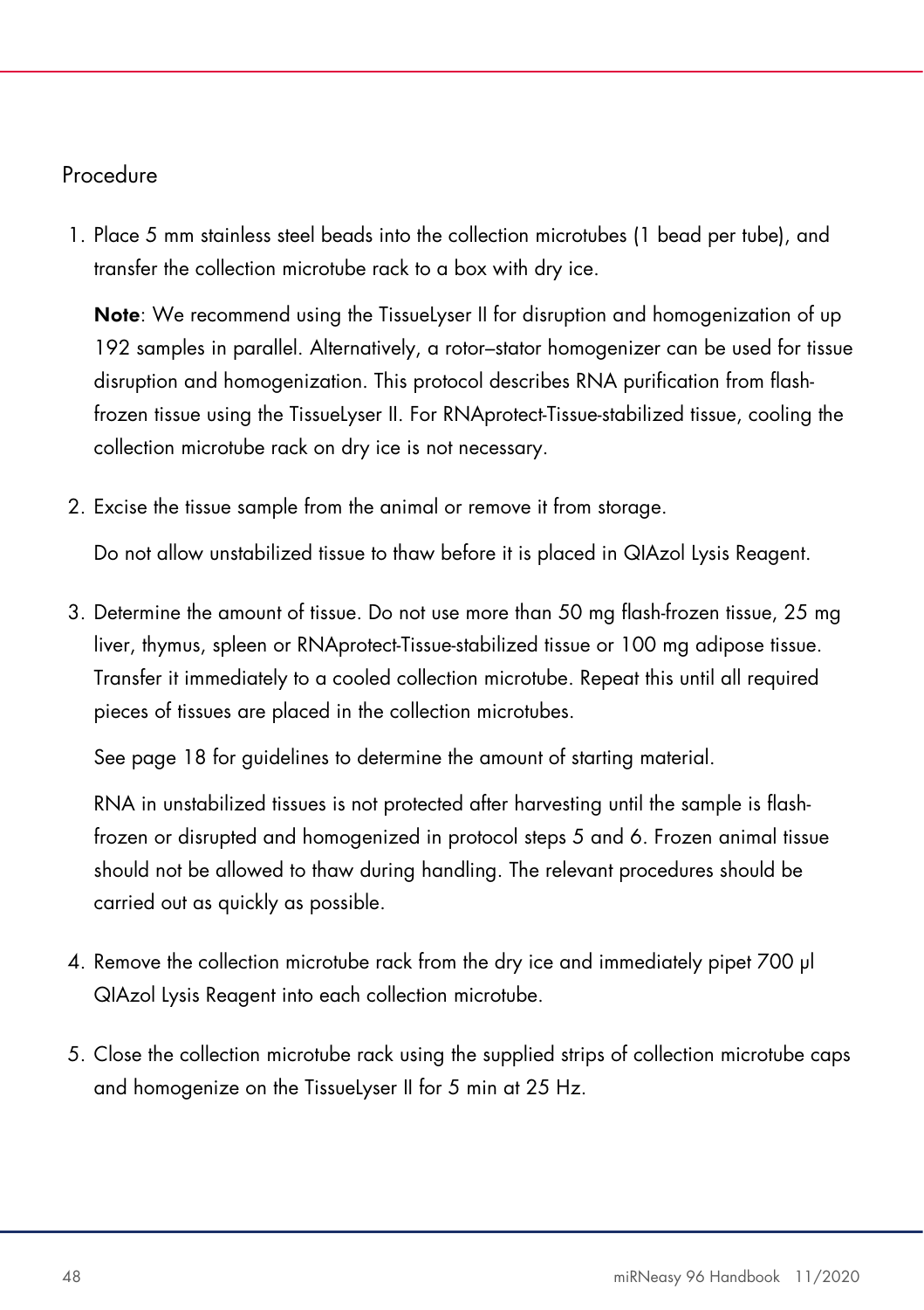## Procedure

1. Place 5 mm stainless steel beads into the collection microtubes (1 bead per tube), and transfer the collection microtube rack to a box with dry ice.

   **Note**: We recommend using the TissueLyser II for disruption and homogenization of up 192 samples in parallel. Alternatively, a rotor–stator homogenizer can be used for tissue disruption and homogenization. This protocol describes RNA purification from flash-frozen tissue using the TissueLyser II. For RNAprotect-Tissue-stabilized tissue, cooling the collection microtube rack on dry ice is not necessary.

2. Excise the tissue sample from the animal or remove it from storage.

   Do not allow unstabilized tissue to thaw before it is placed in QIAzol Lysis Reagent.

3. Determine the amount of tissue. Do not use more than 50 mg flash-frozen tissue, 25 mg liver, thymus, spleen or RNAprotect-Tissue-stabilized tissue or 100 mg adipose tissue. Transfer it immediately to a cooled collection microtube. Repeat this until all required pieces of tissues are placed in the collection microtubes.

   See page 18 for guidelines to determine the amount of starting material.

   RNA in unstabilized tissues is not protected after harvesting until the sample is flash-frozen or disrupted and homogenized in protocol steps 5 and 6. Frozen animal tissue should not be allowed to thaw during handling. The relevant procedures should be carried out as quickly as possible.

4. Remove the collection microtube rack from the dry ice and immediately pipet 700 µl QIAzol Lysis Reagent into each collection microtube.

5. Close the collection microtube rack using the supplied strips of collection microtube caps and homogenize on the TissueLyser II for 5 min at 25 Hz.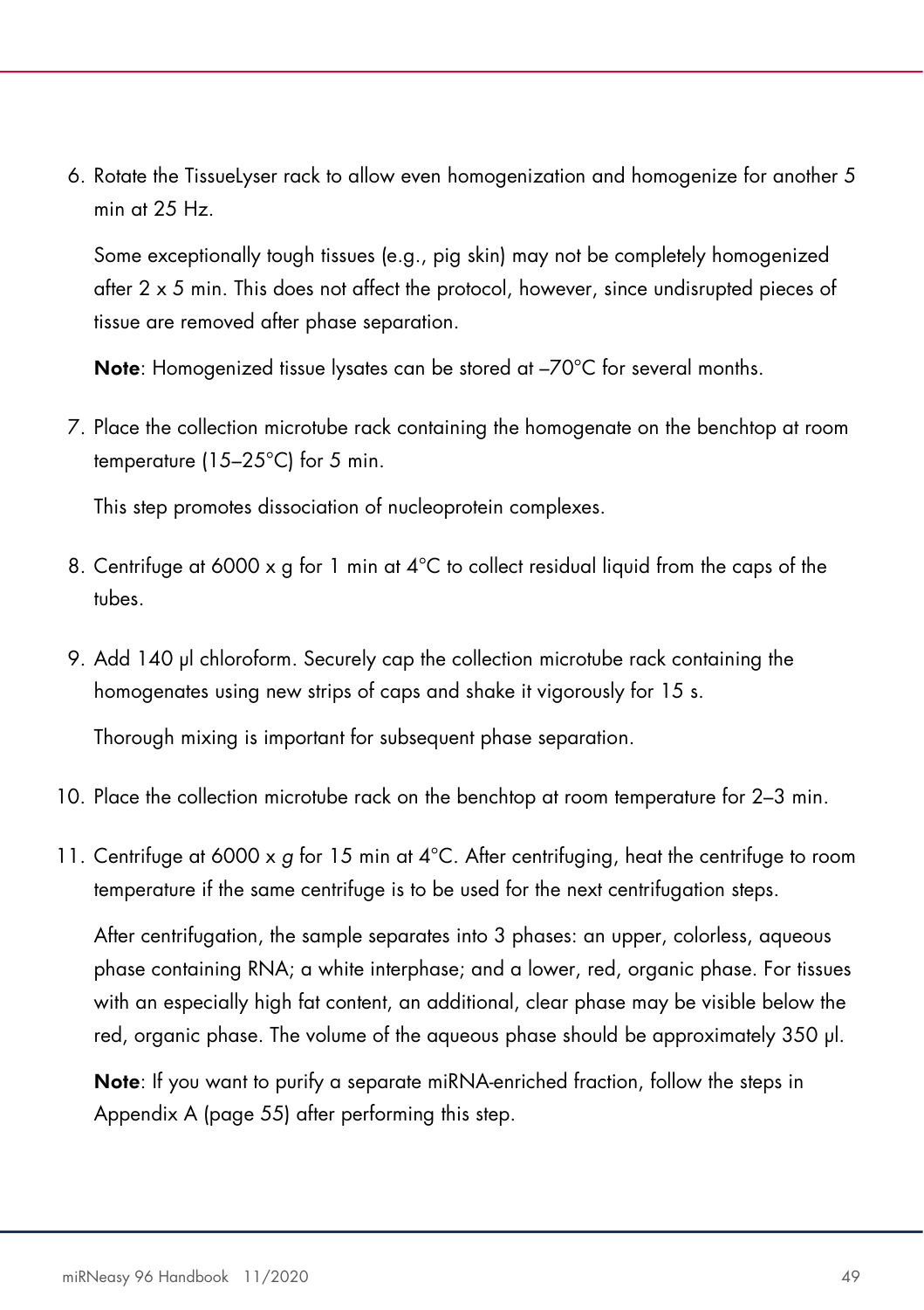6. Rotate the TissueLyser rack to allow even homogenization and homogenize for another 5 min at 25 Hz.

   Some exceptionally tough tissues (e.g., pig skin) may not be completely homogenized after 2 x 5 min. This does not affect the protocol, however, since undisrupted pieces of tissue are removed after phase separation.

   **Note**: Homogenized tissue lysates can be stored at –70°C for several months.

7. Place the collection microtube rack containing the homogenate on the benchtop at room temperature (15–25°C) for 5 min.

   This step promotes dissociation of nucleoprotein complexes.

8. Centrifuge at 6000 x g for 1 min at 4°C to collect residual liquid from the caps of the tubes.

9. Add 140 µl chloroform. Securely cap the collection microtube rack containing the homogenates using new strips of caps and shake it vigorously for 15 s.

   Thorough mixing is important for subsequent phase separation.

10. Place the collection microtube rack on the benchtop at room temperature for 2–3 min.

11. Centrifuge at 6000 x *g* for 15 min at 4°C. After centrifuging, heat the centrifuge to room temperature if the same centrifuge is to be used for the next centrifugation steps.

    After centrifugation, the sample separates into 3 phases: an upper, colorless, aqueous phase containing RNA; a white interphase; and a lower, red, organic phase. For tissues with an especially high fat content, an additional, clear phase may be visible below the red, organic phase. The volume of the aqueous phase should be approximately 350 µl.

    **Note**: If you want to purify a separate miRNA-enriched fraction, follow the steps in Appendix A (page 55) after performing this step.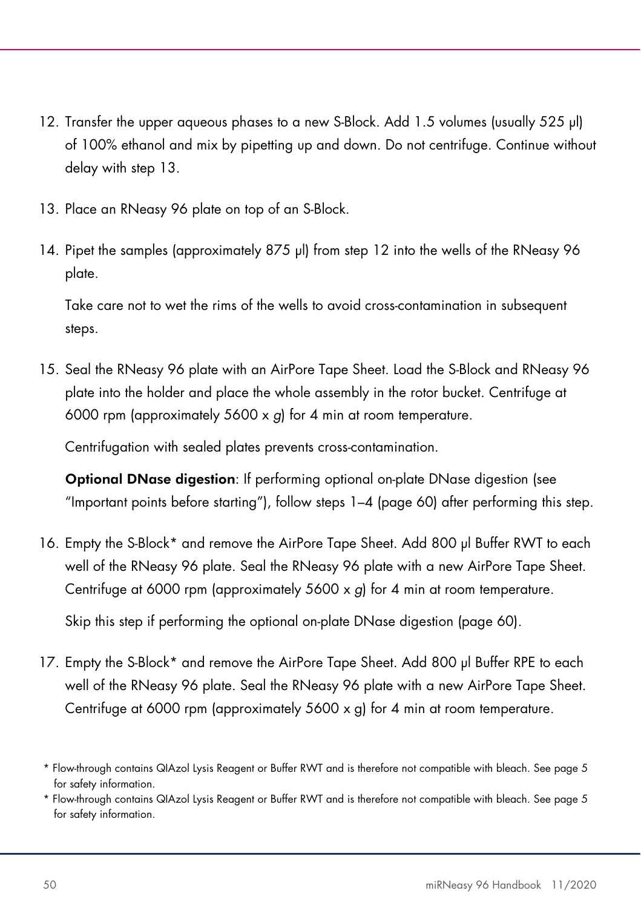12. Transfer the upper aqueous phases to a new S-Block. Add 1.5 volumes (usually 525 µl) of 100% ethanol and mix by pipetting up and down. Do not centrifuge. Continue without delay with step 13.
13. Place an RNeasy 96 plate on top of an S-Block.
14. Pipet the samples (approximately 875 µl) from step 12 into the wells of the RNeasy 96 plate.

    Take care not to wet the rims of the wells to avoid cross-contamination in subsequent steps.
15. Seal the RNeasy 96 plate with an AirPore Tape Sheet. Load the S-Block and RNeasy 96 plate into the holder and place the whole assembly in the rotor bucket. Centrifuge at 6000 rpm (approximately 5600 x *g*) for 4 min at room temperature.

    Centrifugation with sealed plates prevents cross-contamination.

    **Optional DNase digestion**: If performing optional on-plate DNase digestion (see "Important points before starting"), follow steps 1–4 (page 60) after performing this step.
16. Empty the S-Block* and remove the AirPore Tape Sheet. Add 800 µl Buffer RWT to each well of the RNeasy 96 plate. Seal the RNeasy 96 plate with a new AirPore Tape Sheet. Centrifuge at 6000 rpm (approximately 5600 x *g*) for 4 min at room temperature.

    Skip this step if performing the optional on-plate DNase digestion (page 60).
17. Empty the S-Block* and remove the AirPore Tape Sheet. Add 800 µl Buffer RPE to each well of the RNeasy 96 plate. Seal the RNeasy 96 plate with a new AirPore Tape Sheet. Centrifuge at 6000 rpm (approximately 5600 x g) for 4 min at room temperature.

\* Flow-through contains QIAzol Lysis Reagent or Buffer RWT and is therefore not compatible with bleach. See page 5 for safety information.

\* Flow-through contains QIAzol Lysis Reagent or Buffer RWT and is therefore not compatible with bleach. See page 5 for safety information.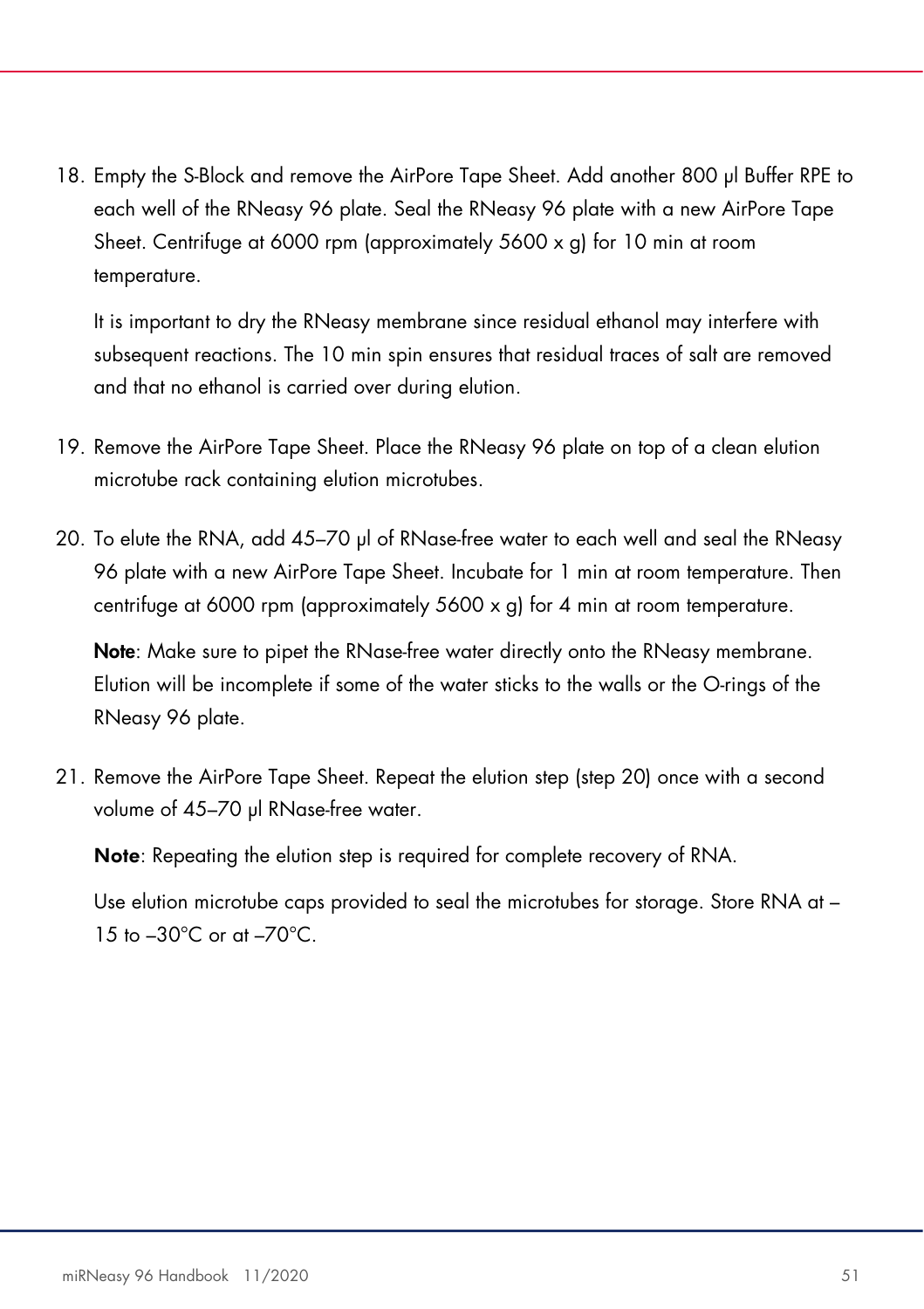18. Empty the S-Block and remove the AirPore Tape Sheet. Add another 800 µl Buffer RPE to each well of the RNeasy 96 plate. Seal the RNeasy 96 plate with a new AirPore Tape Sheet. Centrifuge at 6000 rpm (approximately 5600 x g) for 10 min at room temperature.

    It is important to dry the RNeasy membrane since residual ethanol may interfere with subsequent reactions. The 10 min spin ensures that residual traces of salt are removed and that no ethanol is carried over during elution.

19. Remove the AirPore Tape Sheet. Place the RNeasy 96 plate on top of a clean elution microtube rack containing elution microtubes.

20. To elute the RNA, add 45–70 µl of RNase-free water to each well and seal the RNeasy 96 plate with a new AirPore Tape Sheet. Incubate for 1 min at room temperature. Then centrifuge at 6000 rpm (approximately 5600 x g) for 4 min at room temperature.

    **Note**: Make sure to pipet the RNase-free water directly onto the RNeasy membrane. Elution will be incomplete if some of the water sticks to the walls or the O-rings of the RNeasy 96 plate.

21. Remove the AirPore Tape Sheet. Repeat the elution step (step 20) once with a second volume of 45–70 µl RNase-free water.

    **Note**: Repeating the elution step is required for complete recovery of RNA.

    Use elution microtube caps provided to seal the microtubes for storage. Store RNA at –15 to –30°C or at –70°C.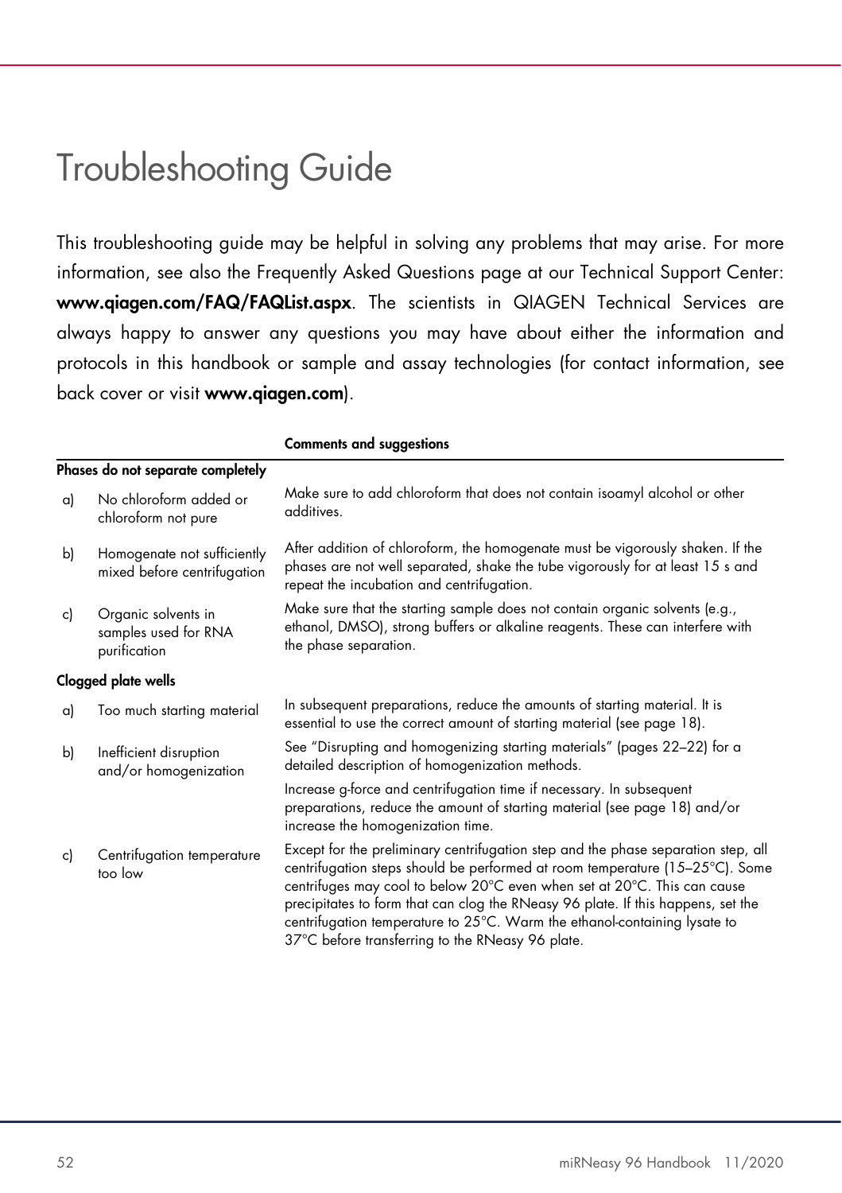# Troubleshooting Guide

This troubleshooting guide may be helpful in solving any problems that may arise. For more information, see also the Frequently Asked Questions page at our Technical Support Center: **www.qiagen.com/FAQ/FAQList.aspx**. The scientists in QIAGEN Technical Services are always happy to answer any questions you may have about either the information and protocols in this handbook or sample and assay technologies (for contact information, see back cover or visit **www.qiagen.com**).

| | | Comments and suggestions |
|---|---|---|
| **Phases do not separate completely** | | |
| a) | No chloroform added or chloroform not pure | Make sure to add chloroform that does not contain isoamyl alcohol or other additives. |
| b) | Homogenate not sufficiently mixed before centrifugation | After addition of chloroform, the homogenate must be vigorously shaken. If the phases are not well separated, shake the tube vigorously for at least 15 s and repeat the incubation and centrifugation. |
| c) | Organic solvents in samples used for RNA purification | Make sure that the starting sample does not contain organic solvents (e.g., ethanol, DMSO), strong buffers or alkaline reagents. These can interfere with the phase separation. |
| **Clogged plate wells** | | |
| a) | Too much starting material | In subsequent preparations, reduce the amounts of starting material. It is essential to use the correct amount of starting material (see page 18). |
| b) | Inefficient disruption and/or homogenization | See "Disrupting and homogenizing starting materials" (pages 22–22) for a detailed description of homogenization methods.<br>Increase g-force and centrifugation time if necessary. In subsequent preparations, reduce the amount of starting material (see page 18) and/or increase the homogenization time. |
| c) | Centrifugation temperature too low | Except for the preliminary centrifugation step and the phase separation step, all centrifugation steps should be performed at room temperature (15–25°C). Some centrifuges may cool to below 20°C even when set at 20°C. This can cause precipitates to form that can clog the RNeasy 96 plate. If this happens, set the centrifugation temperature to 25°C. Warm the ethanol-containing lysate to 37°C before transferring to the RNeasy 96 plate. |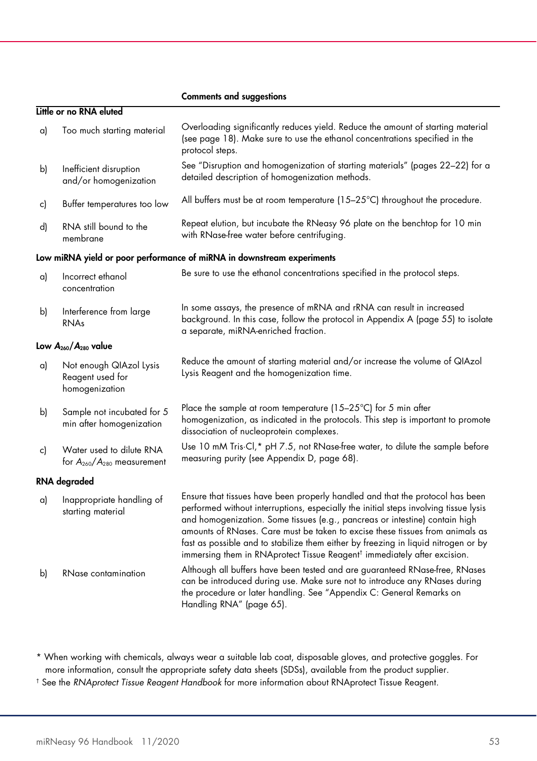| | | Comments and suggestions |
|---|---|---|
| **Little or no RNA eluted** | | |
| a) | Too much starting material | Overloading significantly reduces yield. Reduce the amount of starting material (see page 18). Make sure to use the ethanol concentrations specified in the protocol steps. |
| b) | Inefficient disruption and/or homogenization | See "Disruption and homogenization of starting materials" (pages 22–22) for a detailed description of homogenization methods. |
| c) | Buffer temperatures too low | All buffers must be at room temperature (15–25°C) throughout the procedure. |
| d) | RNA still bound to the membrane | Repeat elution, but incubate the RNeasy 96 plate on the benchtop for 10 min with RNase-free water before centrifuging. |
| **Low miRNA yield or poor performance of miRNA in downstream experiments** | | |
| a) | Incorrect ethanol concentration | Be sure to use the ethanol concentrations specified in the protocol steps. |
| b) | Interference from large RNAs | In some assays, the presence of mRNA and rRNA can result in increased background. In this case, follow the protocol in Appendix A (page 55) to isolate a separate, miRNA-enriched fraction. |
| **Low $A_{260}/A_{280}$ value** | | |
| a) | Not enough QIAzol Lysis Reagent used for homogenization | Reduce the amount of starting material and/or increase the volume of QIAzol Lysis Reagent and the homogenization time. |
| b) | Sample not incubated for 5 min after homogenization | Place the sample at room temperature (15–25°C) for 5 min after homogenization, as indicated in the protocols. This step is important to promote dissociation of nucleoprotein complexes. |
| c) | Water used to dilute RNA for $A_{260}/A_{280}$ measurement | Use 10 mM Tris·Cl,* pH 7.5, not RNase-free water, to dilute the sample before measuring purity (see Appendix D, page 68). |
| **RNA degraded** | | |
| a) | Inappropriate handling of starting material | Ensure that tissues have been properly handled and that the protocol has been performed without interruptions, especially the initial steps involving tissue lysis and homogenization. Some tissues (e.g., pancreas or intestine) contain high amounts of RNases. Care must be taken to excise these tissues from animals as fast as possible and to stabilize them either by freezing in liquid nitrogen or by immersing them in RNAprotect Tissue Reagent† immediately after excision. |
| b) | RNase contamination | Although all buffers have been tested and are guaranteed RNase-free, RNases can be introduced during use. Make sure not to introduce any RNases during the procedure or later handling. See "Appendix C: General Remarks on Handling RNA" (page 65). |

\* When working with chemicals, always wear a suitable lab coat, disposable gloves, and protective goggles. For more information, consult the appropriate safety data sheets (SDSs), available from the product supplier.

† See the *RNAprotect Tissue Reagent Handbook* for more information about RNAprotect Tissue Reagent.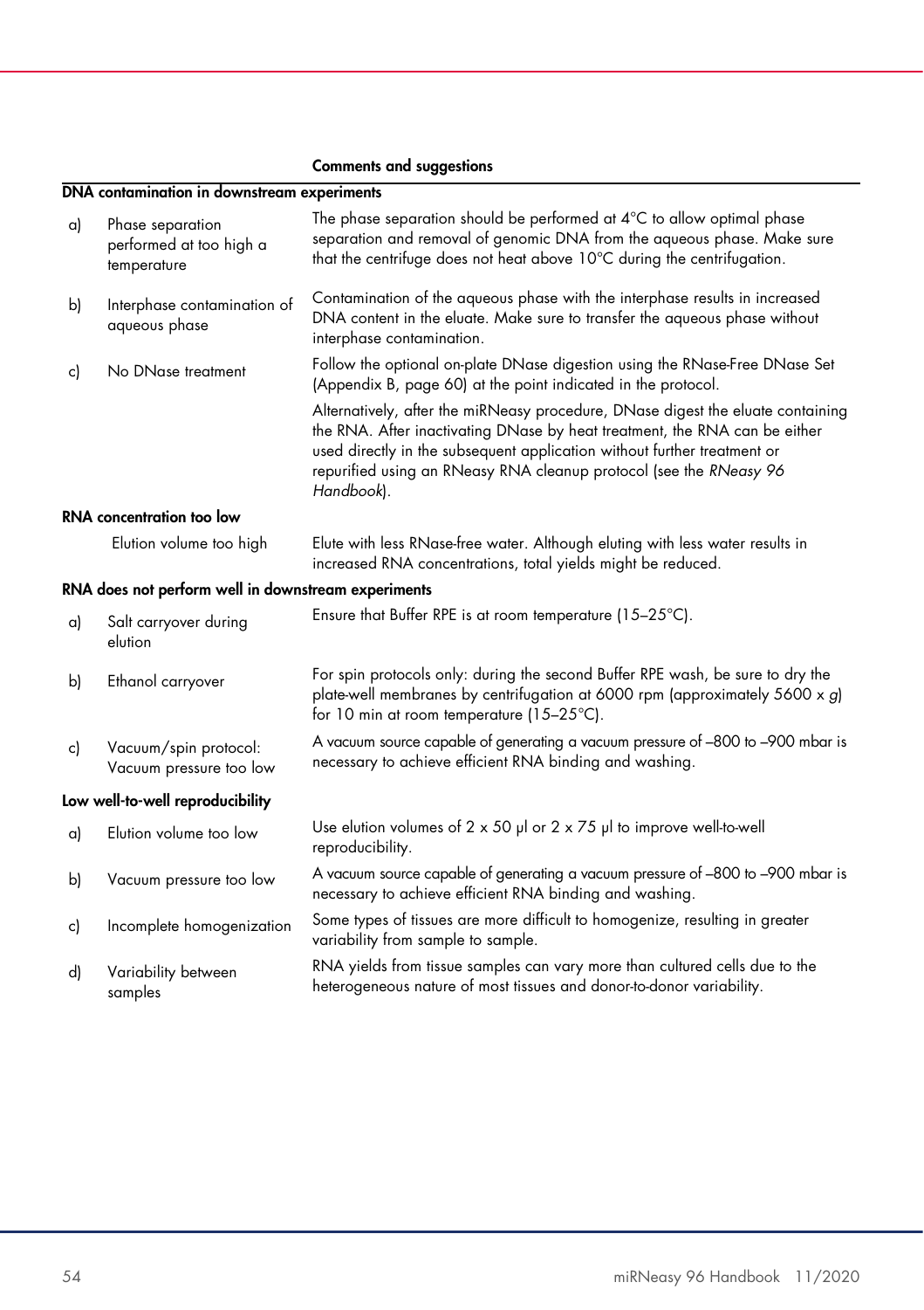| | | Comments and suggestions |
|---|---|---|
| **DNA contamination in downstream experiments** | | |
| a) | Phase separation performed at too high a temperature | The phase separation should be performed at 4°C to allow optimal phase separation and removal of genomic DNA from the aqueous phase. Make sure that the centrifuge does not heat above 10°C during the centrifugation. |
| b) | Interphase contamination of aqueous phase | Contamination of the aqueous phase with the interphase results in increased DNA content in the eluate. Make sure to transfer the aqueous phase without interphase contamination. |
| c) | No DNase treatment | Follow the optional on-plate DNase digestion using the RNase-Free DNase Set (Appendix B, page 60) at the point indicated in the protocol. |
| | | Alternatively, after the miRNeasy procedure, DNase digest the eluate containing the RNA. After inactivating DNase by heat treatment, the RNA can be either used directly in the subsequent application without further treatment or repurified using an RNeasy RNA cleanup protocol (see the *RNeasy 96 Handbook*). |
| **RNA concentration too low** | | |
| | Elution volume too high | Elute with less RNase-free water. Although eluting with less water results in increased RNA concentrations, total yields might be reduced. |
| **RNA does not perform well in downstream experiments** | | |
| a) | Salt carryover during elution | Ensure that Buffer RPE is at room temperature (15–25°C). |
| b) | Ethanol carryover | For spin protocols only: during the second Buffer RPE wash, be sure to dry the plate-well membranes by centrifugation at 6000 rpm (approximately 5600 x *g*) for 10 min at room temperature (15–25°C). |
| c) | Vacuum/spin protocol: Vacuum pressure too low | A vacuum source capable of generating a vacuum pressure of –800 to –900 mbar is necessary to achieve efficient RNA binding and washing. |
| **Low well-to-well reproducibility** | | |
| a) | Elution volume too low | Use elution volumes of 2 x 50 µl or 2 x 75 µl to improve well-to-well reproducibility. |
| b) | Vacuum pressure too low | A vacuum source capable of generating a vacuum pressure of –800 to –900 mbar is necessary to achieve efficient RNA binding and washing. |
| c) | Incomplete homogenization | Some types of tissues are more difficult to homogenize, resulting in greater variability from sample to sample. |
| d) | Variability between samples | RNA yields from tissue samples can vary more than cultured cells due to the heterogeneous nature of most tissues and donor-to-donor variability. |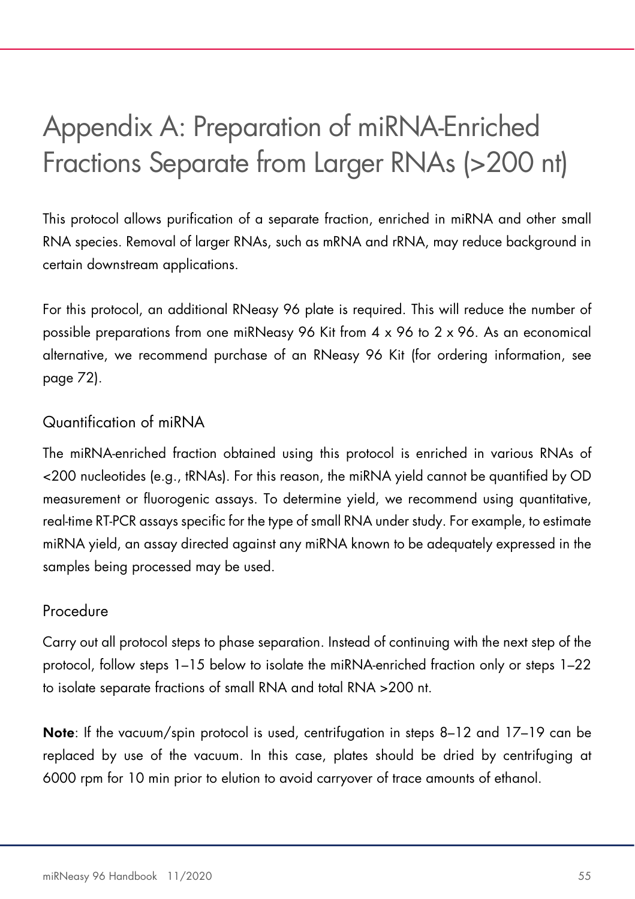# Appendix A: Preparation of miRNA-Enriched Fractions Separate from Larger RNAs (>200 nt)

This protocol allows purification of a separate fraction, enriched in miRNA and other small RNA species. Removal of larger RNAs, such as mRNA and rRNA, may reduce background in certain downstream applications.

For this protocol, an additional RNeasy 96 plate is required. This will reduce the number of possible preparations from one miRNeasy 96 Kit from 4 x 96 to 2 x 96. As an economical alternative, we recommend purchase of an RNeasy 96 Kit (for ordering information, see page 72).

## Quantification of miRNA

The miRNA-enriched fraction obtained using this protocol is enriched in various RNAs of <200 nucleotides (e.g., tRNAs). For this reason, the miRNA yield cannot be quantified by OD measurement or fluorogenic assays. To determine yield, we recommend using quantitative, real-time RT-PCR assays specific for the type of small RNA under study. For example, to estimate miRNA yield, an assay directed against any miRNA known to be adequately expressed in the samples being processed may be used.

## Procedure

Carry out all protocol steps to phase separation. Instead of continuing with the next step of the protocol, follow steps 1–15 below to isolate the miRNA-enriched fraction only or steps 1–22 to isolate separate fractions of small RNA and total RNA >200 nt.

**Note**: If the vacuum/spin protocol is used, centrifugation in steps 8–12 and 17–19 can be replaced by use of the vacuum. In this case, plates should be dried by centrifuging at 6000 rpm for 10 min prior to elution to avoid carryover of trace amounts of ethanol.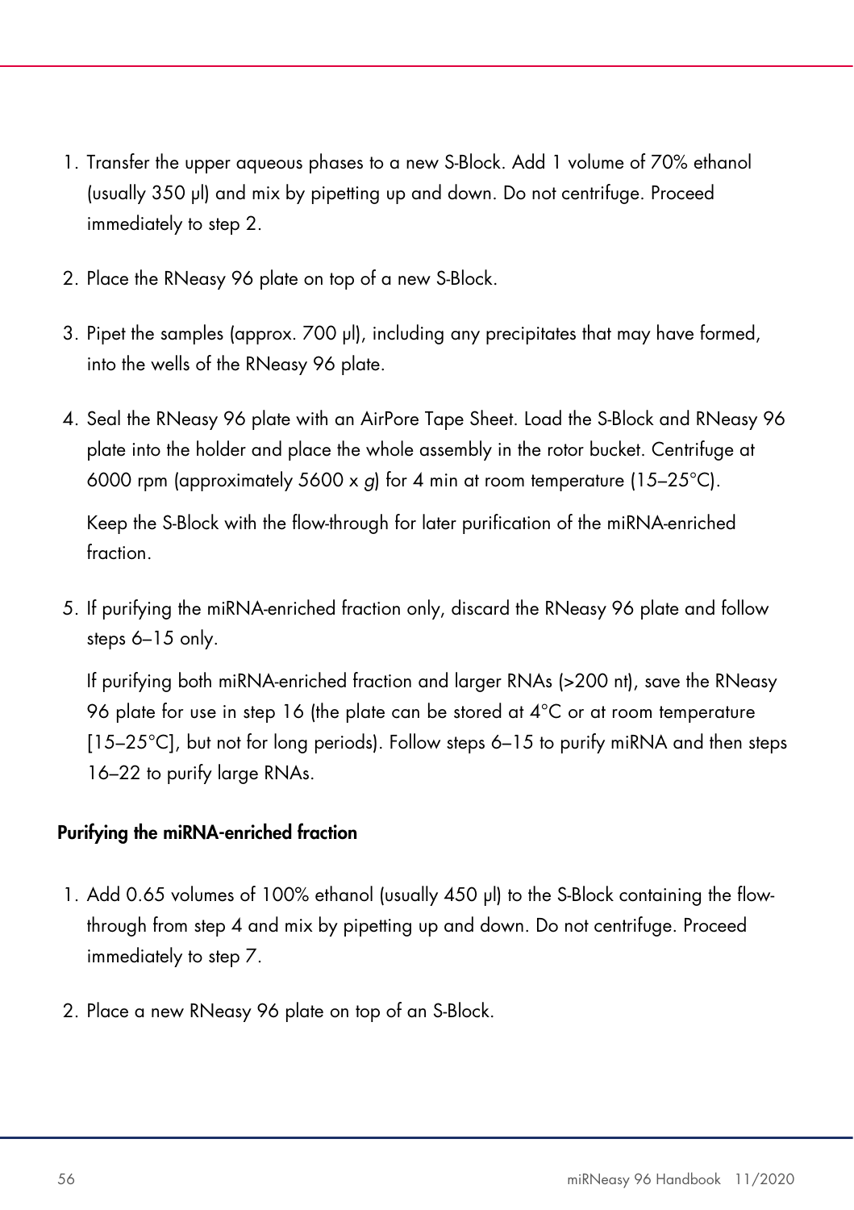1. Transfer the upper aqueous phases to a new S-Block. Add 1 volume of 70% ethanol (usually 350 µl) and mix by pipetting up and down. Do not centrifuge. Proceed immediately to step 2.
2. Place the RNeasy 96 plate on top of a new S-Block.
3. Pipet the samples (approx. 700 µl), including any precipitates that may have formed, into the wells of the RNeasy 96 plate.
4. Seal the RNeasy 96 plate with an AirPore Tape Sheet. Load the S-Block and RNeasy 96 plate into the holder and place the whole assembly in the rotor bucket. Centrifuge at 6000 rpm (approximately 5600 x *g*) for 4 min at room temperature (15–25°C).

   Keep the S-Block with the flow-through for later purification of the miRNA-enriched fraction.
5. If purifying the miRNA-enriched fraction only, discard the RNeasy 96 plate and follow steps 6–15 only.

   If purifying both miRNA-enriched fraction and larger RNAs (>200 nt), save the RNeasy 96 plate for use in step 16 (the plate can be stored at 4°C or at room temperature [15–25°C], but not for long periods). Follow steps 6–15 to purify miRNA and then steps 16–22 to purify large RNAs.

**Purifying the miRNA-enriched fraction**

1. Add 0.65 volumes of 100% ethanol (usually 450 µl) to the S-Block containing the flow-through from step 4 and mix by pipetting up and down. Do not centrifuge. Proceed immediately to step 7.
2. Place a new RNeasy 96 plate on top of an S-Block.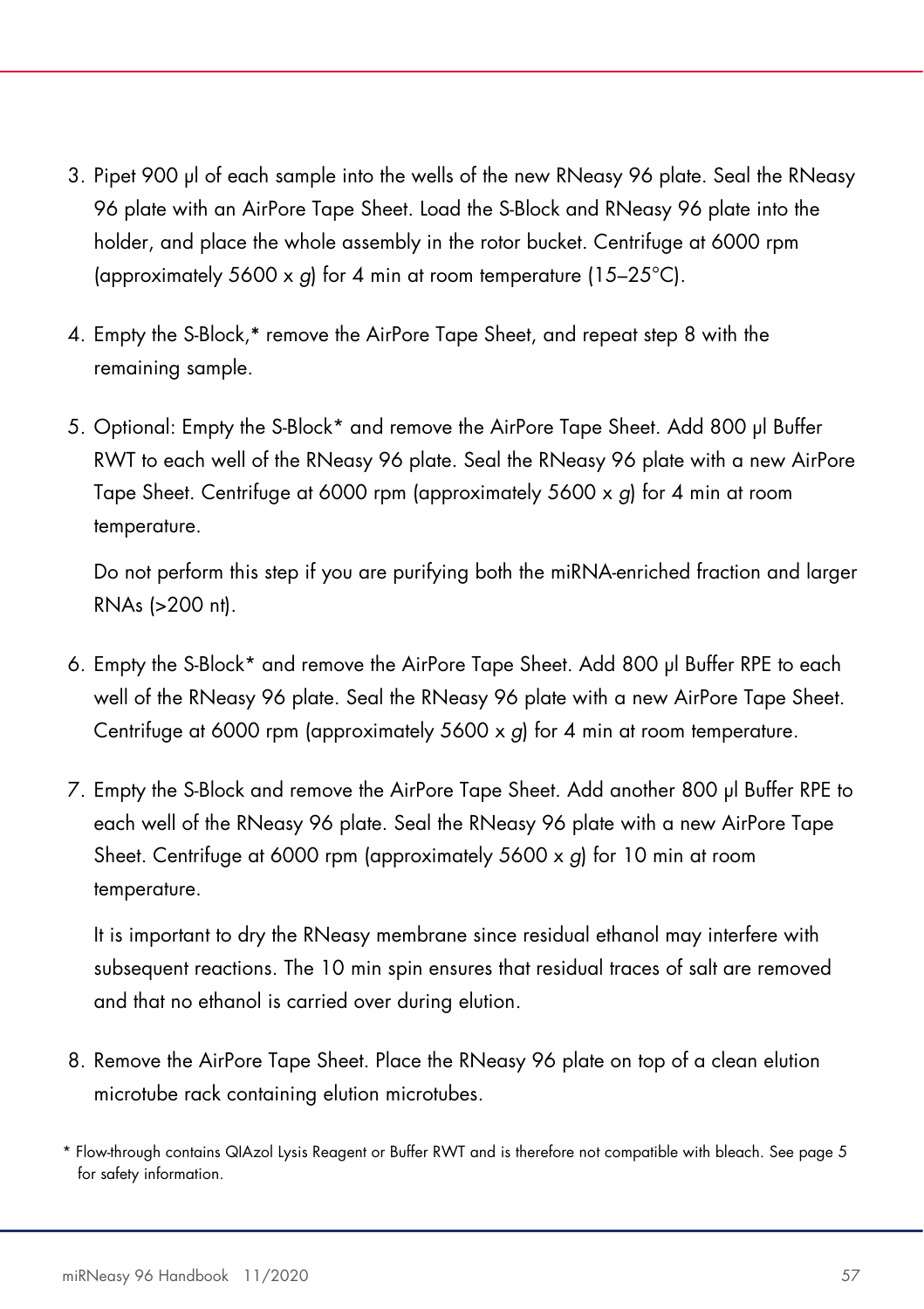3. Pipet 900 µl of each sample into the wells of the new RNeasy 96 plate. Seal the RNeasy 96 plate with an AirPore Tape Sheet. Load the S-Block and RNeasy 96 plate into the holder, and place the whole assembly in the rotor bucket. Centrifuge at 6000 rpm (approximately 5600 x *g*) for 4 min at room temperature (15–25°C).
4. Empty the S-Block,* remove the AirPore Tape Sheet, and repeat step 8 with the remaining sample.
5. Optional: Empty the S-Block* and remove the AirPore Tape Sheet. Add 800 µl Buffer RWT to each well of the RNeasy 96 plate. Seal the RNeasy 96 plate with a new AirPore Tape Sheet. Centrifuge at 6000 rpm (approximately 5600 x *g*) for 4 min at room temperature.

   Do not perform this step if you are purifying both the miRNA-enriched fraction and larger RNAs (>200 nt).
6. Empty the S-Block* and remove the AirPore Tape Sheet. Add 800 µl Buffer RPE to each well of the RNeasy 96 plate. Seal the RNeasy 96 plate with a new AirPore Tape Sheet. Centrifuge at 6000 rpm (approximately 5600 x *g*) for 4 min at room temperature.
7. Empty the S-Block and remove the AirPore Tape Sheet. Add another 800 µl Buffer RPE to each well of the RNeasy 96 plate. Seal the RNeasy 96 plate with a new AirPore Tape Sheet. Centrifuge at 6000 rpm (approximately 5600 x *g*) for 10 min at room temperature.

   It is important to dry the RNeasy membrane since residual ethanol may interfere with subsequent reactions. The 10 min spin ensures that residual traces of salt are removed and that no ethanol is carried over during elution.
8. Remove the AirPore Tape Sheet. Place the RNeasy 96 plate on top of a clean elution microtube rack containing elution microtubes.

\* Flow-through contains QIAzol Lysis Reagent or Buffer RWT and is therefore not compatible with bleach. See page 5 for safety information.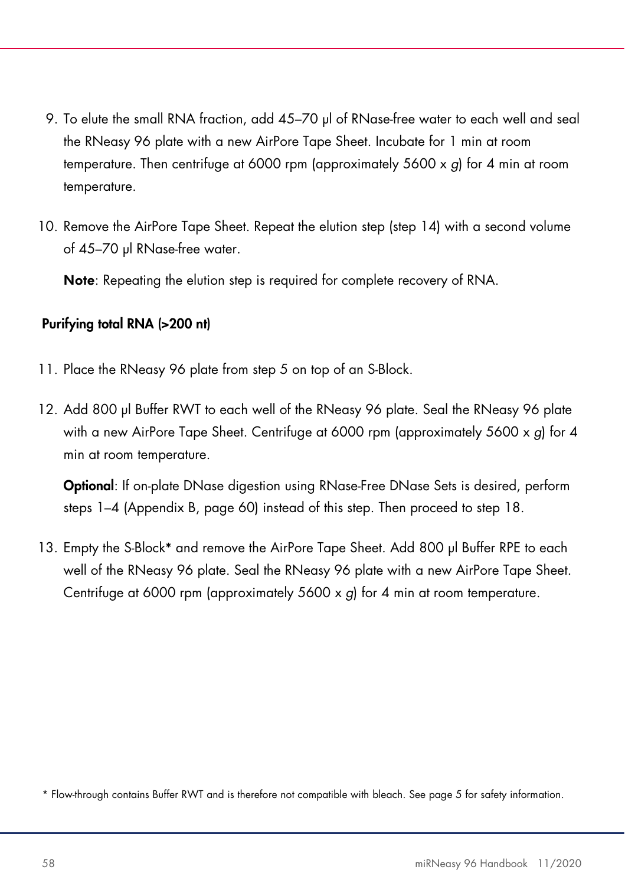9. To elute the small RNA fraction, add 45–70 µl of RNase-free water to each well and seal the RNeasy 96 plate with a new AirPore Tape Sheet. Incubate for 1 min at room temperature. Then centrifuge at 6000 rpm (approximately 5600 x *g*) for 4 min at room temperature.
10. Remove the AirPore Tape Sheet. Repeat the elution step (step 14) with a second volume of 45–70 µl RNase-free water.

    **Note**: Repeating the elution step is required for complete recovery of RNA.

**Purifying total RNA (>200 nt)**

11. Place the RNeasy 96 plate from step 5 on top of an S-Block.
12. Add 800 µl Buffer RWT to each well of the RNeasy 96 plate. Seal the RNeasy 96 plate with a new AirPore Tape Sheet. Centrifuge at 6000 rpm (approximately 5600 x *g*) for 4 min at room temperature.

    **Optional**: If on-plate DNase digestion using RNase-Free DNase Sets is desired, perform steps 1–4 (Appendix B, page 60) instead of this step. Then proceed to step 18.
13. Empty the S-Block* and remove the AirPore Tape Sheet. Add 800 µl Buffer RPE to each well of the RNeasy 96 plate. Seal the RNeasy 96 plate with a new AirPore Tape Sheet. Centrifuge at 6000 rpm (approximately 5600 x *g*) for 4 min at room temperature.

\* Flow-through contains Buffer RWT and is therefore not compatible with bleach. See page 5 for safety information.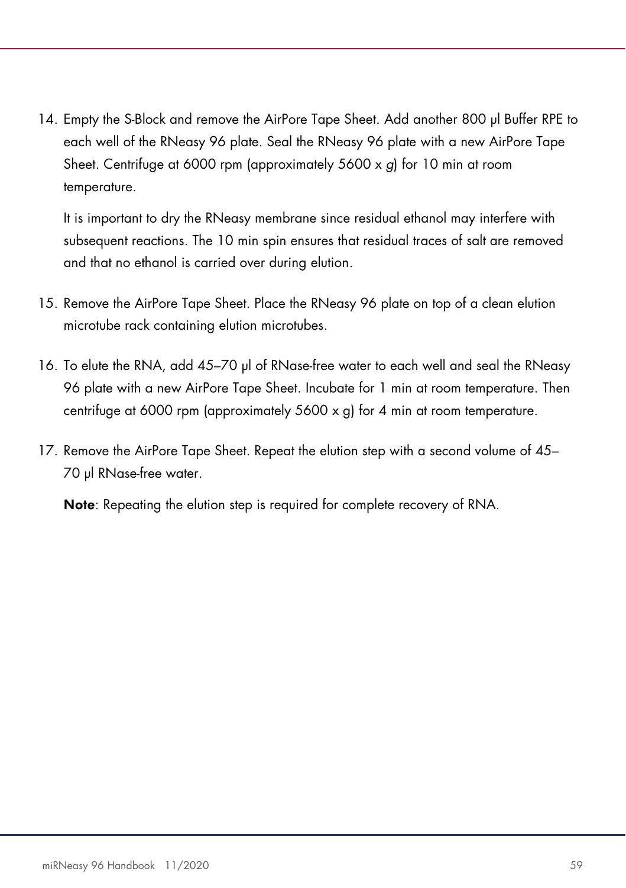14. Empty the S-Block and remove the AirPore Tape Sheet. Add another 800 µl Buffer RPE to each well of the RNeasy 96 plate. Seal the RNeasy 96 plate with a new AirPore Tape Sheet. Centrifuge at 6000 rpm (approximately 5600 x *g*) for 10 min at room temperature.

    It is important to dry the RNeasy membrane since residual ethanol may interfere with subsequent reactions. The 10 min spin ensures that residual traces of salt are removed and that no ethanol is carried over during elution.

15. Remove the AirPore Tape Sheet. Place the RNeasy 96 plate on top of a clean elution microtube rack containing elution microtubes.

16. To elute the RNA, add 45–70 µl of RNase-free water to each well and seal the RNeasy 96 plate with a new AirPore Tape Sheet. Incubate for 1 min at room temperature. Then centrifuge at 6000 rpm (approximately 5600 x g) for 4 min at room temperature.

17. Remove the AirPore Tape Sheet. Repeat the elution step with a second volume of 45–70 µl RNase-free water.

    **Note**: Repeating the elution step is required for complete recovery of RNA.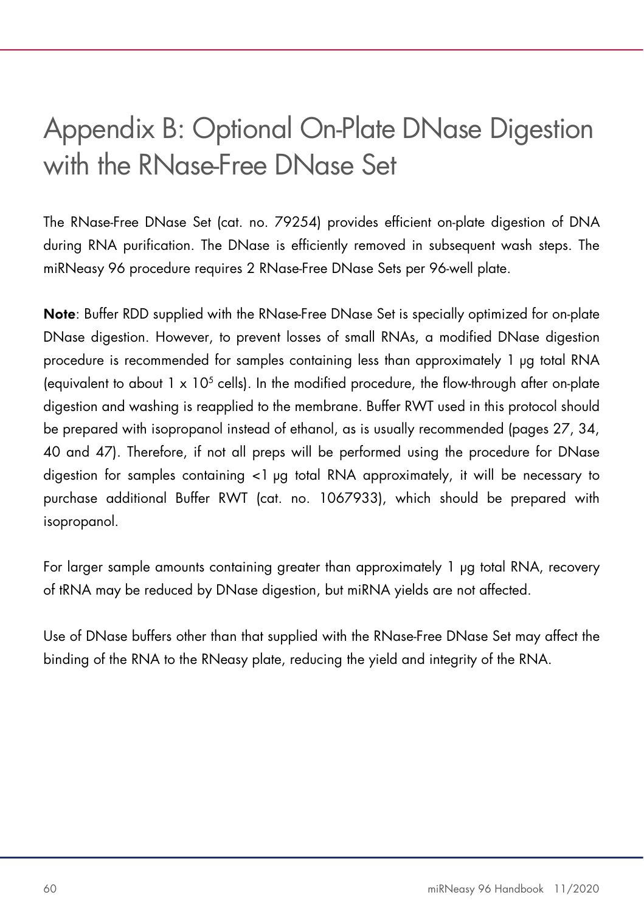# Appendix B: Optional On-Plate DNase Digestion with the RNase-Free DNase Set

The RNase-Free DNase Set (cat. no. 79254) provides efficient on-plate digestion of DNA during RNA purification. The DNase is efficiently removed in subsequent wash steps. The miRNeasy 96 procedure requires 2 RNase-Free DNase Sets per 96-well plate.

**Note**: Buffer RDD supplied with the RNase-Free DNase Set is specially optimized for on-plate DNase digestion. However, to prevent losses of small RNAs, a modified DNase digestion procedure is recommended for samples containing less than approximately 1 µg total RNA (equivalent to about $1 \times 10^5$ cells). In the modified procedure, the flow-through after on-plate digestion and washing is reapplied to the membrane. Buffer RWT used in this protocol should be prepared with isopropanol instead of ethanol, as is usually recommended (pages 27, 34, 40 and 47). Therefore, if not all preps will be performed using the procedure for DNase digestion for samples containing <1 µg total RNA approximately, it will be necessary to purchase additional Buffer RWT (cat. no. 1067933), which should be prepared with isopropanol.

For larger sample amounts containing greater than approximately 1 µg total RNA, recovery of tRNA may be reduced by DNase digestion, but miRNA yields are not affected.

Use of DNase buffers other than that supplied with the RNase-Free DNase Set may affect the binding of the RNA to the RNeasy plate, reducing the yield and integrity of the RNA.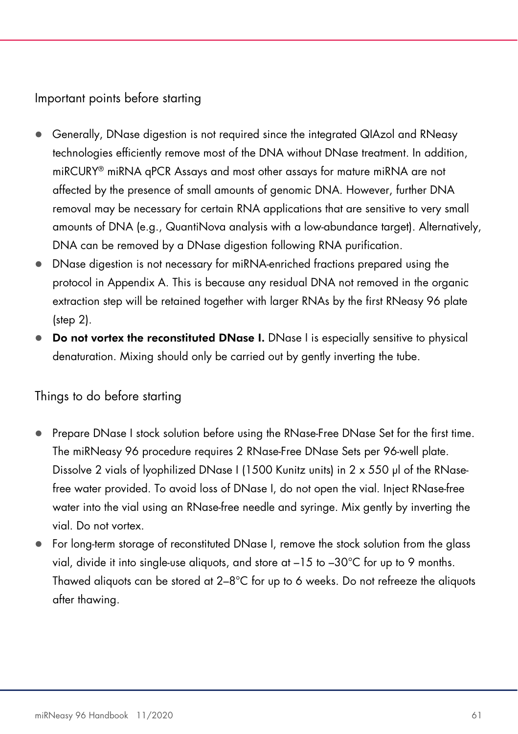## Important points before starting

- Generally, DNase digestion is not required since the integrated QIAzol and RNeasy technologies efficiently remove most of the DNA without DNase treatment. In addition, miRCURY® miRNA qPCR Assays and most other assays for mature miRNA are not affected by the presence of small amounts of genomic DNA. However, further DNA removal may be necessary for certain RNA applications that are sensitive to very small amounts of DNA (e.g., QuantiNova analysis with a low-abundance target). Alternatively, DNA can be removed by a DNase digestion following RNA purification.
- DNase digestion is not necessary for miRNA-enriched fractions prepared using the protocol in Appendix A. This is because any residual DNA not removed in the organic extraction step will be retained together with larger RNAs by the first RNeasy 96 plate (step 2).
- **Do not vortex the reconstituted DNase I.** DNase I is especially sensitive to physical denaturation. Mixing should only be carried out by gently inverting the tube.

## Things to do before starting

- Prepare DNase I stock solution before using the RNase-Free DNase Set for the first time. The miRNeasy 96 procedure requires 2 RNase-Free DNase Sets per 96-well plate. Dissolve 2 vials of lyophilized DNase I (1500 Kunitz units) in 2 x 550 µl of the RNase-free water provided. To avoid loss of DNase I, do not open the vial. Inject RNase-free water into the vial using an RNase-free needle and syringe. Mix gently by inverting the vial. Do not vortex.
- For long-term storage of reconstituted DNase I, remove the stock solution from the glass vial, divide it into single-use aliquots, and store at –15 to –30°C for up to 9 months. Thawed aliquots can be stored at 2–8°C for up to 6 weeks. Do not refreeze the aliquots after thawing.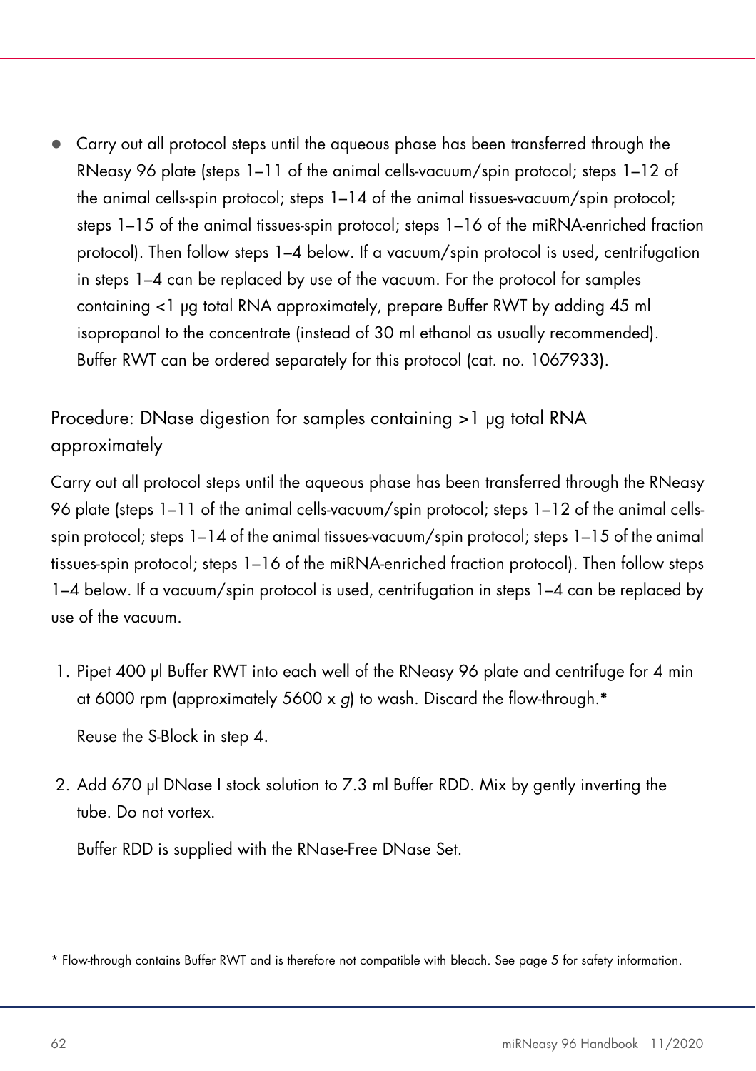- Carry out all protocol steps until the aqueous phase has been transferred through the RNeasy 96 plate (steps 1–11 of the animal cells-vacuum/spin protocol; steps 1–12 of the animal cells-spin protocol; steps 1–14 of the animal tissues-vacuum/spin protocol; steps 1–15 of the animal tissues-spin protocol; steps 1–16 of the miRNA-enriched fraction protocol). Then follow steps 1–4 below. If a vacuum/spin protocol is used, centrifugation in steps 1–4 can be replaced by use of the vacuum. For the protocol for samples containing <1 µg total RNA approximately, prepare Buffer RWT by adding 45 ml isopropanol to the concentrate (instead of 30 ml ethanol as usually recommended). Buffer RWT can be ordered separately for this protocol (cat. no. 1067933).

## Procedure: DNase digestion for samples containing >1 µg total RNA approximately

Carry out all protocol steps until the aqueous phase has been transferred through the RNeasy 96 plate (steps 1–11 of the animal cells-vacuum/spin protocol; steps 1–12 of the animal cells-spin protocol; steps 1–14 of the animal tissues-vacuum/spin protocol; steps 1–15 of the animal tissues-spin protocol; steps 1–16 of the miRNA-enriched fraction protocol). Then follow steps 1–4 below. If a vacuum/spin protocol is used, centrifugation in steps 1–4 can be replaced by use of the vacuum.

1. Pipet 400 µl Buffer RWT into each well of the RNeasy 96 plate and centrifuge for 4 min at 6000 rpm (approximately 5600 x *g*) to wash. Discard the flow-through.*

   Reuse the S-Block in step 4.

2. Add 670 µl DNase I stock solution to 7.3 ml Buffer RDD. Mix by gently inverting the tube. Do not vortex.

   Buffer RDD is supplied with the RNase-Free DNase Set.

* Flow-through contains Buffer RWT and is therefore not compatible with bleach. See page 5 for safety information.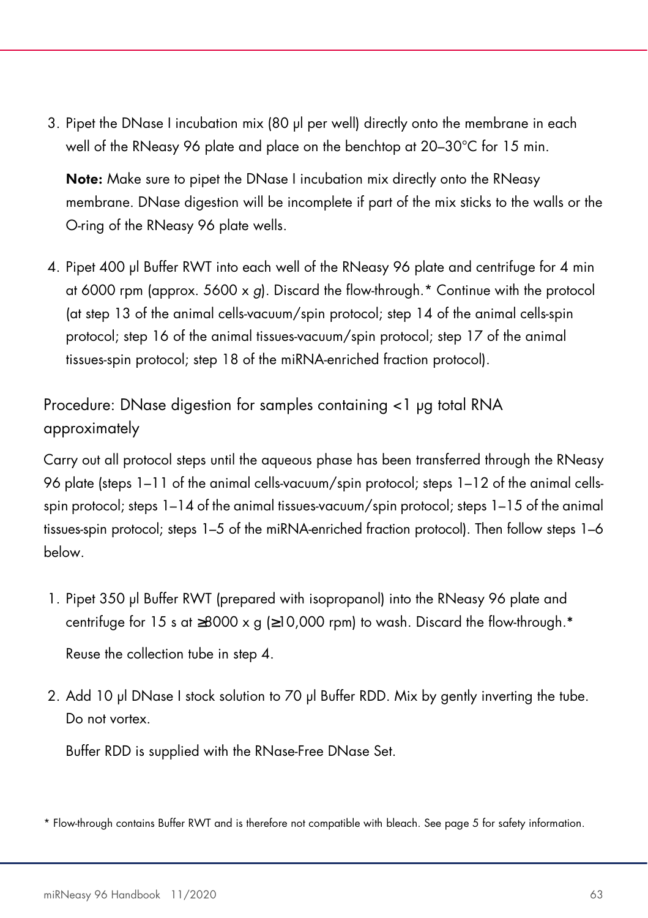3. Pipet the DNase I incubation mix (80 µl per well) directly onto the membrane in each well of the RNeasy 96 plate and place on the benchtop at 20–30°C for 15 min.

   **Note:** Make sure to pipet the DNase I incubation mix directly onto the RNeasy membrane. DNase digestion will be incomplete if part of the mix sticks to the walls or the O-ring of the RNeasy 96 plate wells.

4. Pipet 400 µl Buffer RWT into each well of the RNeasy 96 plate and centrifuge for 4 min at 6000 rpm (approx. 5600 x *g*). Discard the flow-through.* Continue with the protocol (at step 13 of the animal cells-vacuum/spin protocol; step 14 of the animal cells-spin protocol; step 16 of the animal tissues-vacuum/spin protocol; step 17 of the animal tissues-spin protocol; step 18 of the miRNA-enriched fraction protocol).

## Procedure: DNase digestion for samples containing <1 µg total RNA approximately

Carry out all protocol steps until the aqueous phase has been transferred through the RNeasy 96 plate (steps 1–11 of the animal cells-vacuum/spin protocol; steps 1–12 of the animal cells-spin protocol; steps 1–14 of the animal tissues-vacuum/spin protocol; steps 1–15 of the animal tissues-spin protocol; steps 1–5 of the miRNA-enriched fraction protocol). Then follow steps 1–6 below.

1. Pipet 350 µl Buffer RWT (prepared with isopropanol) into the RNeasy 96 plate and centrifuge for 15 s at ≥8000 x g (≥10,000 rpm) to wash. Discard the flow-through.*

   Reuse the collection tube in step 4.

2. Add 10 µl DNase I stock solution to 70 µl Buffer RDD. Mix by gently inverting the tube. Do not vortex.

   Buffer RDD is supplied with the RNase-Free DNase Set.

\* Flow-through contains Buffer RWT and is therefore not compatible with bleach. See page 5 for safety information.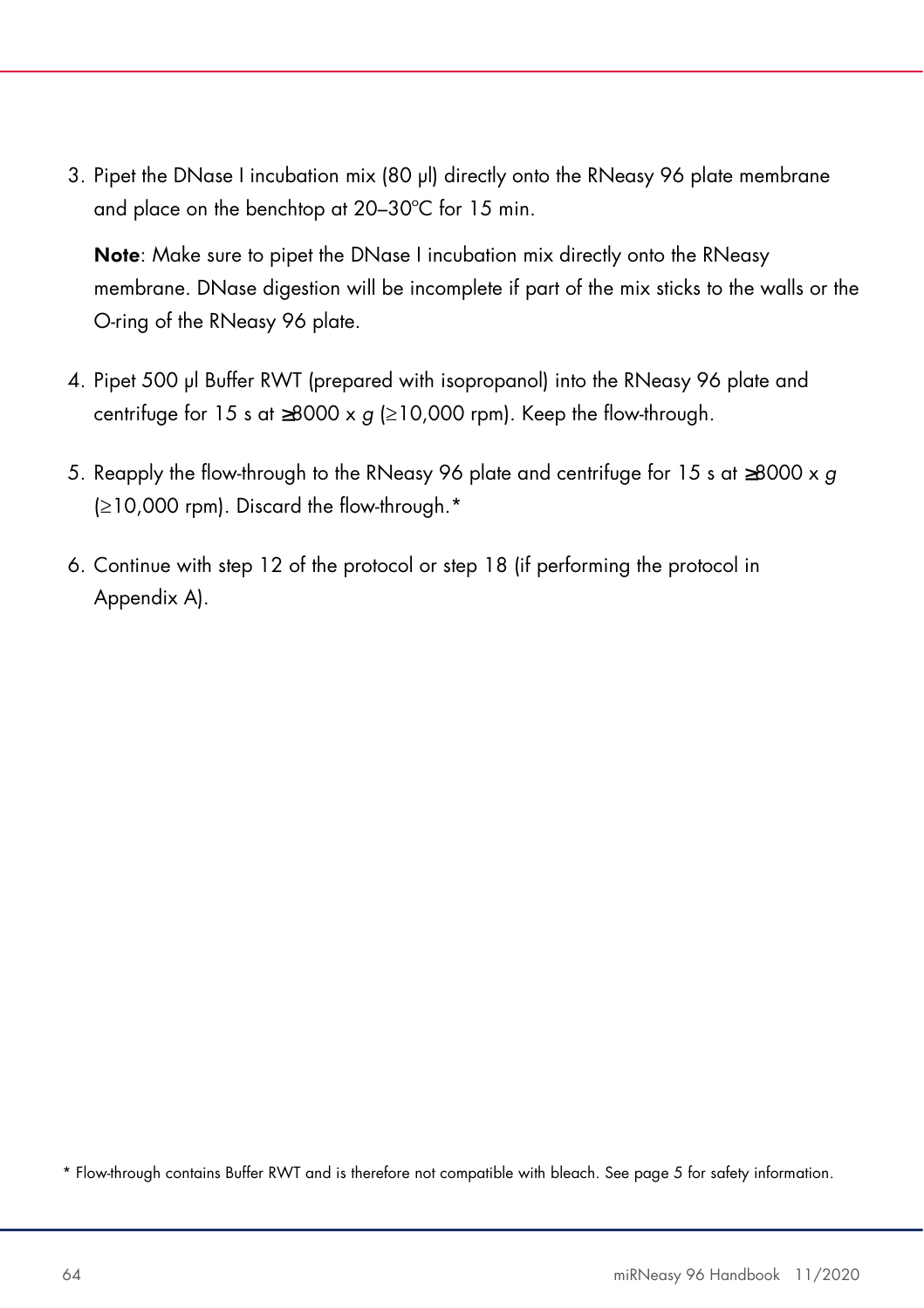3. Pipet the DNase I incubation mix (80 µl) directly onto the RNeasy 96 plate membrane and place on the benchtop at 20–30°C for 15 min.

   **Note**: Make sure to pipet the DNase I incubation mix directly onto the RNeasy membrane. DNase digestion will be incomplete if part of the mix sticks to the walls or the O-ring of the RNeasy 96 plate.

4. Pipet 500 µl Buffer RWT (prepared with isopropanol) into the RNeasy 96 plate and centrifuge for 15 s at ≥8000 x *g* (≥10,000 rpm). Keep the flow-through.

5. Reapply the flow-through to the RNeasy 96 plate and centrifuge for 15 s at ≥8000 x *g* (≥10,000 rpm). Discard the flow-through.*

6. Continue with step 12 of the protocol or step 18 (if performing the protocol in Appendix A).

* Flow-through contains Buffer RWT and is therefore not compatible with bleach. See page 5 for safety information.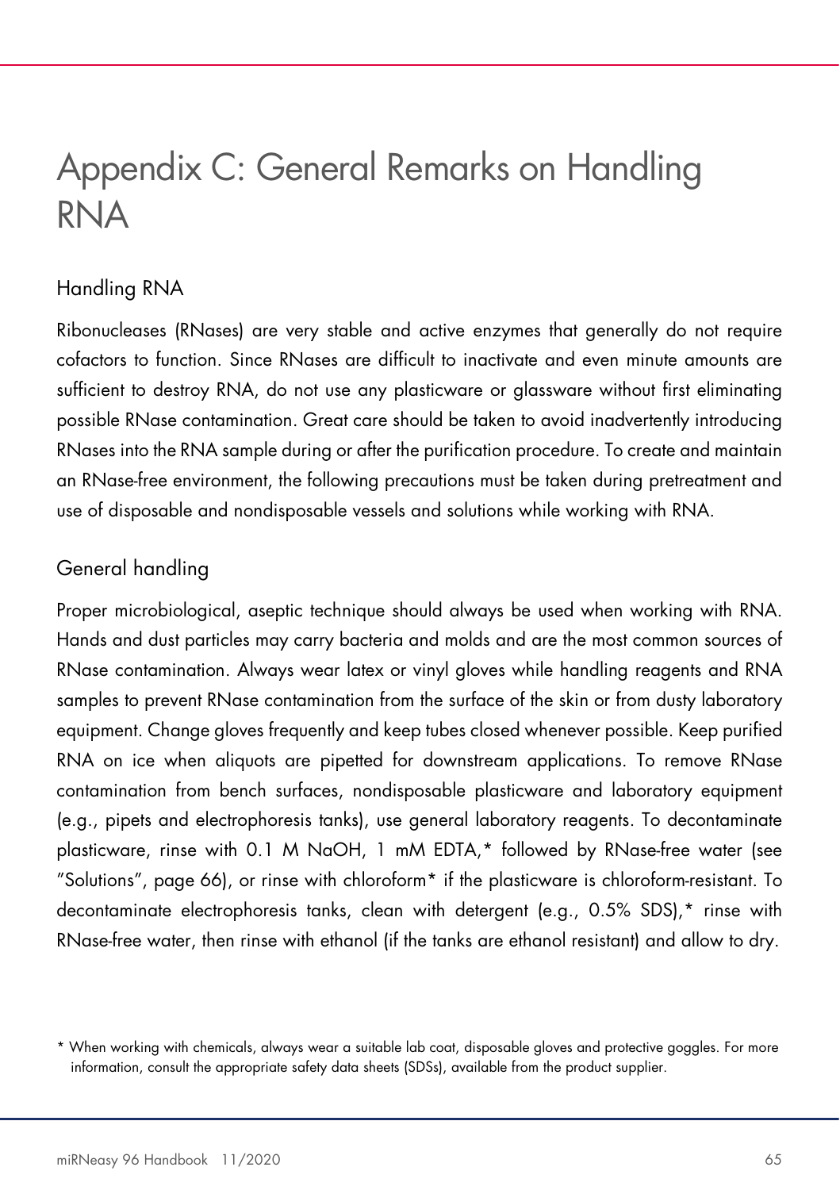# Appendix C: General Remarks on Handling RNA

## Handling RNA

Ribonucleases (RNases) are very stable and active enzymes that generally do not require cofactors to function. Since RNases are difficult to inactivate and even minute amounts are sufficient to destroy RNA, do not use any plasticware or glassware without first eliminating possible RNase contamination. Great care should be taken to avoid inadvertently introducing RNases into the RNA sample during or after the purification procedure. To create and maintain an RNase-free environment, the following precautions must be taken during pretreatment and use of disposable and nondisposable vessels and solutions while working with RNA.

## General handling

Proper microbiological, aseptic technique should always be used when working with RNA. Hands and dust particles may carry bacteria and molds and are the most common sources of RNase contamination. Always wear latex or vinyl gloves while handling reagents and RNA samples to prevent RNase contamination from the surface of the skin or from dusty laboratory equipment. Change gloves frequently and keep tubes closed whenever possible. Keep purified RNA on ice when aliquots are pipetted for downstream applications. To remove RNase contamination from bench surfaces, nondisposable plasticware and laboratory equipment (e.g., pipets and electrophoresis tanks), use general laboratory reagents. To decontaminate plasticware, rinse with 0.1 M NaOH, 1 mM EDTA,* followed by RNase-free water (see "Solutions", page 66), or rinse with chloroform* if the plasticware is chloroform-resistant. To decontaminate electrophoresis tanks, clean with detergent (e.g., 0.5% SDS),* rinse with RNase-free water, then rinse with ethanol (if the tanks are ethanol resistant) and allow to dry.

\* When working with chemicals, always wear a suitable lab coat, disposable gloves and protective goggles. For more information, consult the appropriate safety data sheets (SDSs), available from the product supplier.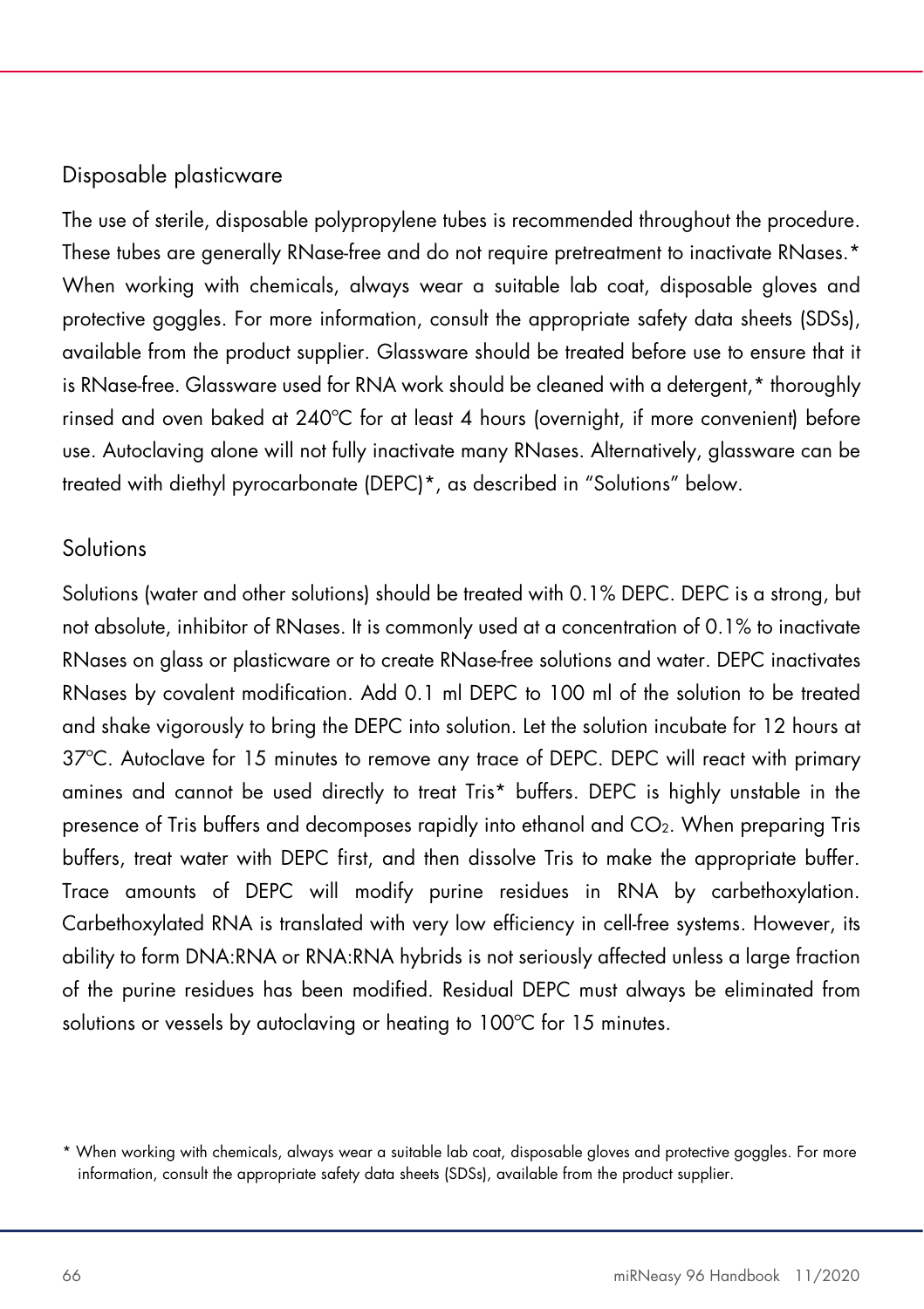## Disposable plasticware

The use of sterile, disposable polypropylene tubes is recommended throughout the procedure. These tubes are generally RNase-free and do not require pretreatment to inactivate RNases.* When working with chemicals, always wear a suitable lab coat, disposable gloves and protective goggles. For more information, consult the appropriate safety data sheets (SDSs), available from the product supplier. Glassware should be treated before use to ensure that it is RNase-free. Glassware used for RNA work should be cleaned with a detergent,* thoroughly rinsed and oven baked at 240°C for at least 4 hours (overnight, if more convenient) before use. Autoclaving alone will not fully inactivate many RNases. Alternatively, glassware can be treated with diethyl pyrocarbonate (DEPC)*, as described in "Solutions" below.

## Solutions

Solutions (water and other solutions) should be treated with 0.1% DEPC. DEPC is a strong, but not absolute, inhibitor of RNases. It is commonly used at a concentration of 0.1% to inactivate RNases on glass or plasticware or to create RNase-free solutions and water. DEPC inactivates RNases by covalent modification. Add 0.1 ml DEPC to 100 ml of the solution to be treated and shake vigorously to bring the DEPC into solution. Let the solution incubate for 12 hours at 37°C. Autoclave for 15 minutes to remove any trace of DEPC. DEPC will react with primary amines and cannot be used directly to treat Tris* buffers. DEPC is highly unstable in the presence of Tris buffers and decomposes rapidly into ethanol and $CO_2$. When preparing Tris buffers, treat water with DEPC first, and then dissolve Tris to make the appropriate buffer. Trace amounts of DEPC will modify purine residues in RNA by carbethoxylation. Carbethoxylated RNA is translated with very low efficiency in cell-free systems. However, its ability to form DNA:RNA or RNA:RNA hybrids is not seriously affected unless a large fraction of the purine residues has been modified. Residual DEPC must always be eliminated from solutions or vessels by autoclaving or heating to 100°C for 15 minutes.

* When working with chemicals, always wear a suitable lab coat, disposable gloves and protective goggles. For more information, consult the appropriate safety data sheets (SDSs), available from the product supplier.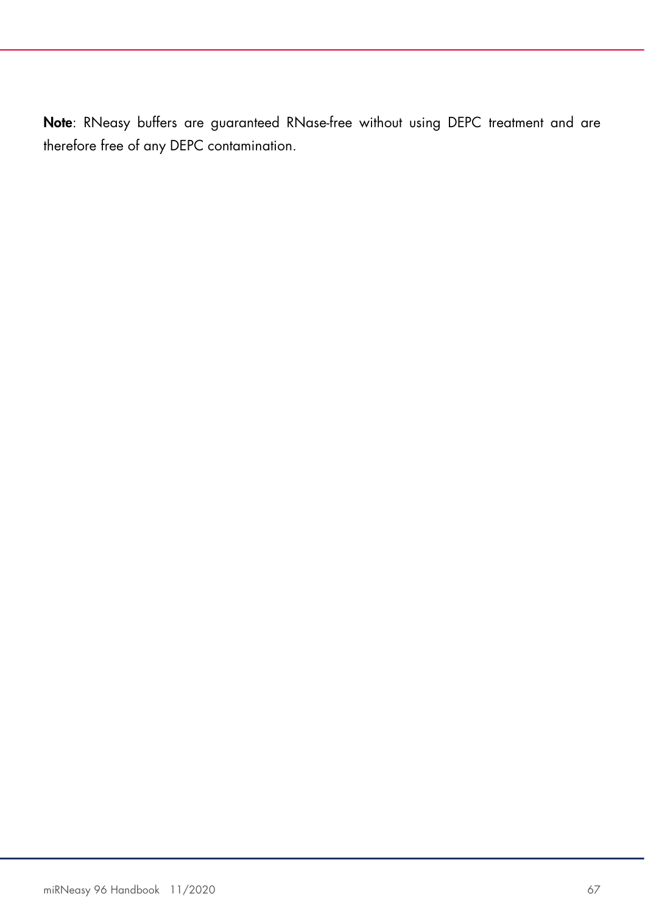**Note**: RNeasy buffers are guaranteed RNase-free without using DEPC treatment and are therefore free of any DEPC contamination.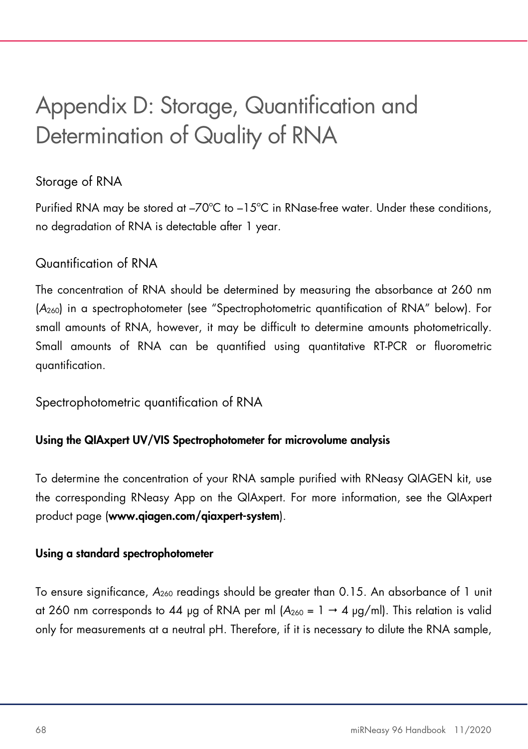# Appendix D: Storage, Quantification and Determination of Quality of RNA

## Storage of RNA

Purified RNA may be stored at –70°C to –15°C in RNase-free water. Under these conditions, no degradation of RNA is detectable after 1 year.

## Quantification of RNA

The concentration of RNA should be determined by measuring the absorbance at 260 nm ($A_{260}$) in a spectrophotometer (see "Spectrophotometric quantification of RNA" below). For small amounts of RNA, however, it may be difficult to determine amounts photometrically. Small amounts of RNA can be quantified using quantitative RT-PCR or fluorometric quantification.

### Spectrophotometric quantification of RNA

**Using the QIAxpert UV/VIS Spectrophotometer for microvolume analysis**

To determine the concentration of your RNA sample purified with RNeasy QIAGEN kit, use the corresponding RNeasy App on the QIAxpert. For more information, see the QIAxpert product page (**www.qiagen.com/qiaxpert-system**).

**Using a standard spectrophotometer**

To ensure significance, $A_{260}$ readings should be greater than 0.15. An absorbance of 1 unit at 260 nm corresponds to 44 µg of RNA per ml ($A_{260} = 1 \rightarrow 4$ µg/ml). This relation is valid only for measurements at a neutral pH. Therefore, if it is necessary to dilute the RNA sample,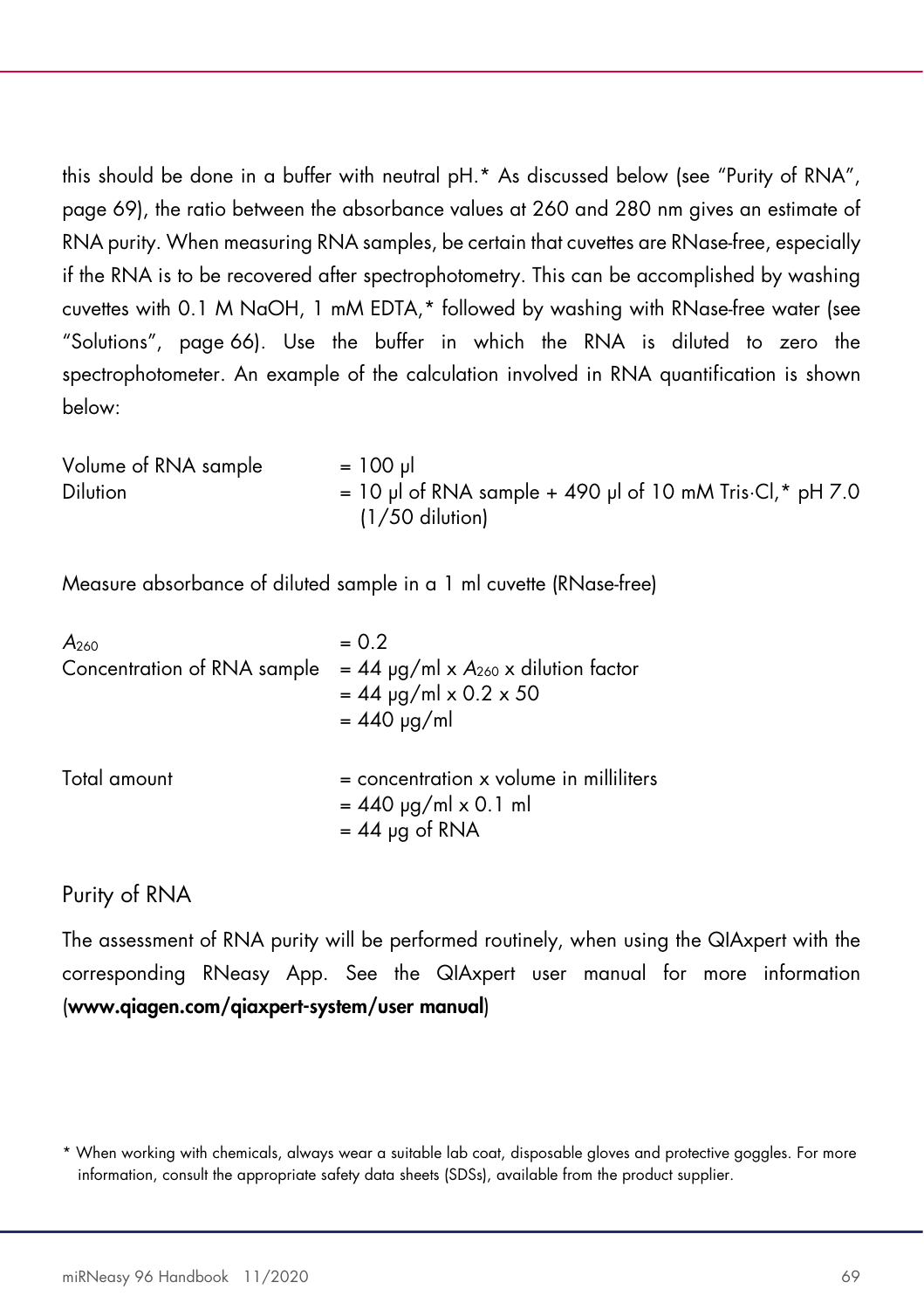this should be done in a buffer with neutral pH.* As discussed below (see "Purity of RNA", page 69), the ratio between the absorbance values at 260 and 280 nm gives an estimate of RNA purity. When measuring RNA samples, be certain that cuvettes are RNase-free, especially if the RNA is to be recovered after spectrophotometry. This can be accomplished by washing cuvettes with 0.1 M NaOH, 1 mM EDTA,* followed by washing with RNase-free water (see "Solutions", page 66). Use the buffer in which the RNA is diluted to zero the spectrophotometer. An example of the calculation involved in RNA quantification is shown below:

| | |
|---|---|
| Volume of RNA sample | = 100 µl |
| Dilution | = 10 µl of RNA sample + 490 µl of 10 mM Tris·Cl,* pH 7.0 (1/50 dilution) |

Measure absorbance of diluted sample in a 1 ml cuvette (RNase-free)

| | |
|---|---|
| $A_{260}$ | = 0.2 |
| Concentration of RNA sample | = 44 µg/ml x $A_{260}$ x dilution factor |
| | = 44 µg/ml x 0.2 x 50 |
| | = 440 µg/ml |

| | |
|---|---|
| Total amount | = concentration x volume in milliliters |
| | = 440 µg/ml x 0.1 ml |
| | = 44 µg of RNA |

## Purity of RNA

The assessment of RNA purity will be performed routinely, when using the QIAxpert with the corresponding RNeasy App. See the QIAxpert user manual for more information (**www.qiagen.com/qiaxpert-system/user manual**)

* When working with chemicals, always wear a suitable lab coat, disposable gloves and protective goggles. For more information, consult the appropriate safety data sheets (SDSs), available from the product supplier.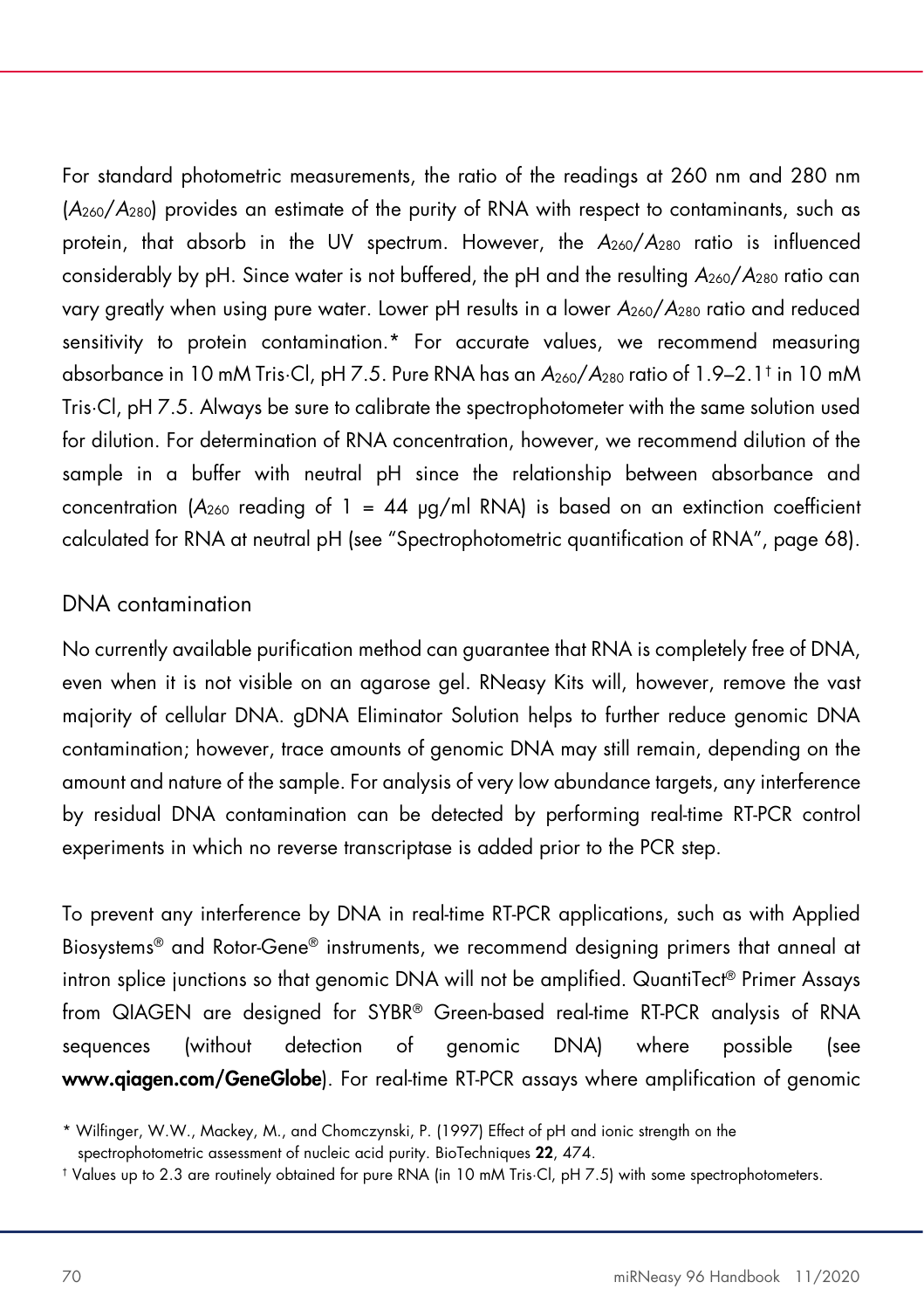For standard photometric measurements, the ratio of the readings at 260 nm and 280 nm ($A_{260}/A_{280}$) provides an estimate of the purity of RNA with respect to contaminants, such as protein, that absorb in the UV spectrum. However, the $A_{260}/A_{280}$ ratio is influenced considerably by pH. Since water is not buffered, the pH and the resulting $A_{260}/A_{280}$ ratio can vary greatly when using pure water. Lower pH results in a lower $A_{260}/A_{280}$ ratio and reduced sensitivity to protein contamination.* For accurate values, we recommend measuring absorbance in 10 mM Tris·Cl, pH 7.5. Pure RNA has an $A_{260}/A_{280}$ ratio of 1.9–2.1† in 10 mM Tris·Cl, pH 7.5. Always be sure to calibrate the spectrophotometer with the same solution used for dilution. For determination of RNA concentration, however, we recommend dilution of the sample in a buffer with neutral pH since the relationship between absorbance and concentration ($A_{260}$ reading of 1 = 44 µg/ml RNA) is based on an extinction coefficient calculated for RNA at neutral pH (see "Spectrophotometric quantification of RNA", page 68).

## DNA contamination

No currently available purification method can guarantee that RNA is completely free of DNA, even when it is not visible on an agarose gel. RNeasy Kits will, however, remove the vast majority of cellular DNA. gDNA Eliminator Solution helps to further reduce genomic DNA contamination; however, trace amounts of genomic DNA may still remain, depending on the amount and nature of the sample. For analysis of very low abundance targets, any interference by residual DNA contamination can be detected by performing real-time RT-PCR control experiments in which no reverse transcriptase is added prior to the PCR step.

To prevent any interference by DNA in real-time RT-PCR applications, such as with Applied Biosystems® and Rotor-Gene® instruments, we recommend designing primers that anneal at intron splice junctions so that genomic DNA will not be amplified. QuantiTect® Primer Assays from QIAGEN are designed for SYBR® Green-based real-time RT-PCR analysis of RNA sequences (without detection of genomic DNA) where possible (see **www.qiagen.com/GeneGlobe**). For real-time RT-PCR assays where amplification of genomic

\* Wilfinger, W.W., Mackey, M., and Chomczynski, P. (1997) Effect of pH and ionic strength on the spectrophotometric assessment of nucleic acid purity. BioTechniques **22**, 474.

† Values up to 2.3 are routinely obtained for pure RNA (in 10 mM Tris·Cl, pH 7.5) with some spectrophotometers.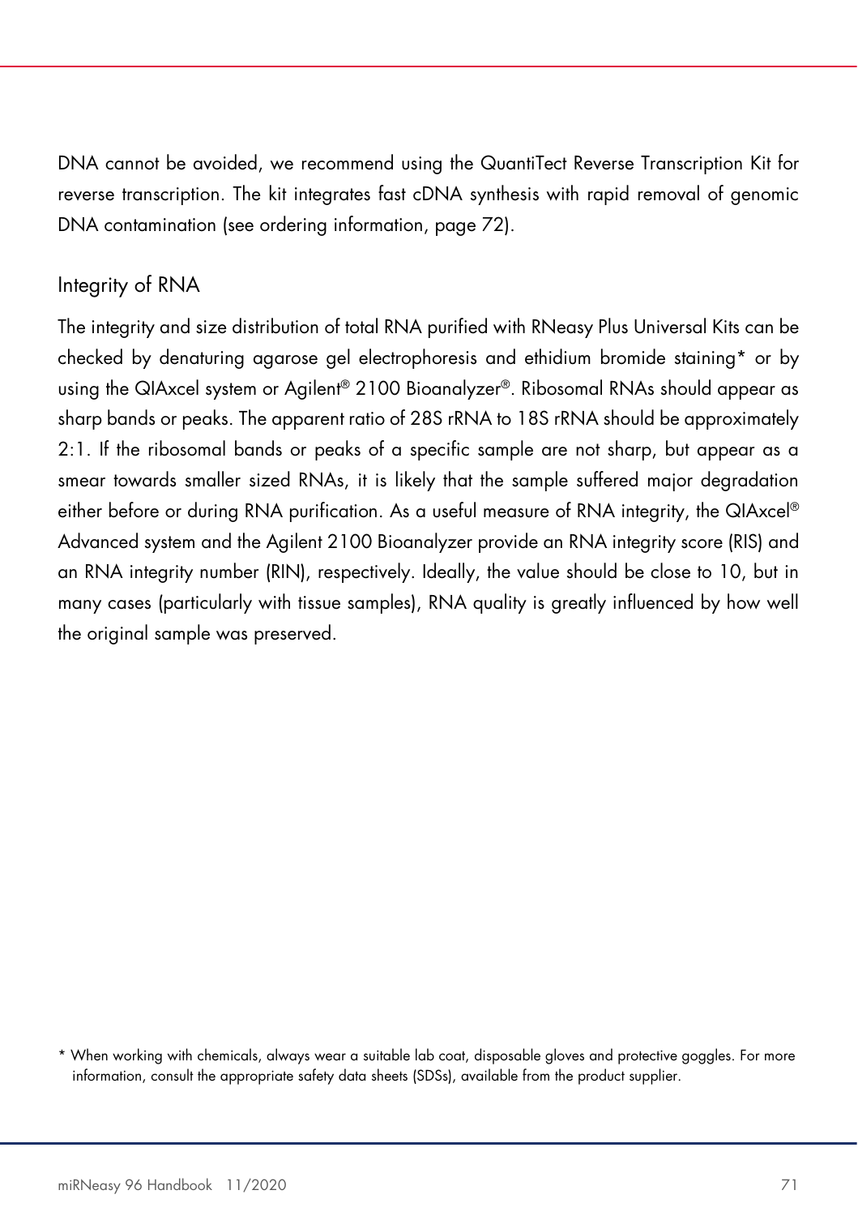DNA cannot be avoided, we recommend using the QuantiTect Reverse Transcription Kit for reverse transcription. The kit integrates fast cDNA synthesis with rapid removal of genomic DNA contamination (see ordering information, page 72).

## Integrity of RNA

The integrity and size distribution of total RNA purified with RNeasy Plus Universal Kits can be checked by denaturing agarose gel electrophoresis and ethidium bromide staining* or by using the QIAxcel system or Agilent® 2100 Bioanalyzer®. Ribosomal RNAs should appear as sharp bands or peaks. The apparent ratio of 28S rRNA to 18S rRNA should be approximately 2:1. If the ribosomal bands or peaks of a specific sample are not sharp, but appear as a smear towards smaller sized RNAs, it is likely that the sample suffered major degradation either before or during RNA purification. As a useful measure of RNA integrity, the QIAxcel® Advanced system and the Agilent 2100 Bioanalyzer provide an RNA integrity score (RIS) and an RNA integrity number (RIN), respectively. Ideally, the value should be close to 10, but in many cases (particularly with tissue samples), RNA quality is greatly influenced by how well the original sample was preserved.

\* When working with chemicals, always wear a suitable lab coat, disposable gloves and protective goggles. For more information, consult the appropriate safety data sheets (SDSs), available from the product supplier.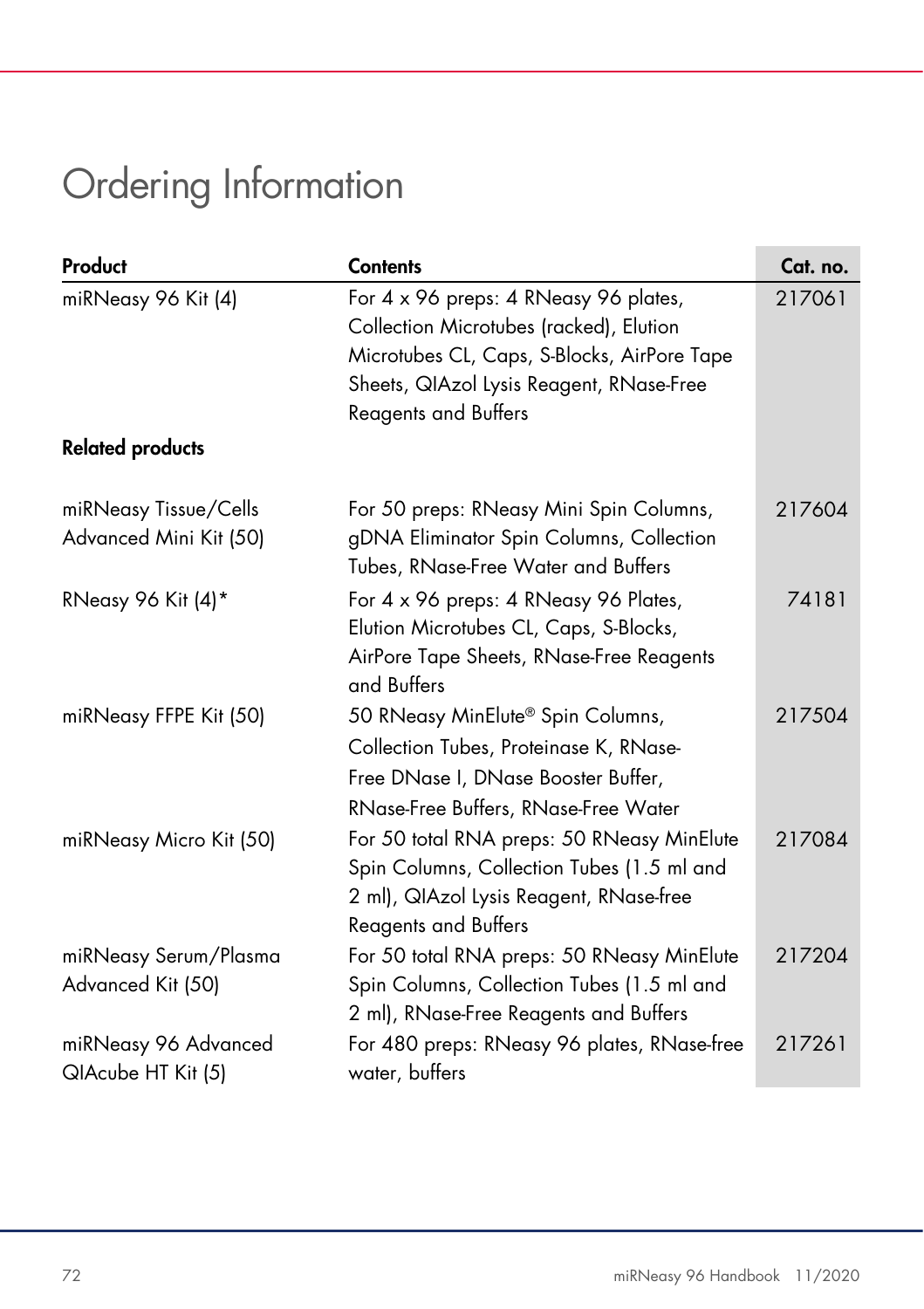# Ordering Information

| Product | Contents | Cat. no. |
|---|---|---|
| miRNeasy 96 Kit (4) | For 4 x 96 preps: 4 RNeasy 96 plates, Collection Microtubes (racked), Elution Microtubes CL, Caps, S-Blocks, AirPore Tape Sheets, QIAzol Lysis Reagent, RNase-Free Reagents and Buffers | 217061 |
| **Related products** | | |
| miRNeasy Tissue/Cells Advanced Mini Kit (50) | For 50 preps: RNeasy Mini Spin Columns, gDNA Eliminator Spin Columns, Collection Tubes, RNase-Free Water and Buffers | 217604 |
| RNeasy 96 Kit (4)* | For 4 x 96 preps: 4 RNeasy 96 Plates, Elution Microtubes CL, Caps, S-Blocks, AirPore Tape Sheets, RNase-Free Reagents and Buffers | 74181 |
| miRNeasy FFPE Kit (50) | 50 RNeasy MinElute® Spin Columns, Collection Tubes, Proteinase K, RNase-Free DNase I, DNase Booster Buffer, RNase-Free Buffers, RNase-Free Water | 217504 |
| miRNeasy Micro Kit (50) | For 50 total RNA preps: 50 RNeasy MinElute Spin Columns, Collection Tubes (1.5 ml and 2 ml), QIAzol Lysis Reagent, RNase-free Reagents and Buffers | 217084 |
| miRNeasy Serum/Plasma Advanced Kit (50) | For 50 total RNA preps: 50 RNeasy MinElute Spin Columns, Collection Tubes (1.5 ml and 2 ml), RNase-Free Reagents and Buffers | 217204 |
| miRNeasy 96 Advanced QIAcube HT Kit (5) | For 480 preps: RNeasy 96 plates, RNase-free water, buffers | 217261 |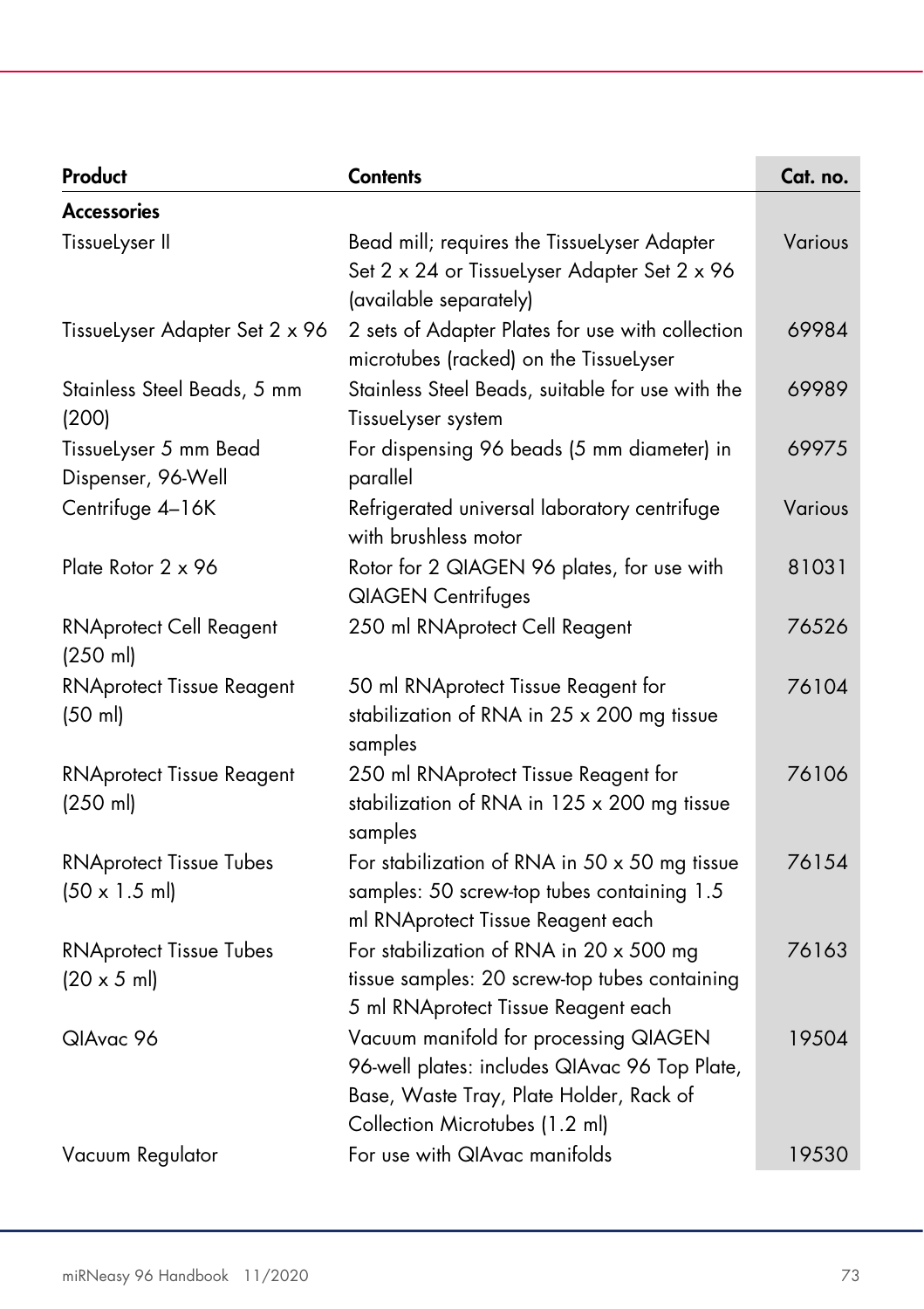| Product | Contents | Cat. no. |
|---|---|---|
| **Accessories** | | |
| TissueLyser II | Bead mill; requires the TissueLyser Adapter Set 2 x 24 or TissueLyser Adapter Set 2 x 96 (available separately) | Various |
| TissueLyser Adapter Set 2 x 96 | 2 sets of Adapter Plates for use with collection microtubes (racked) on the TissueLyser | 69984 |
| Stainless Steel Beads, 5 mm (200) | Stainless Steel Beads, suitable for use with the TissueLyser system | 69989 |
| TissueLyser 5 mm Bead Dispenser, 96-Well | For dispensing 96 beads (5 mm diameter) in parallel | 69975 |
| Centrifuge 4–16K | Refrigerated universal laboratory centrifuge with brushless motor | Various |
| Plate Rotor 2 x 96 | Rotor for 2 QIAGEN 96 plates, for use with QIAGEN Centrifuges | 81031 |
| RNAprotect Cell Reagent (250 ml) | 250 ml RNAprotect Cell Reagent | 76526 |
| RNAprotect Tissue Reagent (50 ml) | 50 ml RNAprotect Tissue Reagent for stabilization of RNA in 25 x 200 mg tissue samples | 76104 |
| RNAprotect Tissue Reagent (250 ml) | 250 ml RNAprotect Tissue Reagent for stabilization of RNA in 125 x 200 mg tissue samples | 76106 |
| RNAprotect Tissue Tubes (50 x 1.5 ml) | For stabilization of RNA in 50 x 50 mg tissue samples: 50 screw-top tubes containing 1.5 ml RNAprotect Tissue Reagent each | 76154 |
| RNAprotect Tissue Tubes (20 x 5 ml) | For stabilization of RNA in 20 x 500 mg tissue samples: 20 screw-top tubes containing 5 ml RNAprotect Tissue Reagent each | 76163 |
| QIAvac 96 | Vacuum manifold for processing QIAGEN 96-well plates: includes QIAvac 96 Top Plate, Base, Waste Tray, Plate Holder, Rack of Collection Microtubes (1.2 ml) | 19504 |
| Vacuum Regulator | For use with QIAvac manifolds | 19530 |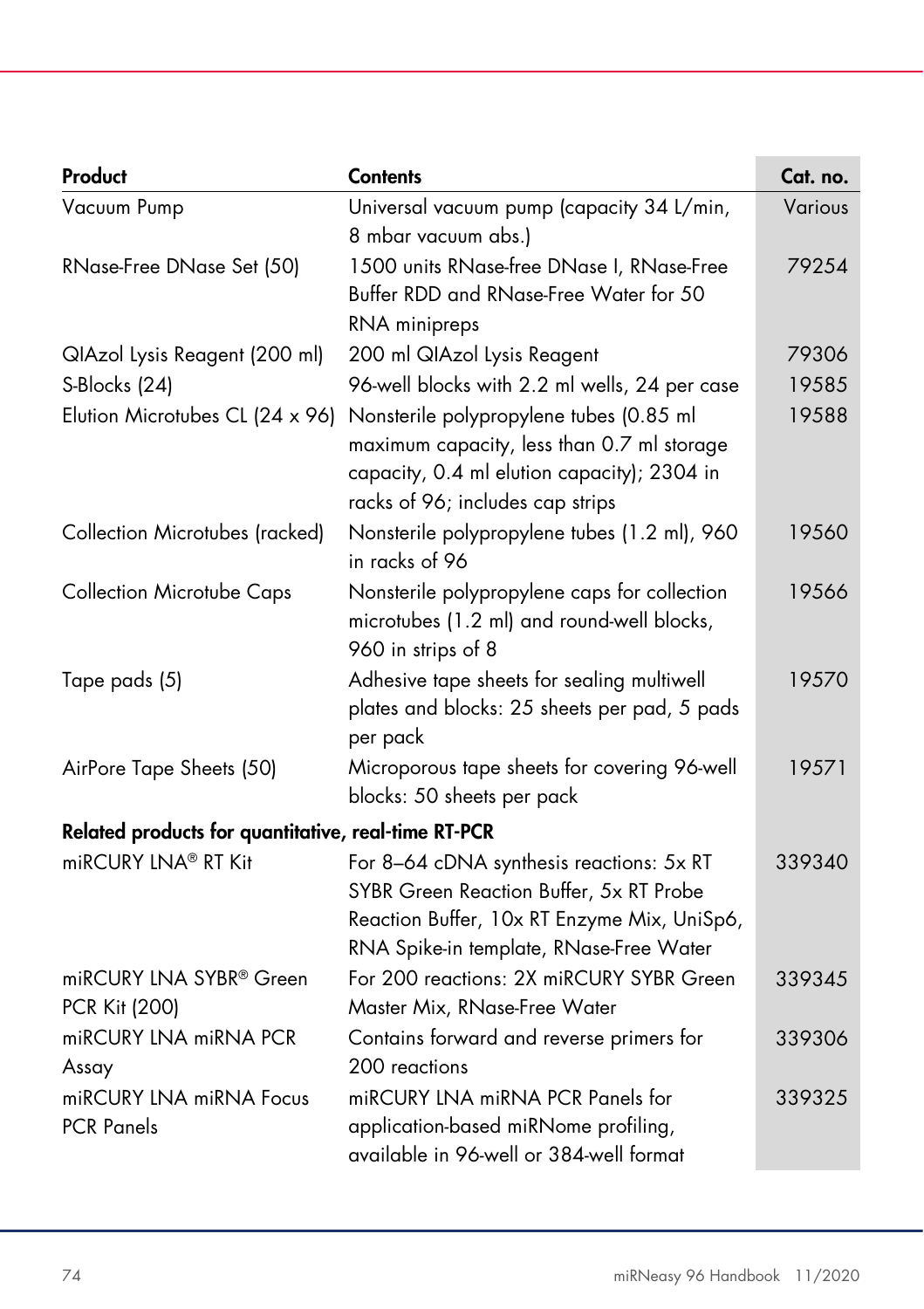| Product | Contents | Cat. no. |
|---|---|---|
| Vacuum Pump | Universal vacuum pump (capacity 34 L/min, 8 mbar vacuum abs.) | Various |
| RNase-Free DNase Set (50) | 1500 units RNase-free DNase I, RNase-Free Buffer RDD and RNase-Free Water for 50 RNA minipreps | 79254 |
| QIAzol Lysis Reagent (200 ml) | 200 ml QIAzol Lysis Reagent | 79306 |
| S-Blocks (24) | 96-well blocks with 2.2 ml wells, 24 per case | 19585 |
| Elution Microtubes CL (24 x 96) | Nonsterile polypropylene tubes (0.85 ml maximum capacity, less than 0.7 ml storage capacity, 0.4 ml elution capacity); 2304 in racks of 96; includes cap strips | 19588 |
| Collection Microtubes (racked) | Nonsterile polypropylene tubes (1.2 ml), 960 in racks of 96 | 19560 |
| Collection Microtube Caps | Nonsterile polypropylene caps for collection microtubes (1.2 ml) and round-well blocks, 960 in strips of 8 | 19566 |
| Tape pads (5) | Adhesive tape sheets for sealing multiwell plates and blocks: 25 sheets per pad, 5 pads per pack | 19570 |
| AirPore Tape Sheets (50) | Microporous tape sheets for covering 96-well blocks: 50 sheets per pack | 19571 |
| **Related products for quantitative, real-time RT-PCR** | | |
| miRCURY LNA® RT Kit | For 8–64 cDNA synthesis reactions: 5x RT SYBR Green Reaction Buffer, 5x RT Probe Reaction Buffer, 10x RT Enzyme Mix, UniSp6, RNA Spike-in template, RNase-Free Water | 339340 |
| miRCURY LNA SYBR® Green PCR Kit (200) | For 200 reactions: 2X miRCURY SYBR Green Master Mix, RNase-Free Water | 339345 |
| miRCURY LNA miRNA PCR Assay | Contains forward and reverse primers for 200 reactions | 339306 |
| miRCURY LNA miRNA Focus PCR Panels | miRCURY LNA miRNA PCR Panels for application-based miRNome profiling, available in 96-well or 384-well format | 339325 |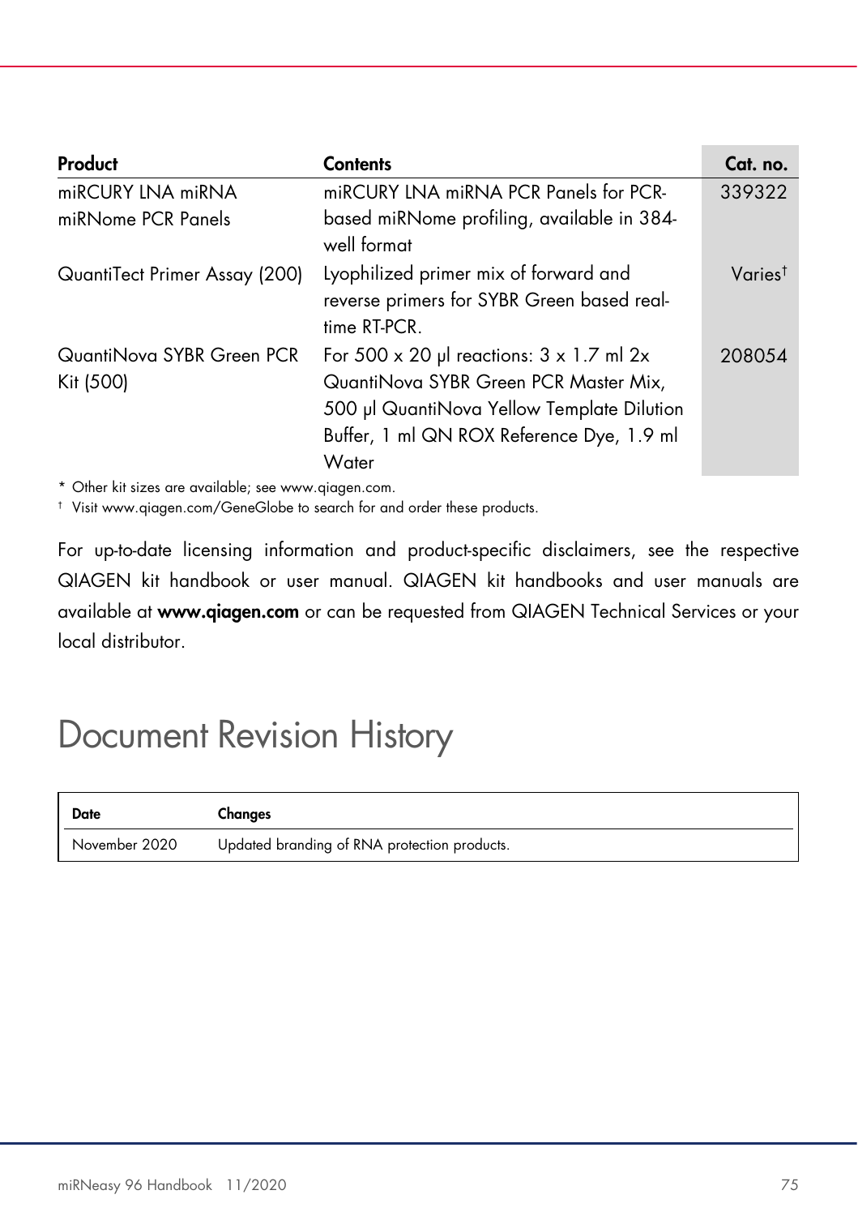| Product | Contents | Cat. no. |
|---|---|---|
| miRCURY LNA miRNA miRNome PCR Panels | miRCURY LNA miRNA PCR Panels for PCR-based miRNome profiling, available in 384-well format | 339322 |
| QuantiTect Primer Assay (200) | Lyophilized primer mix of forward and reverse primers for SYBR Green based real-time RT-PCR. | Varies† |
| QuantiNova SYBR Green PCR Kit (500) | For 500 x 20 µl reactions: 3 x 1.7 ml 2x QuantiNova SYBR Green PCR Master Mix, 500 µl QuantiNova Yellow Template Dilution Buffer, 1 ml QN ROX Reference Dye, 1.9 ml Water | 208054 |

* Other kit sizes are available; see www.qiagen.com.

† Visit www.qiagen.com/GeneGlobe to search for and order these products.

For up-to-date licensing information and product-specific disclaimers, see the respective QIAGEN kit handbook or user manual. QIAGEN kit handbooks and user manuals are available at **www.qiagen.com** or can be requested from QIAGEN Technical Services or your local distributor.

# Document Revision History

| Date | Changes |
|---|---|
| November 2020 | Updated branding of RNA protection products. |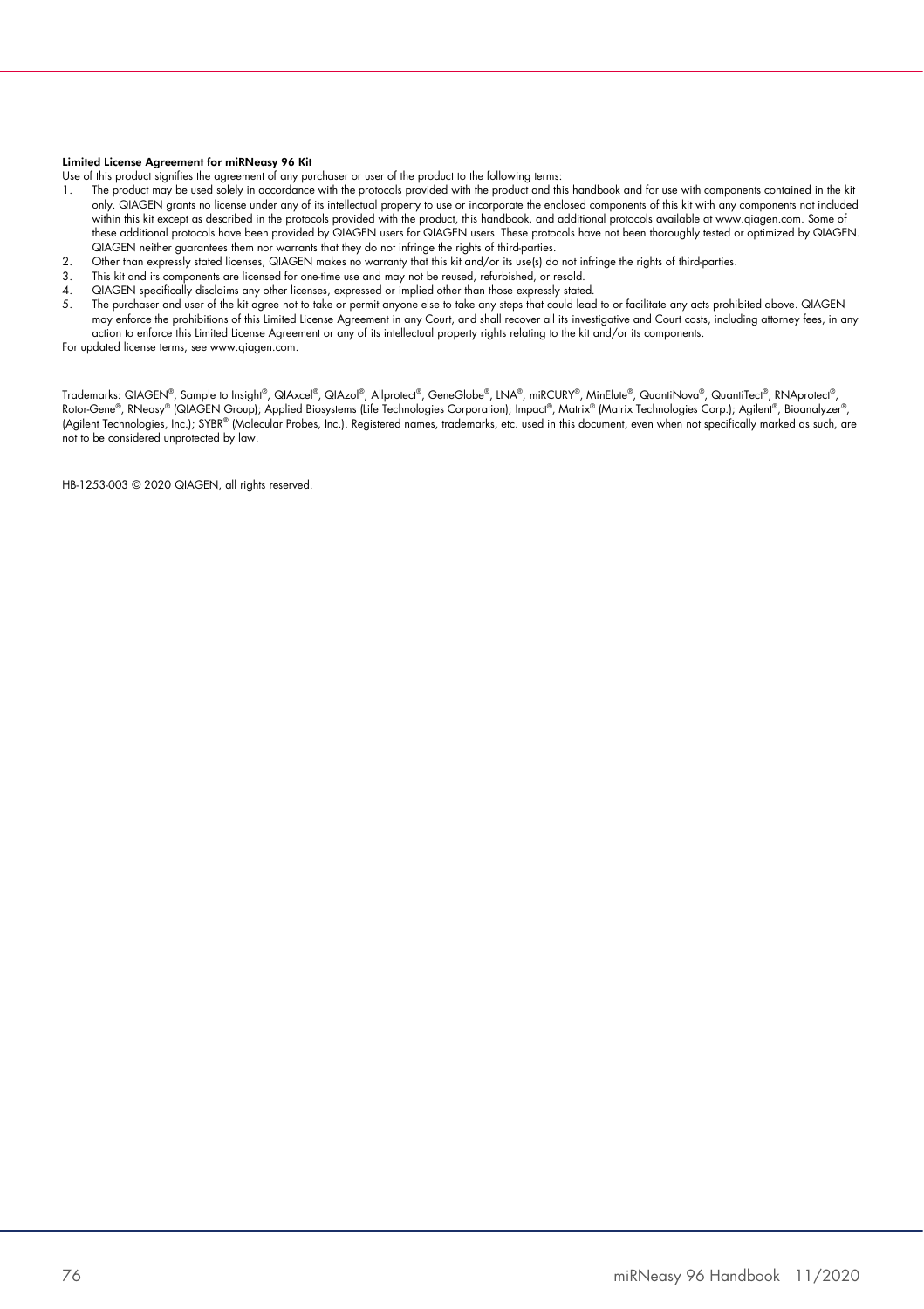**Limited License Agreement for miRNeasy 96 Kit**

Use of this product signifies the agreement of any purchaser or user of the product to the following terms:

1. The product may be used solely in accordance with the protocols provided with the product and this handbook and for use with components contained in the kit only. QIAGEN grants no license under any of its intellectual property to use or incorporate the enclosed components of this kit with any components not included within this kit except as described in the protocols provided with the product, this handbook, and additional protocols available at www.qiagen.com. Some of these additional protocols have been provided by QIAGEN users for QIAGEN users. These protocols have not been thoroughly tested or optimized by QIAGEN. QIAGEN neither guarantees them nor warrants that they do not infringe the rights of third-parties.
2. Other than expressly stated licenses, QIAGEN makes no warranty that this kit and/or its use(s) do not infringe the rights of third-parties.
3. This kit and its components are licensed for one-time use and may not be reused, refurbished, or resold.
4. QIAGEN specifically disclaims any other licenses, expressed or implied other than those expressly stated.
5. The purchaser and user of the kit agree not to take or permit anyone else to take any steps that could lead to or facilitate any acts prohibited above. QIAGEN may enforce the prohibitions of this Limited License Agreement in any Court, and shall recover all its investigative and Court costs, including attorney fees, in any action to enforce this Limited License Agreement or any of its intellectual property rights relating to the kit and/or its components.

For updated license terms, see www.qiagen.com.

Trademarks: QIAGEN®, Sample to Insight®, QIAxcel®, QIAzol®, Allprotect®, GeneGlobe®, LNA®, miRCURY®, MinElute®, QuantiNova®, QuantiTect®, RNAprotect®, Rotor-Gene®, RNeasy® (QIAGEN Group); Applied Biosystems (Life Technologies Corporation); Impact®, Matrix® (Matrix Technologies Corp.); Agilent®, Bioanalyzer®, (Agilent Technologies, Inc.); SYBR® (Molecular Probes, Inc.). Registered names, trademarks, etc. used in this document, even when not specifically marked as such, are not to be considered unprotected by law.

HB-1253-003 © 2020 QIAGEN, all rights reserved.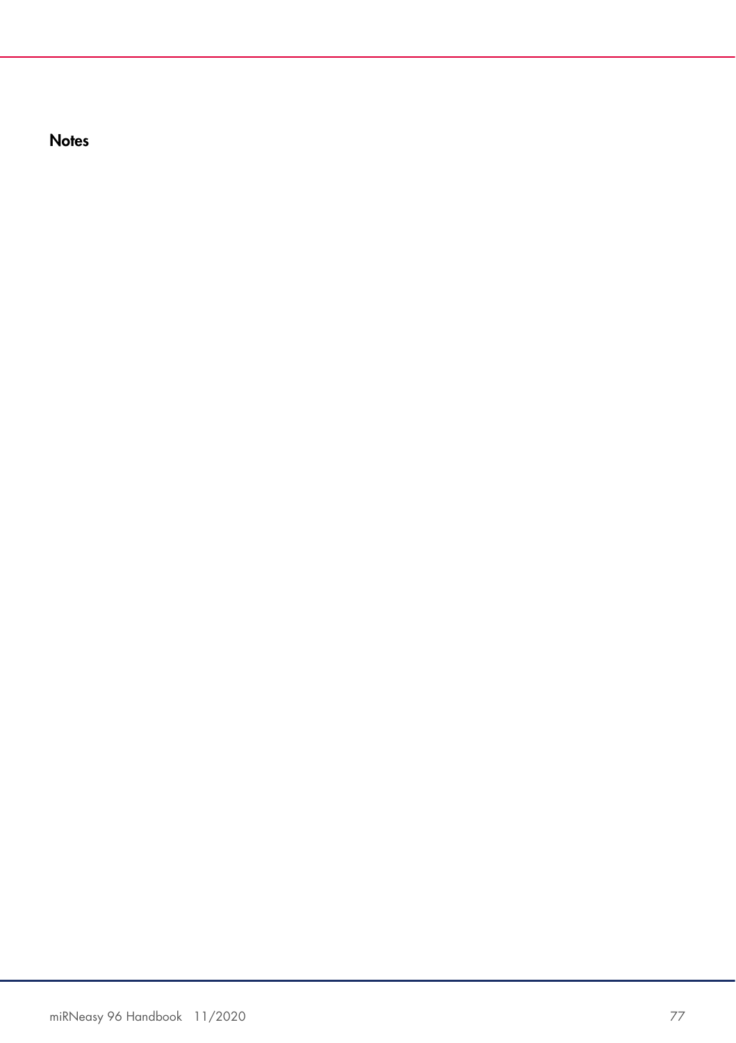**Notes**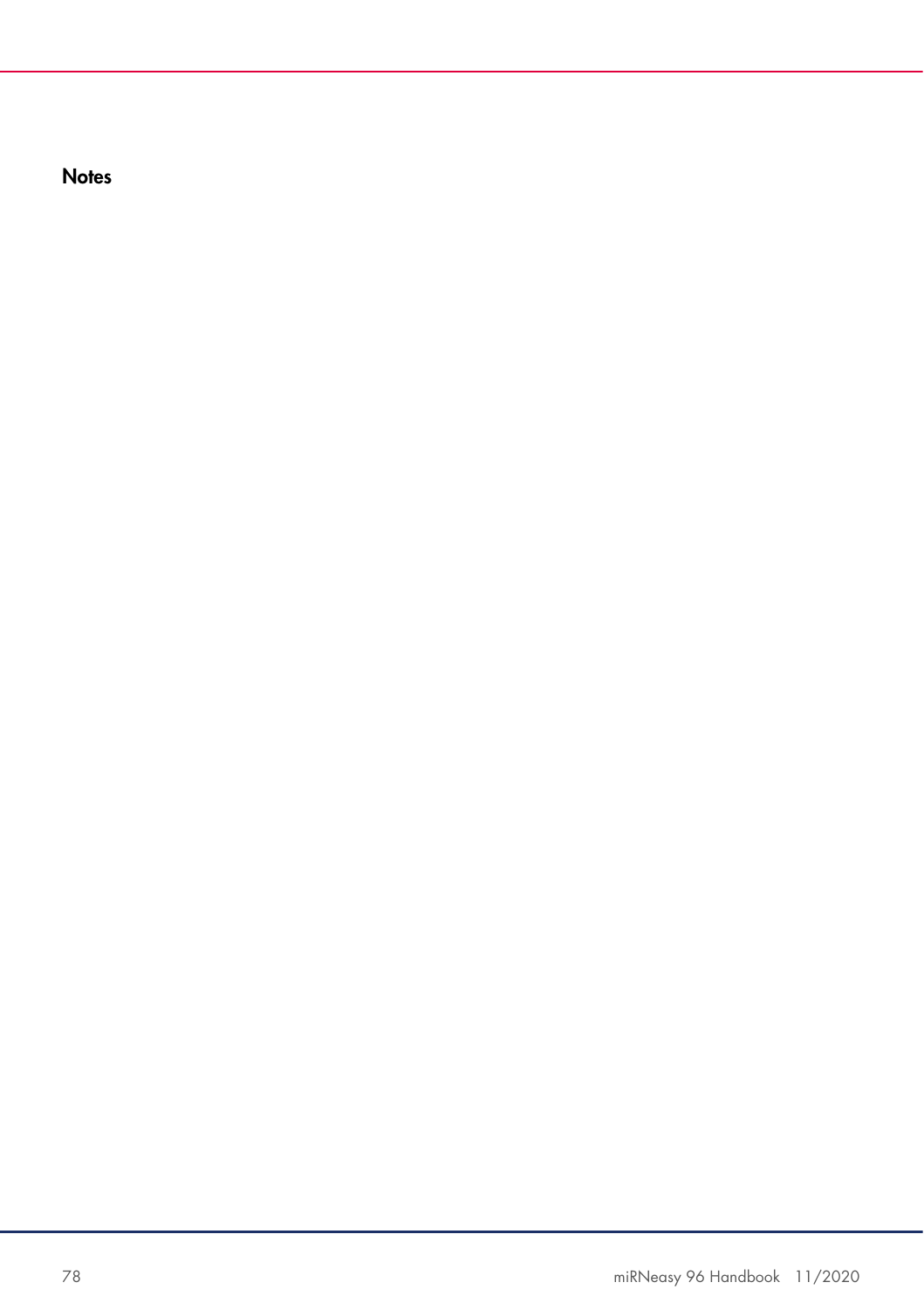## Notes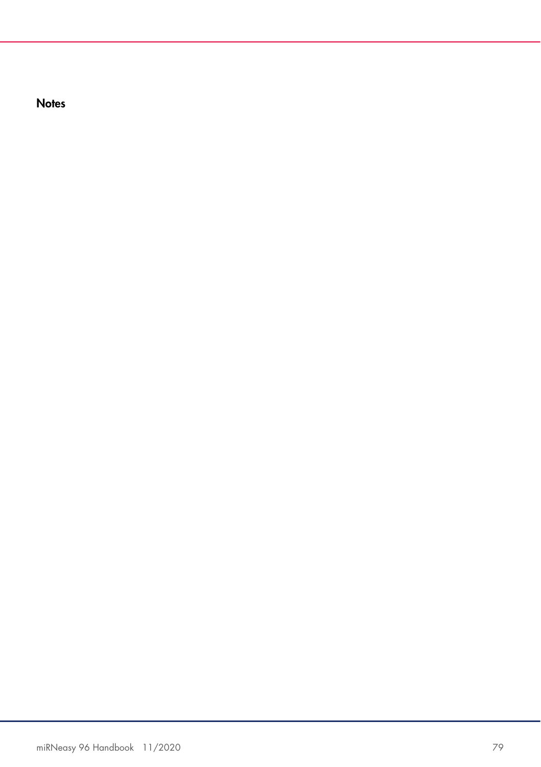# Notes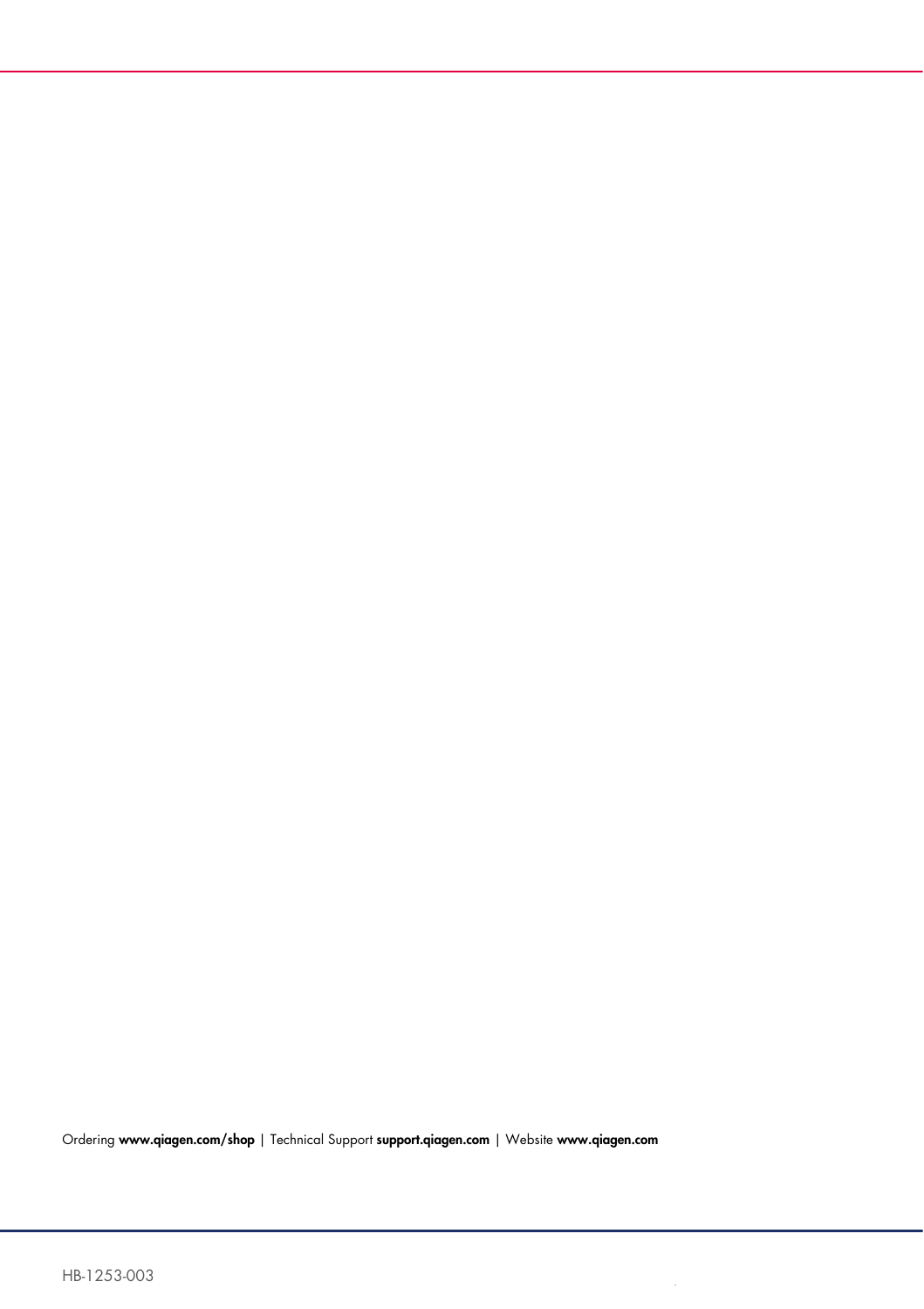Ordering **www.qiagen.com/shop** | Technical Support **support.qiagen.com** | Website **www.qiagen.com**

HB-1253-003